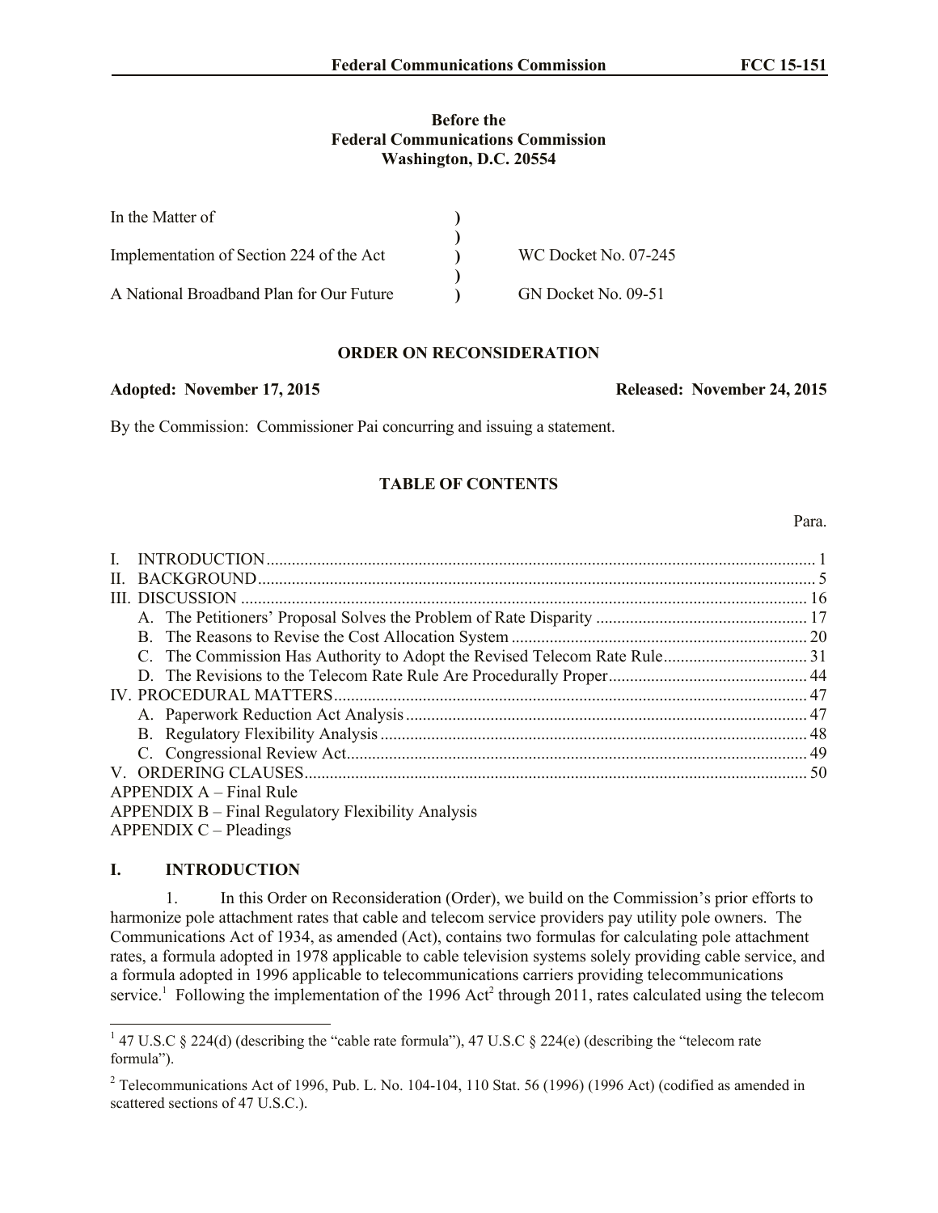**Before the**
**Federal Communications Commission**
**Washington, D.C. 20554**

| | | |
|---|---|---|
| In the Matter of | ) | |
| | ) | |
| Implementation of Section 224 of the Act | ) | WC Docket No. 07-245 |
| | ) | |
| A National Broadband Plan for Our Future | ) | GN Docket No. 09-51 |

## ORDER ON RECONSIDERATION

**Adopted: November 17, 2015** **Released: November 24, 2015**

By the Commission: Commissioner Pai concurring and issuing a statement.

### TABLE OF CONTENTS

| | Para. |
|---|---|
| I. INTRODUCTION | 1 |
| II. BACKGROUND | 5 |
| III. DISCUSSION | 16 |
| A. The Petitioners' Proposal Solves the Problem of Rate Disparity | 17 |
| B. The Reasons to Revise the Cost Allocation System | 20 |
| C. The Commission Has Authority to Adopt the Revised Telecom Rate Rule | 31 |
| D. The Revisions to the Telecom Rate Rule Are Procedurally Proper | 44 |
| IV. PROCEDURAL MATTERS | 47 |
| A. Paperwork Reduction Act Analysis | 47 |
| B. Regulatory Flexibility Analysis | 48 |
| C. Congressional Review Act | 49 |
| V. ORDERING CLAUSES | 50 |
| APPENDIX A – Final Rule | |
| APPENDIX B – Final Regulatory Flexibility Analysis | |
| APPENDIX C – Pleadings | |

## I. INTRODUCTION

1. In this Order on Reconsideration (Order), we build on the Commission's prior efforts to harmonize pole attachment rates that cable and telecom service providers pay utility pole owners. The Communications Act of 1934, as amended (Act), contains two formulas for calculating pole attachment rates, a formula adopted in 1978 applicable to cable television systems solely providing cable service, and a formula adopted in 1996 applicable to telecommunications carriers providing telecommunications service.[1] Following the implementation of the 1996 Act[2] through 2011, rates calculated using the telecom

---

[1] 47 U.S.C § 224(d) (describing the "cable rate formula"), 47 U.S.C § 224(e) (describing the "telecom rate formula").

[2] Telecommunications Act of 1996, Pub. L. No. 104-104, 110 Stat. 56 (1996) (1996 Act) (codified as amended in scattered sections of 47 U.S.C.).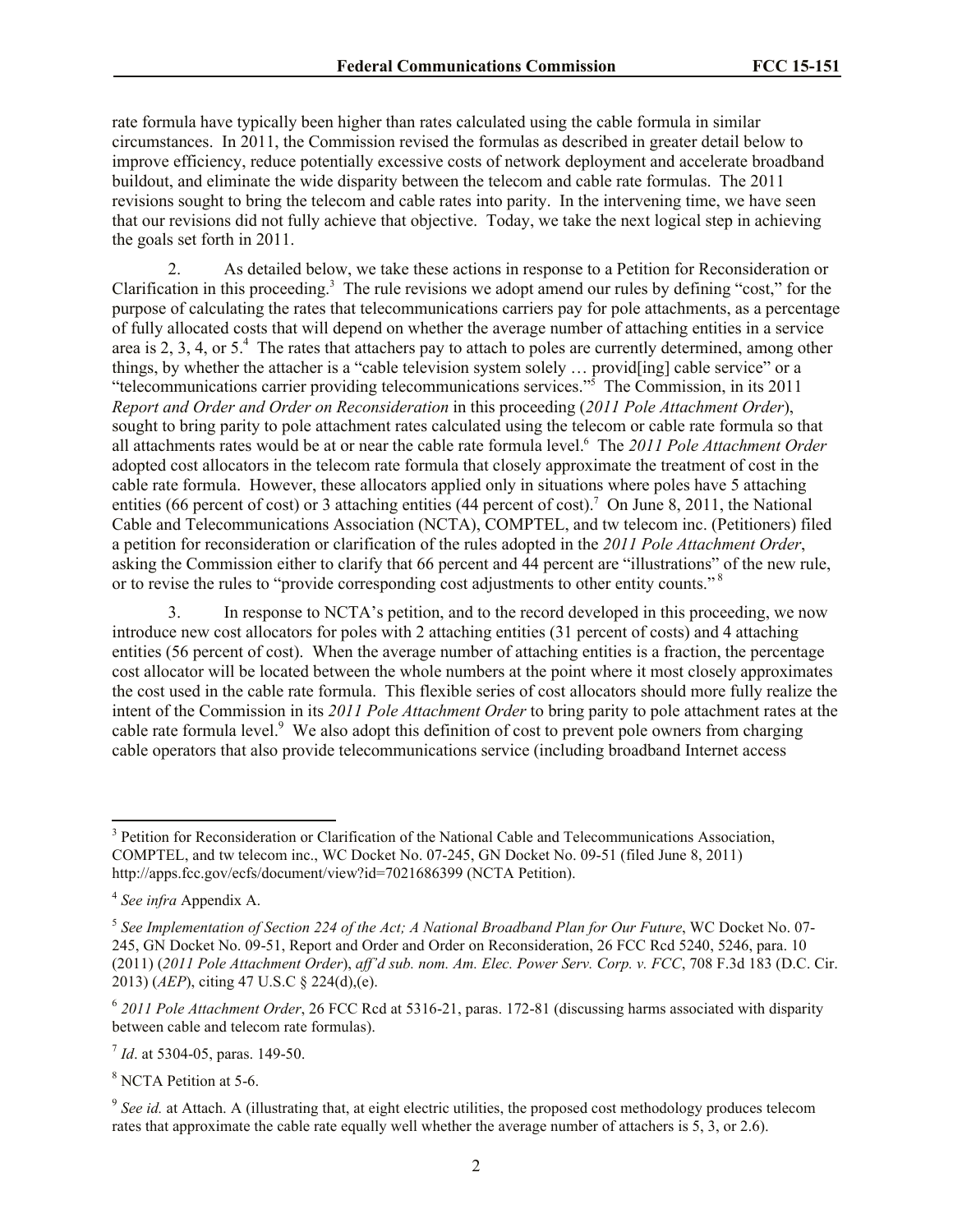rate formula have typically been higher than rates calculated using the cable formula in similar circumstances. In 2011, the Commission revised the formulas as described in greater detail below to improve efficiency, reduce potentially excessive costs of network deployment and accelerate broadband buildout, and eliminate the wide disparity between the telecom and cable rate formulas. The 2011 revisions sought to bring the telecom and cable rates into parity. In the intervening time, we have seen that our revisions did not fully achieve that objective. Today, we take the next logical step in achieving the goals set forth in 2011.

2. As detailed below, we take these actions in response to a Petition for Reconsideration or Clarification in this proceeding.[3] The rule revisions we adopt amend our rules by defining "cost," for the purpose of calculating the rates that telecommunications carriers pay for pole attachments, as a percentage of fully allocated costs that will depend on whether the average number of attaching entities in a service area is 2, 3, 4, or 5.[4] The rates that attachers pay to attach to poles are currently determined, among other things, by whether the attacher is a "cable television system solely … provid[ing] cable service" or a "telecommunications carrier providing telecommunications services."[5] The Commission, in its 2011 *Report and Order and Order on Reconsideration* in this proceeding (*2011 Pole Attachment Order*), sought to bring parity to pole attachment rates calculated using the telecom or cable rate formula so that all attachments rates would be at or near the cable rate formula level.[6] The *2011 Pole Attachment Order* adopted cost allocators in the telecom rate formula that closely approximate the treatment of cost in the cable rate formula. However, these allocators applied only in situations where poles have 5 attaching entities (66 percent of cost) or 3 attaching entities (44 percent of cost).[7] On June 8, 2011, the National Cable and Telecommunications Association (NCTA), COMPTEL, and tw telecom inc. (Petitioners) filed a petition for reconsideration or clarification of the rules adopted in the *2011 Pole Attachment Order*, asking the Commission either to clarify that 66 percent and 44 percent are "illustrations" of the new rule, or to revise the rules to "provide corresponding cost adjustments to other entity counts."[8]

3. In response to NCTA's petition, and to the record developed in this proceeding, we now introduce new cost allocators for poles with 2 attaching entities (31 percent of costs) and 4 attaching entities (56 percent of cost). When the average number of attaching entities is a fraction, the percentage cost allocator will be located between the whole numbers at the point where it most closely approximates the cost used in the cable rate formula. This flexible series of cost allocators should more fully realize the intent of the Commission in its *2011 Pole Attachment Order* to bring parity to pole attachment rates at the cable rate formula level.[9] We also adopt this definition of cost to prevent pole owners from charging cable operators that also provide telecommunications service (including broadband Internet access

---

[3] Petition for Reconsideration or Clarification of the National Cable and Telecommunications Association, COMPTEL, and tw telecom inc., WC Docket No. 07-245, GN Docket No. 09-51 (filed June 8, 2011) http://apps.fcc.gov/ecfs/document/view?id=7021686399 (NCTA Petition).

[4] *See infra* Appendix A.

[5] *See Implementation of Section 224 of the Act; A National Broadband Plan for Our Future*, WC Docket No. 07-245, GN Docket No. 09-51, Report and Order and Order on Reconsideration, 26 FCC Rcd 5240, 5246, para. 10 (2011) (*2011 Pole Attachment Order*), *aff'd sub. nom. Am. Elec. Power Serv. Corp. v. FCC*, 708 F.3d 183 (D.C. Cir. 2013) (*AEP*), citing 47 U.S.C § 224(d),(e).

[6] *2011 Pole Attachment Order*, 26 FCC Rcd at 5316-21, paras. 172-81 (discussing harms associated with disparity between cable and telecom rate formulas).

[7] *Id*. at 5304-05, paras. 149-50.

[8] NCTA Petition at 5-6.

[9] *See id.* at Attach. A (illustrating that, at eight electric utilities, the proposed cost methodology produces telecom rates that approximate the cable rate equally well whether the average number of attachers is 5, 3, or 2.6).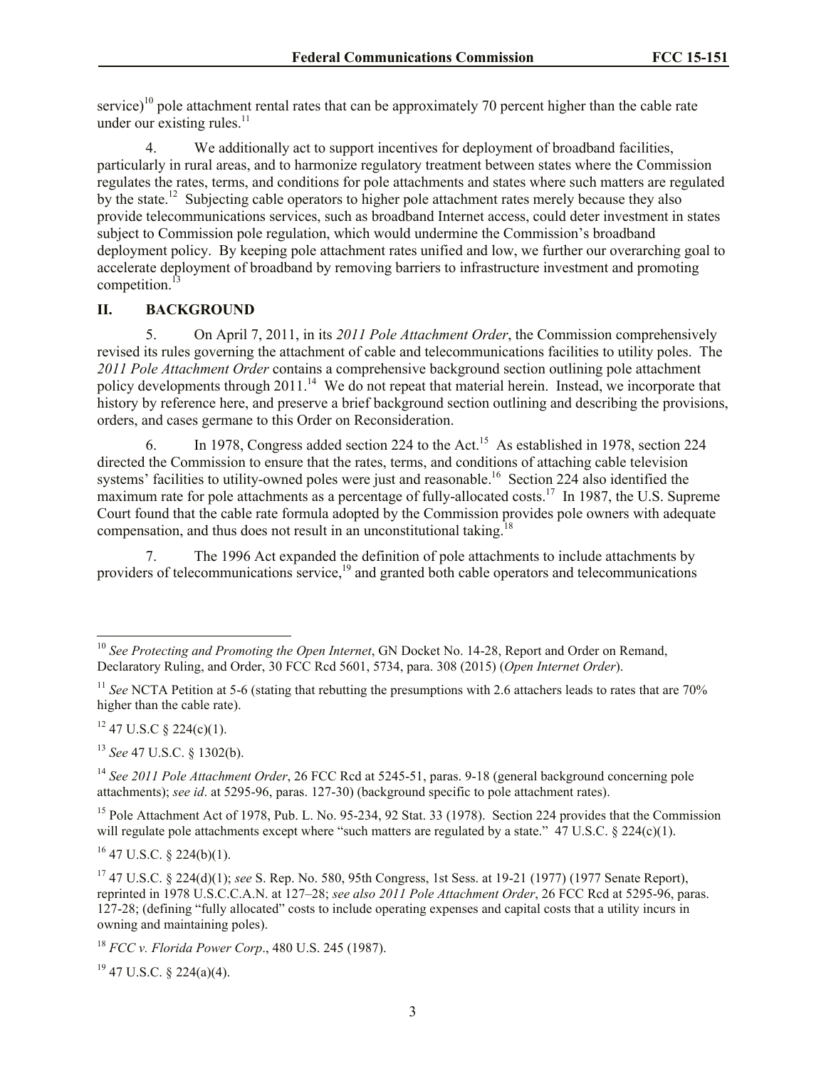service)[10] pole attachment rental rates that can be approximately 70 percent higher than the cable rate under our existing rules.[11]

4. We additionally act to support incentives for deployment of broadband facilities, particularly in rural areas, and to harmonize regulatory treatment between states where the Commission regulates the rates, terms, and conditions for pole attachments and states where such matters are regulated by the state.[12] Subjecting cable operators to higher pole attachment rates merely because they also provide telecommunications services, such as broadband Internet access, could deter investment in states subject to Commission pole regulation, which would undermine the Commission's broadband deployment policy. By keeping pole attachment rates unified and low, we further our overarching goal to accelerate deployment of broadband by removing barriers to infrastructure investment and promoting competition.[13]

## II. BACKGROUND

5. On April 7, 2011, in its *2011 Pole Attachment Order*, the Commission comprehensively revised its rules governing the attachment of cable and telecommunications facilities to utility poles. The *2011 Pole Attachment Order* contains a comprehensive background section outlining pole attachment policy developments through 2011.[14] We do not repeat that material herein. Instead, we incorporate that history by reference here, and preserve a brief background section outlining and describing the provisions, orders, and cases germane to this Order on Reconsideration.

6. In 1978, Congress added section 224 to the Act.[15] As established in 1978, section 224 directed the Commission to ensure that the rates, terms, and conditions of attaching cable television systems' facilities to utility-owned poles were just and reasonable.[16] Section 224 also identified the maximum rate for pole attachments as a percentage of fully-allocated costs.[17] In 1987, the U.S. Supreme Court found that the cable rate formula adopted by the Commission provides pole owners with adequate compensation, and thus does not result in an unconstitutional taking.[18]

7. The 1996 Act expanded the definition of pole attachments to include attachments by providers of telecommunications service,[19] and granted both cable operators and telecommunications

---

[10] *See Protecting and Promoting the Open Internet*, GN Docket No. 14-28, Report and Order on Remand, Declaratory Ruling, and Order, 30 FCC Rcd 5601, 5734, para. 308 (2015) (*Open Internet Order*).

[11] *See* NCTA Petition at 5-6 (stating that rebutting the presumptions with 2.6 attachers leads to rates that are 70% higher than the cable rate).

[12] 47 U.S.C § 224(c)(1).

[13] *See* 47 U.S.C. § 1302(b).

[14] *See 2011 Pole Attachment Order*, 26 FCC Rcd at 5245-51, paras. 9-18 (general background concerning pole attachments); *see id*. at 5295-96, paras. 127-30) (background specific to pole attachment rates).

[15] Pole Attachment Act of 1978, Pub. L. No. 95-234, 92 Stat. 33 (1978). Section 224 provides that the Commission will regulate pole attachments except where "such matters are regulated by a state." 47 U.S.C. § 224(c)(1).

[16] 47 U.S.C. § 224(b)(1).

[17] 47 U.S.C. § 224(d)(1); *see* S. Rep. No. 580, 95th Congress, 1st Sess. at 19-21 (1977) (1977 Senate Report), reprinted in 1978 U.S.C.C.A.N. at 127–28; *see also 2011 Pole Attachment Order*, 26 FCC Rcd at 5295-96, paras. 127-28; (defining "fully allocated" costs to include operating expenses and capital costs that a utility incurs in owning and maintaining poles).

[18] *FCC v. Florida Power Corp*., 480 U.S. 245 (1987).

[19] 47 U.S.C. § 224(a)(4).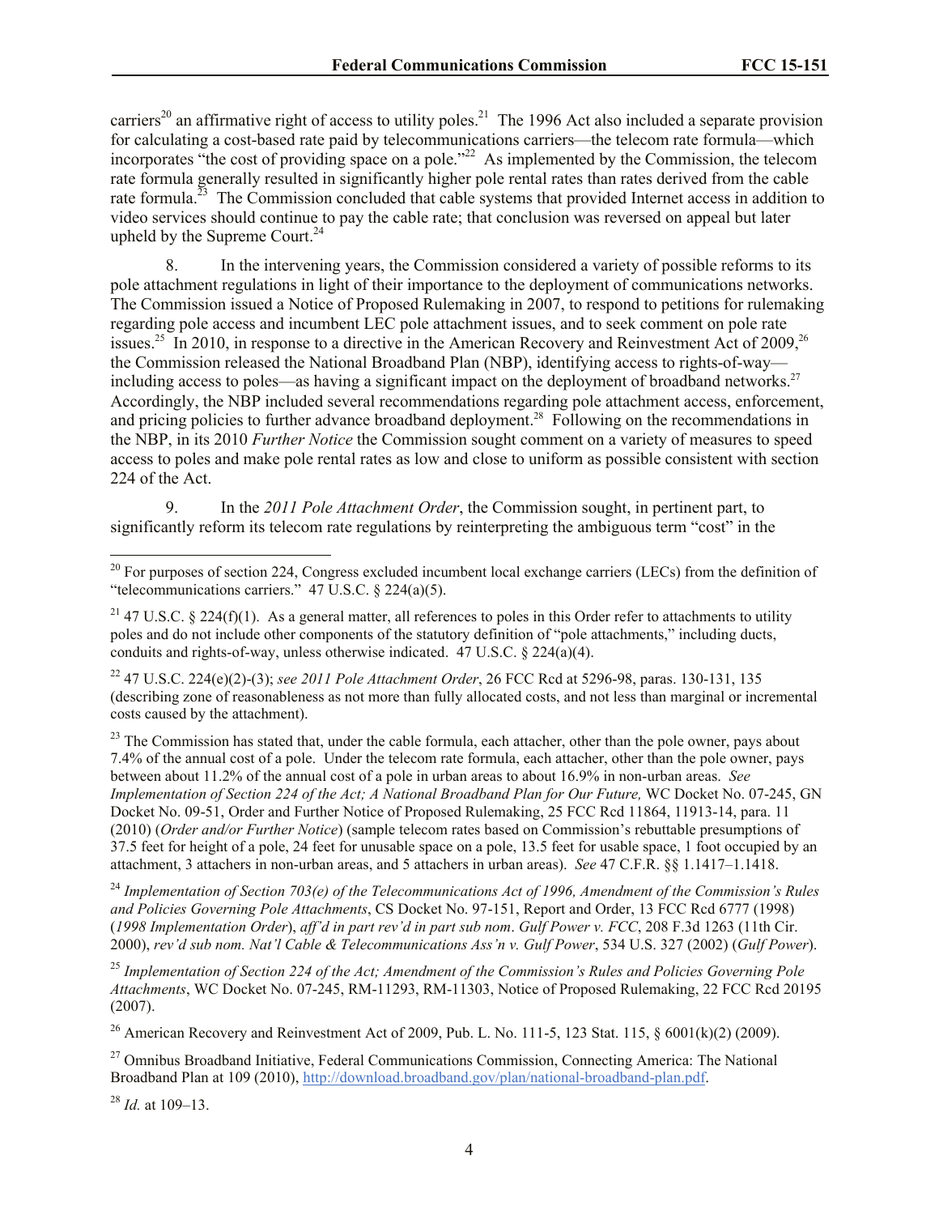carriers[20] an affirmative right of access to utility poles.[21] The 1996 Act also included a separate provision for calculating a cost-based rate paid by telecommunications carriers—the telecom rate formula—which incorporates "the cost of providing space on a pole."[22] As implemented by the Commission, the telecom rate formula generally resulted in significantly higher pole rental rates than rates derived from the cable rate formula.[23] The Commission concluded that cable systems that provided Internet access in addition to video services should continue to pay the cable rate; that conclusion was reversed on appeal but later upheld by the Supreme Court.[24]

8. In the intervening years, the Commission considered a variety of possible reforms to its pole attachment regulations in light of their importance to the deployment of communications networks. The Commission issued a Notice of Proposed Rulemaking in 2007, to respond to petitions for rulemaking regarding pole access and incumbent LEC pole attachment issues, and to seek comment on pole rate issues.[25] In 2010, in response to a directive in the American Recovery and Reinvestment Act of 2009,[26] the Commission released the National Broadband Plan (NBP), identifying access to rights-of-way—including access to poles—as having a significant impact on the deployment of broadband networks.[27] Accordingly, the NBP included several recommendations regarding pole attachment access, enforcement, and pricing policies to further advance broadband deployment.[28] Following on the recommendations in the NBP, in its 2010 *Further Notice* the Commission sought comment on a variety of measures to speed access to poles and make pole rental rates as low and close to uniform as possible consistent with section 224 of the Act.

9. In the *2011 Pole Attachment Order*, the Commission sought, in pertinent part, to significantly reform its telecom rate regulations by reinterpreting the ambiguous term "cost" in the

---

[20] For purposes of section 224, Congress excluded incumbent local exchange carriers (LECs) from the definition of "telecommunications carriers." 47 U.S.C. § 224(a)(5).

[21] 47 U.S.C. § 224(f)(1). As a general matter, all references to poles in this Order refer to attachments to utility poles and do not include other components of the statutory definition of "pole attachments," including ducts, conduits and rights-of-way, unless otherwise indicated. 47 U.S.C. § 224(a)(4).

[22] 47 U.S.C. 224(e)(2)-(3); *see 2011 Pole Attachment Order*, 26 FCC Rcd at 5296-98, paras. 130-131, 135 (describing zone of reasonableness as not more than fully allocated costs, and not less than marginal or incremental costs caused by the attachment).

[23] The Commission has stated that, under the cable formula, each attacher, other than the pole owner, pays about 7.4% of the annual cost of a pole. Under the telecom rate formula, each attacher, other than the pole owner, pays between about 11.2% of the annual cost of a pole in urban areas to about 16.9% in non-urban areas. *See Implementation of Section 224 of the Act; A National Broadband Plan for Our Future,* WC Docket No. 07-245, GN Docket No. 09-51, Order and Further Notice of Proposed Rulemaking, 25 FCC Rcd 11864, 11913-14, para. 11 (2010) (*Order and/or Further Notice*) (sample telecom rates based on Commission's rebuttable presumptions of 37.5 feet for height of a pole, 24 feet for unusable space on a pole, 13.5 feet for usable space, 1 foot occupied by an attachment, 3 attachers in non-urban areas, and 5 attachers in urban areas). *See* 47 C.F.R. §§ 1.1417–1.1418.

[24] *Implementation of Section 703(e) of the Telecommunications Act of 1996, Amendment of the Commission's Rules and Policies Governing Pole Attachments*, CS Docket No. 97-151, Report and Order, 13 FCC Rcd 6777 (1998) (*1998 Implementation Order*), *aff'd in part rev'd in part sub nom*. *Gulf Power v. FCC*, 208 F.3d 1263 (11th Cir. 2000), *rev'd sub nom. Nat'l Cable & Telecommunications Ass'n v. Gulf Power*, 534 U.S. 327 (2002) (*Gulf Power*).

[25] *Implementation of Section 224 of the Act; Amendment of the Commission's Rules and Policies Governing Pole Attachments*, WC Docket No. 07-245, RM-11293, RM-11303, Notice of Proposed Rulemaking, 22 FCC Rcd 20195 (2007).

[26] American Recovery and Reinvestment Act of 2009, Pub. L. No. 111-5, 123 Stat. 115, § 6001(k)(2) (2009).

[27] Omnibus Broadband Initiative, Federal Communications Commission, Connecting America: The National Broadband Plan at 109 (2010), http://download.broadband.gov/plan/national-broadband-plan.pdf.

[28] *Id.* at 109–13.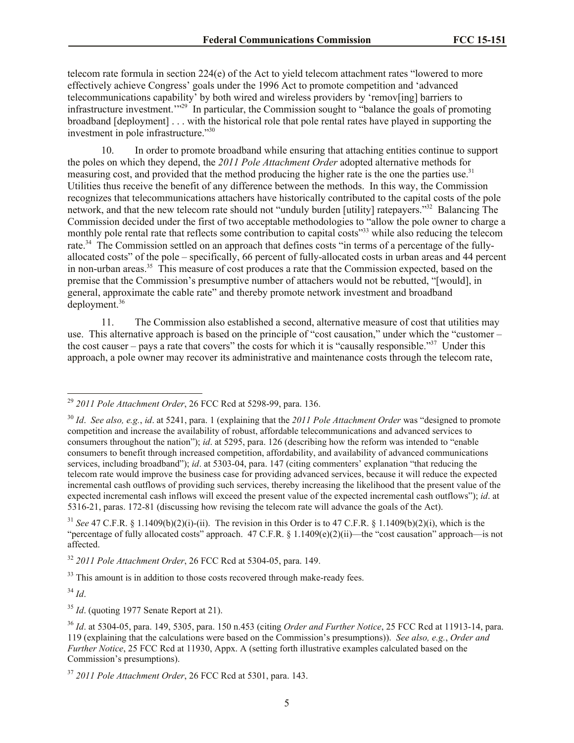telecom rate formula in section 224(e) of the Act to yield telecom attachment rates "lowered to more effectively achieve Congress' goals under the 1996 Act to promote competition and 'advanced telecommunications capability' by both wired and wireless providers by 'remov[ing] barriers to infrastructure investment.'"[29] In particular, the Commission sought to "balance the goals of promoting broadband [deployment] . . . with the historical role that pole rental rates have played in supporting the investment in pole infrastructure."[30]

10. In order to promote broadband while ensuring that attaching entities continue to support the poles on which they depend, the *2011 Pole Attachment Order* adopted alternative methods for measuring cost, and provided that the method producing the higher rate is the one the parties use.[31] Utilities thus receive the benefit of any difference between the methods. In this way, the Commission recognizes that telecommunications attachers have historically contributed to the capital costs of the pole network, and that the new telecom rate should not "unduly burden [utility] ratepayers."[32] Balancing The Commission decided under the first of two acceptable methodologies to "allow the pole owner to charge a monthly pole rental rate that reflects some contribution to capital costs"[33] while also reducing the telecom rate.[34] The Commission settled on an approach that defines costs "in terms of a percentage of the fully-allocated costs" of the pole – specifically, 66 percent of fully-allocated costs in urban areas and 44 percent in non-urban areas.[35] This measure of cost produces a rate that the Commission expected, based on the premise that the Commission's presumptive number of attachers would not be rebutted, "[would], in general, approximate the cable rate" and thereby promote network investment and broadband deployment.[36]

11. The Commission also established a second, alternative measure of cost that utilities may use. This alternative approach is based on the principle of "cost causation," under which the "customer – the cost causer – pays a rate that covers" the costs for which it is "causally responsible."[37] Under this approach, a pole owner may recover its administrative and maintenance costs through the telecom rate,

---

[29] *2011 Pole Attachment Order*, 26 FCC Rcd at 5298-99, para. 136.

[30] *Id*. *See also, e.g.*, *id*. at 5241, para. 1 (explaining that the *2011 Pole Attachment Order* was "designed to promote competition and increase the availability of robust, affordable telecommunications and advanced services to consumers throughout the nation"); *id*. at 5295, para. 126 (describing how the reform was intended to "enable consumers to benefit through increased competition, affordability, and availability of advanced communications services, including broadband"); *id*. at 5303-04, para. 147 (citing commenters' explanation "that reducing the telecom rate would improve the business case for providing advanced services, because it will reduce the expected incremental cash outflows of providing such services, thereby increasing the likelihood that the present value of the expected incremental cash inflows will exceed the present value of the expected incremental cash outflows"); *id*. at 5316-21, paras. 172-81 (discussing how revising the telecom rate will advance the goals of the Act).

[31] *See* 47 C.F.R. § 1.1409(b)(2)(i)-(ii). The revision in this Order is to 47 C.F.R. § 1.1409(b)(2)(i), which is the "percentage of fully allocated costs" approach. 47 C.F.R. § 1.1409(e)(2)(ii)—the "cost causation" approach—is not affected.

[32] *2011 Pole Attachment Order*, 26 FCC Rcd at 5304-05, para. 149.

[33] This amount is in addition to those costs recovered through make-ready fees.

[34] *Id*.

[35] *Id*. (quoting 1977 Senate Report at 21).

[36] *Id*. at 5304-05, para. 149, 5305, para. 150 n.453 (citing *Order and Further Notice*, 25 FCC Rcd at 11913-14, para. 119 (explaining that the calculations were based on the Commission's presumptions)). *See also, e.g.*, *Order and Further Notice*, 25 FCC Rcd at 11930, Appx. A (setting forth illustrative examples calculated based on the Commission's presumptions).

[37] *2011 Pole Attachment Order*, 26 FCC Rcd at 5301, para. 143.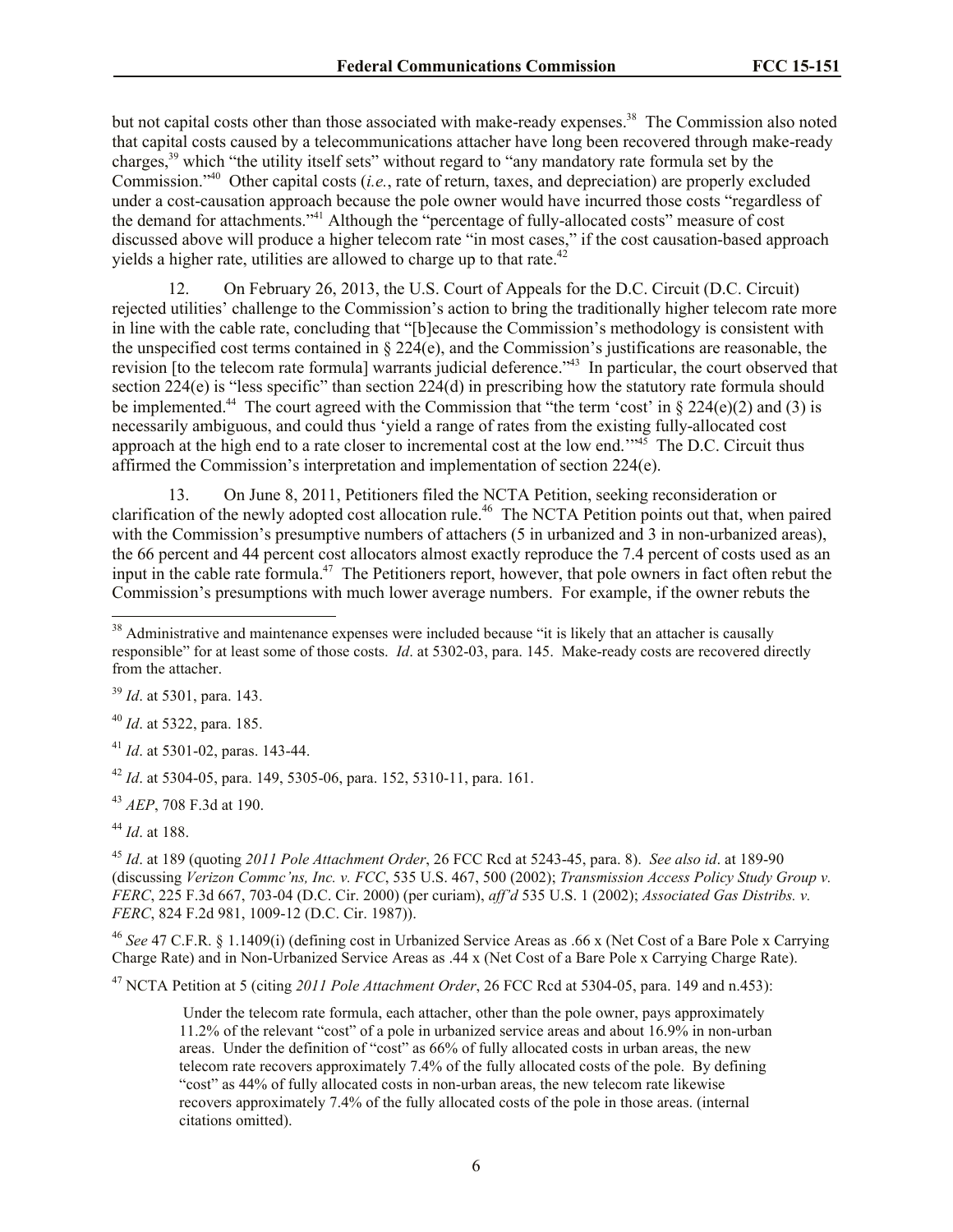but not capital costs other than those associated with make-ready expenses.[38] The Commission also noted that capital costs caused by a telecommunications attacher have long been recovered through make-ready charges,[39] which "the utility itself sets" without regard to "any mandatory rate formula set by the Commission."[40] Other capital costs (*i.e.*, rate of return, taxes, and depreciation) are properly excluded under a cost-causation approach because the pole owner would have incurred those costs "regardless of the demand for attachments."[41] Although the "percentage of fully-allocated costs" measure of cost discussed above will produce a higher telecom rate "in most cases," if the cost causation-based approach yields a higher rate, utilities are allowed to charge up to that rate.[42]

12. On February 26, 2013, the U.S. Court of Appeals for the D.C. Circuit (D.C. Circuit) rejected utilities' challenge to the Commission's action to bring the traditionally higher telecom rate more in line with the cable rate, concluding that "[b]ecause the Commission's methodology is consistent with the unspecified cost terms contained in § 224(e), and the Commission's justifications are reasonable, the revision [to the telecom rate formula] warrants judicial deference."[43] In particular, the court observed that section 224(e) is "less specific" than section 224(d) in prescribing how the statutory rate formula should be implemented.[44] The court agreed with the Commission that "the term 'cost' in § 224(e)(2) and (3) is necessarily ambiguous, and could thus 'yield a range of rates from the existing fully-allocated cost approach at the high end to a rate closer to incremental cost at the low end.'"[45] The D.C. Circuit thus affirmed the Commission's interpretation and implementation of section 224(e).

13. On June 8, 2011, Petitioners filed the NCTA Petition, seeking reconsideration or clarification of the newly adopted cost allocation rule.[46] The NCTA Petition points out that, when paired with the Commission's presumptive numbers of attachers (5 in urbanized and 3 in non-urbanized areas), the 66 percent and 44 percent cost allocators almost exactly reproduce the 7.4 percent of costs used as an input in the cable rate formula.[47] The Petitioners report, however, that pole owners in fact often rebut the Commission's presumptions with much lower average numbers. For example, if the owner rebuts the

---

[38] Administrative and maintenance expenses were included because "it is likely that an attacher is causally responsible" for at least some of those costs. *Id*. at 5302-03, para. 145. Make-ready costs are recovered directly from the attacher.

[39] *Id*. at 5301, para. 143.

[40] *Id*. at 5322, para. 185.

[41] *Id*. at 5301-02, paras. 143-44.

[42] *Id*. at 5304-05, para. 149, 5305-06, para. 152, 5310-11, para. 161.

[43] *AEP*, 708 F.3d at 190.

[44] *Id*. at 188.

[45] *Id*. at 189 (quoting *2011 Pole Attachment Order*, 26 FCC Rcd at 5243-45, para. 8). *See also id*. at 189-90 (discussing *Verizon Commc'ns, Inc. v. FCC*, 535 U.S. 467, 500 (2002); *Transmission Access Policy Study Group v. FERC*, 225 F.3d 667, 703-04 (D.C. Cir. 2000) (per curiam), *aff'd* 535 U.S. 1 (2002); *Associated Gas Distribs. v. FERC*, 824 F.2d 981, 1009-12 (D.C. Cir. 1987)).

[46] *See* 47 C.F.R. § 1.1409(i) (defining cost in Urbanized Service Areas as .66 x (Net Cost of a Bare Pole x Carrying Charge Rate) and in Non-Urbanized Service Areas as .44 x (Net Cost of a Bare Pole x Carrying Charge Rate).

[47] NCTA Petition at 5 (citing *2011 Pole Attachment Order*, 26 FCC Rcd at 5304-05, para. 149 and n.453):

> Under the telecom rate formula, each attacher, other than the pole owner, pays approximately 11.2% of the relevant "cost" of a pole in urbanized service areas and about 16.9% in non-urban areas. Under the definition of "cost" as 66% of fully allocated costs in urban areas, the new telecom rate recovers approximately 7.4% of the fully allocated costs of the pole. By defining "cost" as 44% of fully allocated costs in non-urban areas, the new telecom rate likewise recovers approximately 7.4% of the fully allocated costs of the pole in those areas. (internal citations omitted).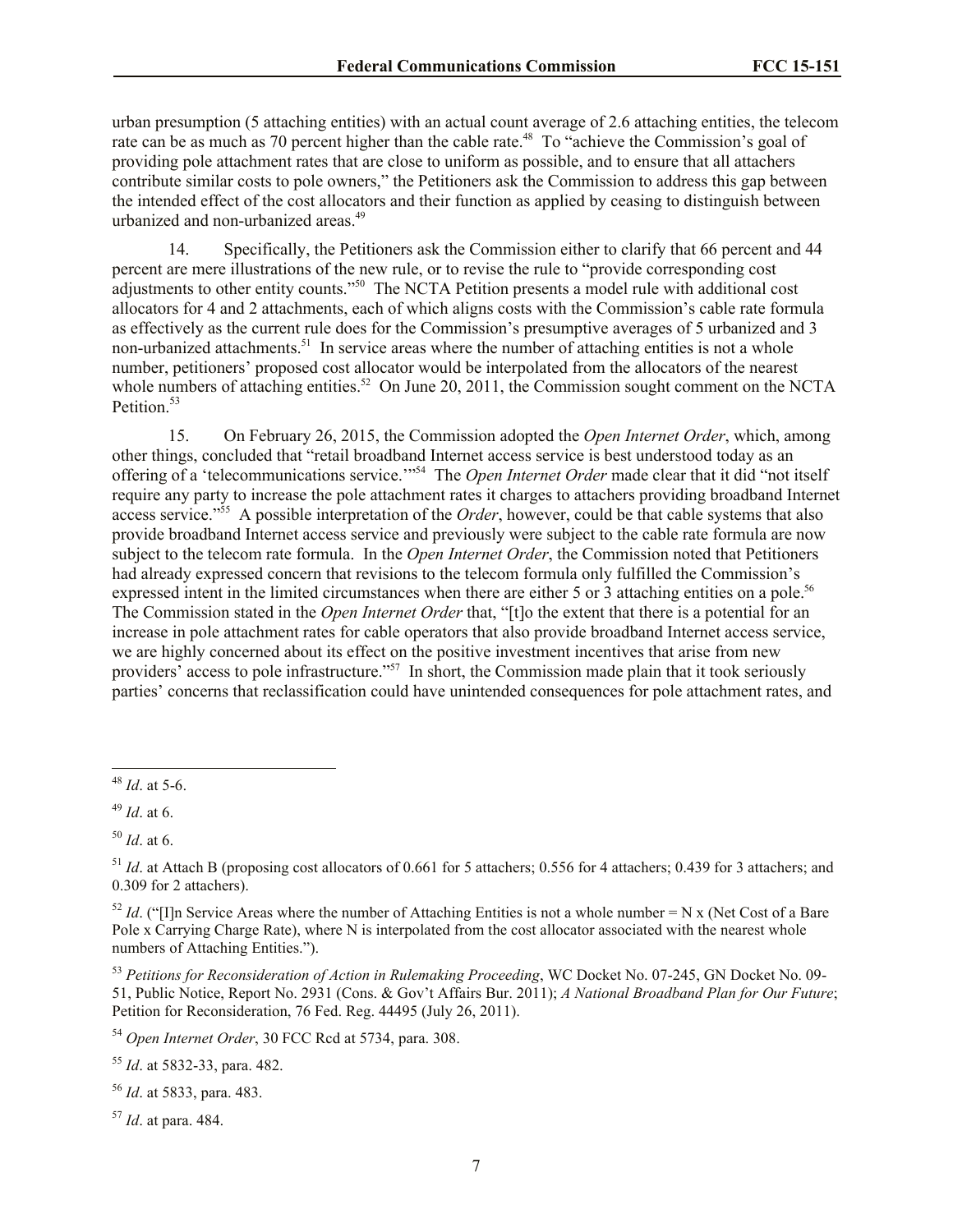urban presumption (5 attaching entities) with an actual count average of 2.6 attaching entities, the telecom rate can be as much as 70 percent higher than the cable rate.[48] To "achieve the Commission's goal of providing pole attachment rates that are close to uniform as possible, and to ensure that all attachers contribute similar costs to pole owners," the Petitioners ask the Commission to address this gap between the intended effect of the cost allocators and their function as applied by ceasing to distinguish between urbanized and non-urbanized areas.[49]

14. Specifically, the Petitioners ask the Commission either to clarify that 66 percent and 44 percent are mere illustrations of the new rule, or to revise the rule to "provide corresponding cost adjustments to other entity counts."[50] The NCTA Petition presents a model rule with additional cost allocators for 4 and 2 attachments, each of which aligns costs with the Commission's cable rate formula as effectively as the current rule does for the Commission's presumptive averages of 5 urbanized and 3 non-urbanized attachments.[51] In service areas where the number of attaching entities is not a whole number, petitioners' proposed cost allocator would be interpolated from the allocators of the nearest whole numbers of attaching entities.[52] On June 20, 2011, the Commission sought comment on the NCTA Petition.[53]

15. On February 26, 2015, the Commission adopted the *Open Internet Order*, which, among other things, concluded that "retail broadband Internet access service is best understood today as an offering of a 'telecommunications service.'"[54] The *Open Internet Order* made clear that it did "not itself require any party to increase the pole attachment rates it charges to attachers providing broadband Internet access service."[55] A possible interpretation of the *Order*, however, could be that cable systems that also provide broadband Internet access service and previously were subject to the cable rate formula are now subject to the telecom rate formula. In the *Open Internet Order*, the Commission noted that Petitioners had already expressed concern that revisions to the telecom formula only fulfilled the Commission's expressed intent in the limited circumstances when there are either 5 or 3 attaching entities on a pole.[56] The Commission stated in the *Open Internet Order* that, "[t]o the extent that there is a potential for an increase in pole attachment rates for cable operators that also provide broadband Internet access service, we are highly concerned about its effect on the positive investment incentives that arise from new providers' access to pole infrastructure."[57] In short, the Commission made plain that it took seriously parties' concerns that reclassification could have unintended consequences for pole attachment rates, and

---

[48] *Id*. at 5-6.

[49] *Id*. at 6.

[50] *Id*. at 6.

[51] *Id*. at Attach B (proposing cost allocators of 0.661 for 5 attachers; 0.556 for 4 attachers; 0.439 for 3 attachers; and 0.309 for 2 attachers).

[52] *Id*. ("[I]n Service Areas where the number of Attaching Entities is not a whole number = N x (Net Cost of a Bare Pole x Carrying Charge Rate), where N is interpolated from the cost allocator associated with the nearest whole numbers of Attaching Entities.").

[53] *Petitions for Reconsideration of Action in Rulemaking Proceeding*, WC Docket No. 07-245, GN Docket No. 09-51, Public Notice, Report No. 2931 (Cons. & Gov't Affairs Bur. 2011); *A National Broadband Plan for Our Future*; Petition for Reconsideration, 76 Fed. Reg. 44495 (July 26, 2011).

[54] *Open Internet Order*, 30 FCC Rcd at 5734, para. 308.

[55] *Id*. at 5832-33, para. 482.

[56] *Id*. at 5833, para. 483.

[57] *Id*. at para. 484.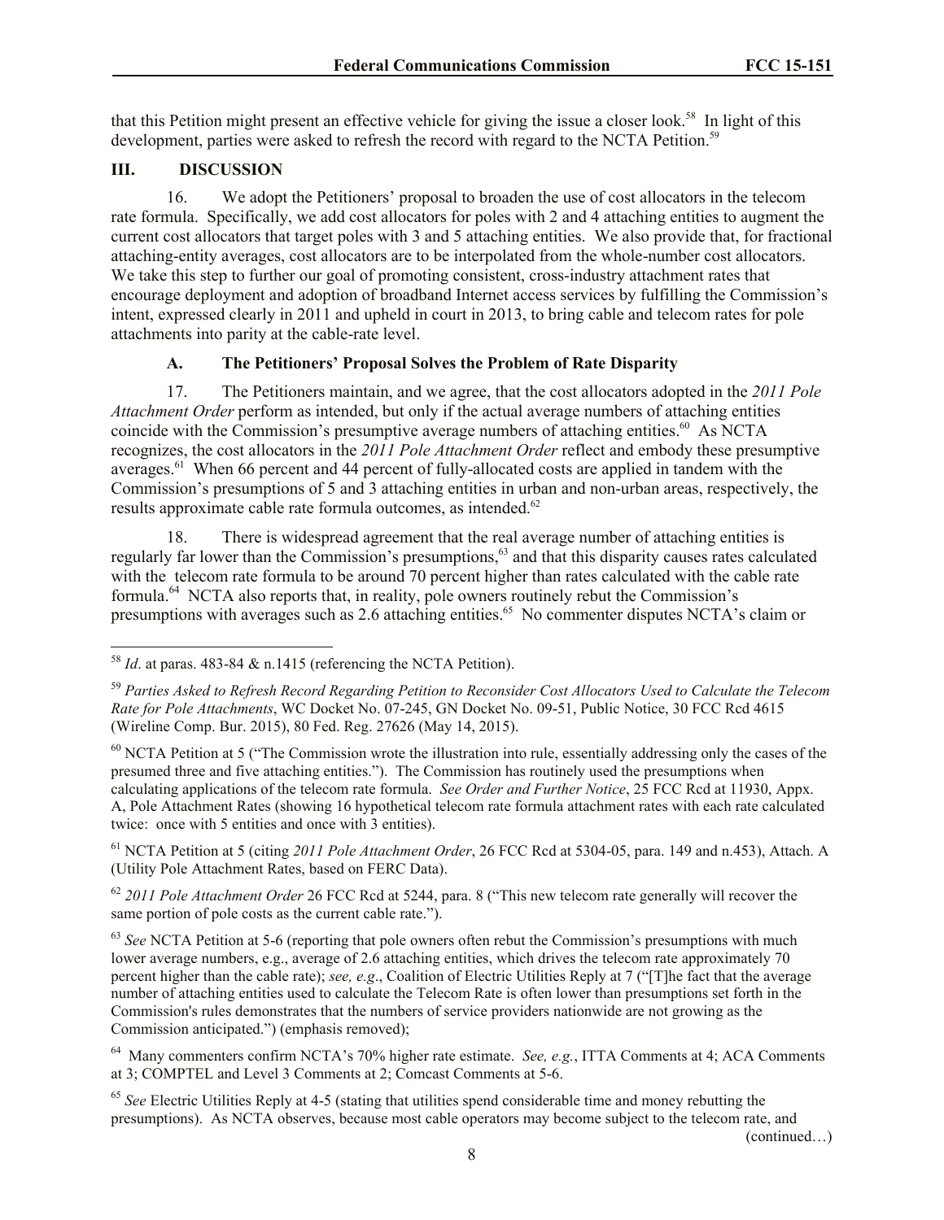that this Petition might present an effective vehicle for giving the issue a closer look.[58] In light of this development, parties were asked to refresh the record with regard to the NCTA Petition.[59]

## III. DISCUSSION

16. We adopt the Petitioners' proposal to broaden the use of cost allocators in the telecom rate formula. Specifically, we add cost allocators for poles with 2 and 4 attaching entities to augment the current cost allocators that target poles with 3 and 5 attaching entities. We also provide that, for fractional attaching-entity averages, cost allocators are to be interpolated from the whole-number cost allocators. We take this step to further our goal of promoting consistent, cross-industry attachment rates that encourage deployment and adoption of broadband Internet access services by fulfilling the Commission's intent, expressed clearly in 2011 and upheld in court in 2013, to bring cable and telecom rates for pole attachments into parity at the cable-rate level.

### A. The Petitioners' Proposal Solves the Problem of Rate Disparity

17. The Petitioners maintain, and we agree, that the cost allocators adopted in the *2011 Pole Attachment Order* perform as intended, but only if the actual average numbers of attaching entities coincide with the Commission's presumptive average numbers of attaching entities.[60] As NCTA recognizes, the cost allocators in the *2011 Pole Attachment Order* reflect and embody these presumptive averages.[61] When 66 percent and 44 percent of fully-allocated costs are applied in tandem with the Commission's presumptions of 5 and 3 attaching entities in urban and non-urban areas, respectively, the results approximate cable rate formula outcomes, as intended.[62]

18. There is widespread agreement that the real average number of attaching entities is regularly far lower than the Commission's presumptions,[63] and that this disparity causes rates calculated with the telecom rate formula to be around 70 percent higher than rates calculated with the cable rate formula.[64] NCTA also reports that, in reality, pole owners routinely rebut the Commission's presumptions with averages such as 2.6 attaching entities.[65] No commenter disputes NCTA's claim or

---

[58] *Id*. at paras. 483-84 & n.1415 (referencing the NCTA Petition).

[59] *Parties Asked to Refresh Record Regarding Petition to Reconsider Cost Allocators Used to Calculate the Telecom Rate for Pole Attachments*, WC Docket No. 07-245, GN Docket No. 09-51, Public Notice, 30 FCC Rcd 4615 (Wireline Comp. Bur. 2015), 80 Fed. Reg. 27626 (May 14, 2015).

[60] NCTA Petition at 5 ("The Commission wrote the illustration into rule, essentially addressing only the cases of the presumed three and five attaching entities."). The Commission has routinely used the presumptions when calculating applications of the telecom rate formula. *See Order and Further Notice*, 25 FCC Rcd at 11930, Appx. A, Pole Attachment Rates (showing 16 hypothetical telecom rate formula attachment rates with each rate calculated twice: once with 5 entities and once with 3 entities).

[61] NCTA Petition at 5 (citing *2011 Pole Attachment Order*, 26 FCC Rcd at 5304-05, para. 149 and n.453), Attach. A (Utility Pole Attachment Rates, based on FERC Data).

[62] *2011 Pole Attachment Order* 26 FCC Rcd at 5244, para. 8 ("This new telecom rate generally will recover the same portion of pole costs as the current cable rate.").

[63] *See* NCTA Petition at 5-6 (reporting that pole owners often rebut the Commission's presumptions with much lower average numbers, e.g., average of 2.6 attaching entities, which drives the telecom rate approximately 70 percent higher than the cable rate); *see, e.g*., Coalition of Electric Utilities Reply at 7 ("[T]he fact that the average number of attaching entities used to calculate the Telecom Rate is often lower than presumptions set forth in the Commission's rules demonstrates that the numbers of service providers nationwide are not growing as the Commission anticipated.") (emphasis removed);

[64] Many commenters confirm NCTA's 70% higher rate estimate. *See, e.g.*, ITTA Comments at 4; ACA Comments at 3; COMPTEL and Level 3 Comments at 2; Comcast Comments at 5-6.

[65] *See* Electric Utilities Reply at 4-5 (stating that utilities spend considerable time and money rebutting the presumptions). As NCTA observes, because most cable operators may become subject to the telecom rate, and

(continued…)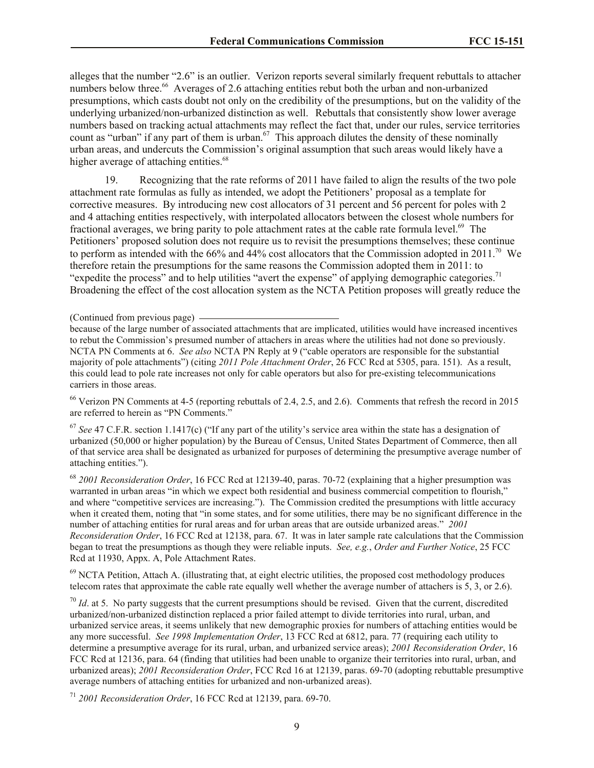alleges that the number "2.6" is an outlier. Verizon reports several similarly frequent rebuttals to attacher numbers below three.[66] Averages of 2.6 attaching entities rebut both the urban and non-urbanized presumptions, which casts doubt not only on the credibility of the presumptions, but on the validity of the underlying urbanized/non-urbanized distinction as well. Rebuttals that consistently show lower average numbers based on tracking actual attachments may reflect the fact that, under our rules, service territories count as "urban" if any part of them is urban.[67] This approach dilutes the density of these nominally urban areas, and undercuts the Commission's original assumption that such areas would likely have a higher average of attaching entities.[68]

19. Recognizing that the rate reforms of 2011 have failed to align the results of the two pole attachment rate formulas as fully as intended, we adopt the Petitioners' proposal as a template for corrective measures. By introducing new cost allocators of 31 percent and 56 percent for poles with 2 and 4 attaching entities respectively, with interpolated allocators between the closest whole numbers for fractional averages, we bring parity to pole attachment rates at the cable rate formula level.[69] The Petitioners' proposed solution does not require us to revisit the presumptions themselves; these continue to perform as intended with the 66% and 44% cost allocators that the Commission adopted in 2011.[70] We therefore retain the presumptions for the same reasons the Commission adopted them in 2011: to "expedite the process" and to help utilities "avert the expense" of applying demographic categories.[71] Broadening the effect of the cost allocation system as the NCTA Petition proposes will greatly reduce the

(Continued from previous page)

because of the large number of associated attachments that are implicated, utilities would have increased incentives to rebut the Commission's presumed number of attachers in areas where the utilities had not done so previously. NCTA PN Comments at 6. *See also* NCTA PN Reply at 9 ("cable operators are responsible for the substantial majority of pole attachments") (citing *2011 Pole Attachment Order*, 26 FCC Rcd at 5305, para. 151). As a result, this could lead to pole rate increases not only for cable operators but also for pre-existing telecommunications carriers in those areas.

[66] Verizon PN Comments at 4-5 (reporting rebuttals of 2.4, 2.5, and 2.6). Comments that refresh the record in 2015 are referred to herein as "PN Comments."

[67] *See* 47 C.F.R. section 1.1417(c) ("If any part of the utility's service area within the state has a designation of urbanized (50,000 or higher population) by the Bureau of Census, United States Department of Commerce, then all of that service area shall be designated as urbanized for purposes of determining the presumptive average number of attaching entities.").

[68] *2001 Reconsideration Order*, 16 FCC Rcd at 12139-40, paras. 70-72 (explaining that a higher presumption was warranted in urban areas "in which we expect both residential and business commercial competition to flourish," and where "competitive services are increasing."). The Commission credited the presumptions with little accuracy when it created them, noting that "in some states, and for some utilities, there may be no significant difference in the number of attaching entities for rural areas and for urban areas that are outside urbanized areas." *2001 Reconsideration Order*, 16 FCC Rcd at 12138, para. 67. It was in later sample rate calculations that the Commission began to treat the presumptions as though they were reliable inputs. *See, e.g.*, *Order and Further Notice*, 25 FCC Rcd at 11930, Appx. A, Pole Attachment Rates.

[69] NCTA Petition, Attach A. (illustrating that, at eight electric utilities, the proposed cost methodology produces telecom rates that approximate the cable rate equally well whether the average number of attachers is 5, 3, or 2.6).

[70] *Id*. at 5. No party suggests that the current presumptions should be revised. Given that the current, discredited urbanized/non-urbanized distinction replaced a prior failed attempt to divide territories into rural, urban, and urbanized service areas, it seems unlikely that new demographic proxies for numbers of attaching entities would be any more successful. *See 1998 Implementation Order*, 13 FCC Rcd at 6812, para. 77 (requiring each utility to determine a presumptive average for its rural, urban, and urbanized service areas); *2001 Reconsideration Order*, 16 FCC Rcd at 12136, para. 64 (finding that utilities had been unable to organize their territories into rural, urban, and urbanized areas); *2001 Reconsideration Order*, FCC Rcd 16 at 12139, paras. 69-70 (adopting rebuttable presumptive average numbers of attaching entities for urbanized and non-urbanized areas).

[71] *2001 Reconsideration Order*, 16 FCC Rcd at 12139, para. 69-70.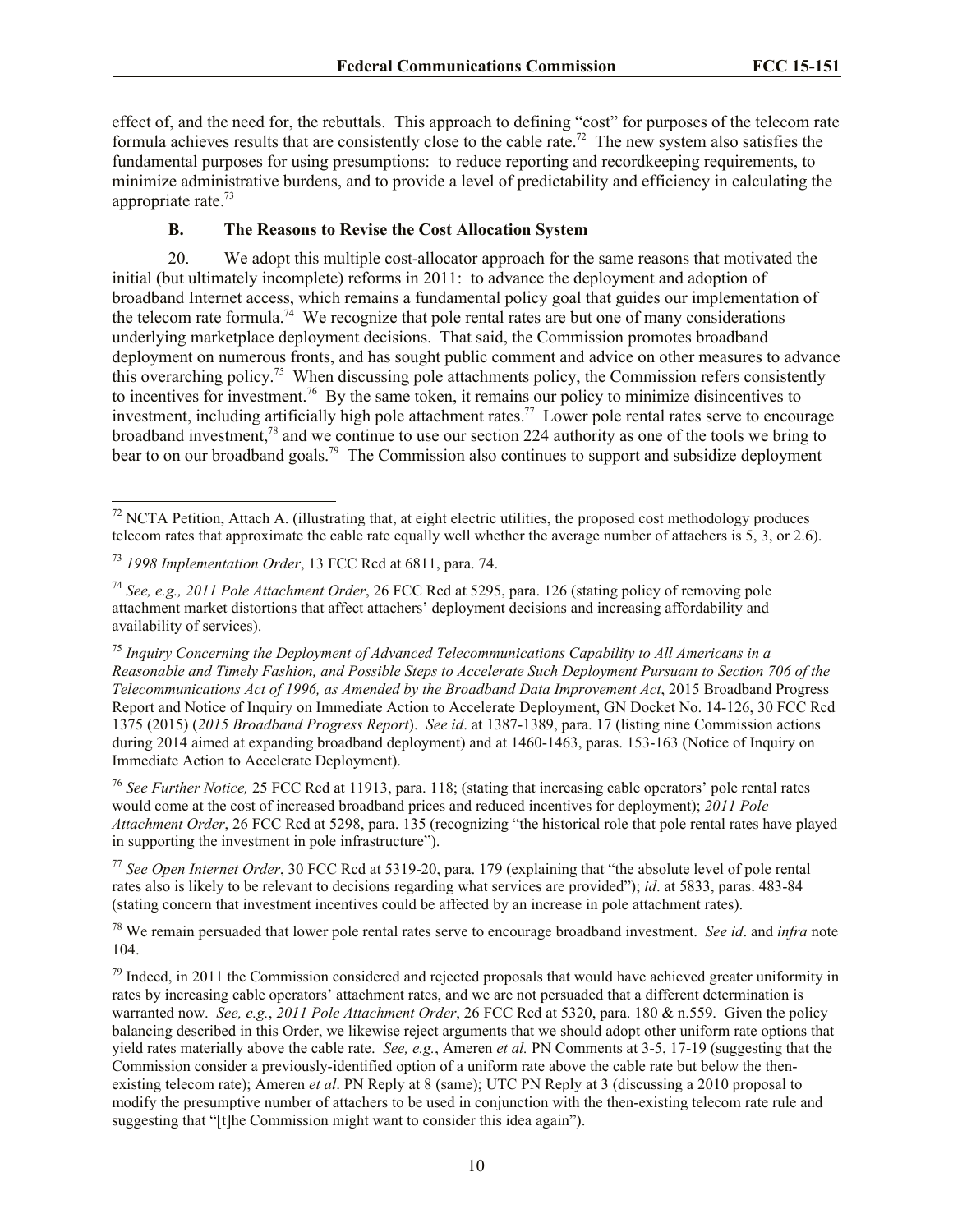effect of, and the need for, the rebuttals. This approach to defining "cost" for purposes of the telecom rate formula achieves results that are consistently close to the cable rate.[72] The new system also satisfies the fundamental purposes for using presumptions: to reduce reporting and recordkeeping requirements, to minimize administrative burdens, and to provide a level of predictability and efficiency in calculating the appropriate rate.[73]

### B. The Reasons to Revise the Cost Allocation System

20. We adopt this multiple cost-allocator approach for the same reasons that motivated the initial (but ultimately incomplete) reforms in 2011: to advance the deployment and adoption of broadband Internet access, which remains a fundamental policy goal that guides our implementation of the telecom rate formula.[74] We recognize that pole rental rates are but one of many considerations underlying marketplace deployment decisions. That said, the Commission promotes broadband deployment on numerous fronts, and has sought public comment and advice on other measures to advance this overarching policy.[75] When discussing pole attachments policy, the Commission refers consistently to incentives for investment.[76] By the same token, it remains our policy to minimize disincentives to investment, including artificially high pole attachment rates.[77] Lower pole rental rates serve to encourage broadband investment,[78] and we continue to use our section 224 authority as one of the tools we bring to bear to on our broadband goals.[79] The Commission also continues to support and subsidize deployment

---

[72] NCTA Petition, Attach A. (illustrating that, at eight electric utilities, the proposed cost methodology produces telecom rates that approximate the cable rate equally well whether the average number of attachers is 5, 3, or 2.6).

[73] *1998 Implementation Order*, 13 FCC Rcd at 6811, para. 74.

[74] *See, e.g., 2011 Pole Attachment Order*, 26 FCC Rcd at 5295, para. 126 (stating policy of removing pole attachment market distortions that affect attachers' deployment decisions and increasing affordability and availability of services).

[75] *Inquiry Concerning the Deployment of Advanced Telecommunications Capability to All Americans in a Reasonable and Timely Fashion, and Possible Steps to Accelerate Such Deployment Pursuant to Section 706 of the Telecommunications Act of 1996, as Amended by the Broadband Data Improvement Act*, 2015 Broadband Progress Report and Notice of Inquiry on Immediate Action to Accelerate Deployment, GN Docket No. 14-126, 30 FCC Rcd 1375 (2015) (*2015 Broadband Progress Report*). *See id*. at 1387-1389, para. 17 (listing nine Commission actions during 2014 aimed at expanding broadband deployment) and at 1460-1463, paras. 153-163 (Notice of Inquiry on Immediate Action to Accelerate Deployment).

[76] *See Further Notice,* 25 FCC Rcd at 11913, para. 118; (stating that increasing cable operators' pole rental rates would come at the cost of increased broadband prices and reduced incentives for deployment); *2011 Pole Attachment Order*, 26 FCC Rcd at 5298, para. 135 (recognizing "the historical role that pole rental rates have played in supporting the investment in pole infrastructure").

[77] *See Open Internet Order*, 30 FCC Rcd at 5319-20, para. 179 (explaining that "the absolute level of pole rental rates also is likely to be relevant to decisions regarding what services are provided"); *id*. at 5833, paras. 483-84 (stating concern that investment incentives could be affected by an increase in pole attachment rates).

[78] We remain persuaded that lower pole rental rates serve to encourage broadband investment. *See id*. and *infra* note 104.

[79] Indeed, in 2011 the Commission considered and rejected proposals that would have achieved greater uniformity in rates by increasing cable operators' attachment rates, and we are not persuaded that a different determination is warranted now. *See, e.g.*, *2011 Pole Attachment Order*, 26 FCC Rcd at 5320, para. 180 & n.559. Given the policy balancing described in this Order, we likewise reject arguments that we should adopt other uniform rate options that yield rates materially above the cable rate. *See, e.g.*, Ameren *et al.* PN Comments at 3-5, 17-19 (suggesting that the Commission consider a previously-identified option of a uniform rate above the cable rate but below the then-existing telecom rate); Ameren *et al*. PN Reply at 8 (same); UTC PN Reply at 3 (discussing a 2010 proposal to modify the presumptive number of attachers to be used in conjunction with the then-existing telecom rate rule and suggesting that "[t]he Commission might want to consider this idea again").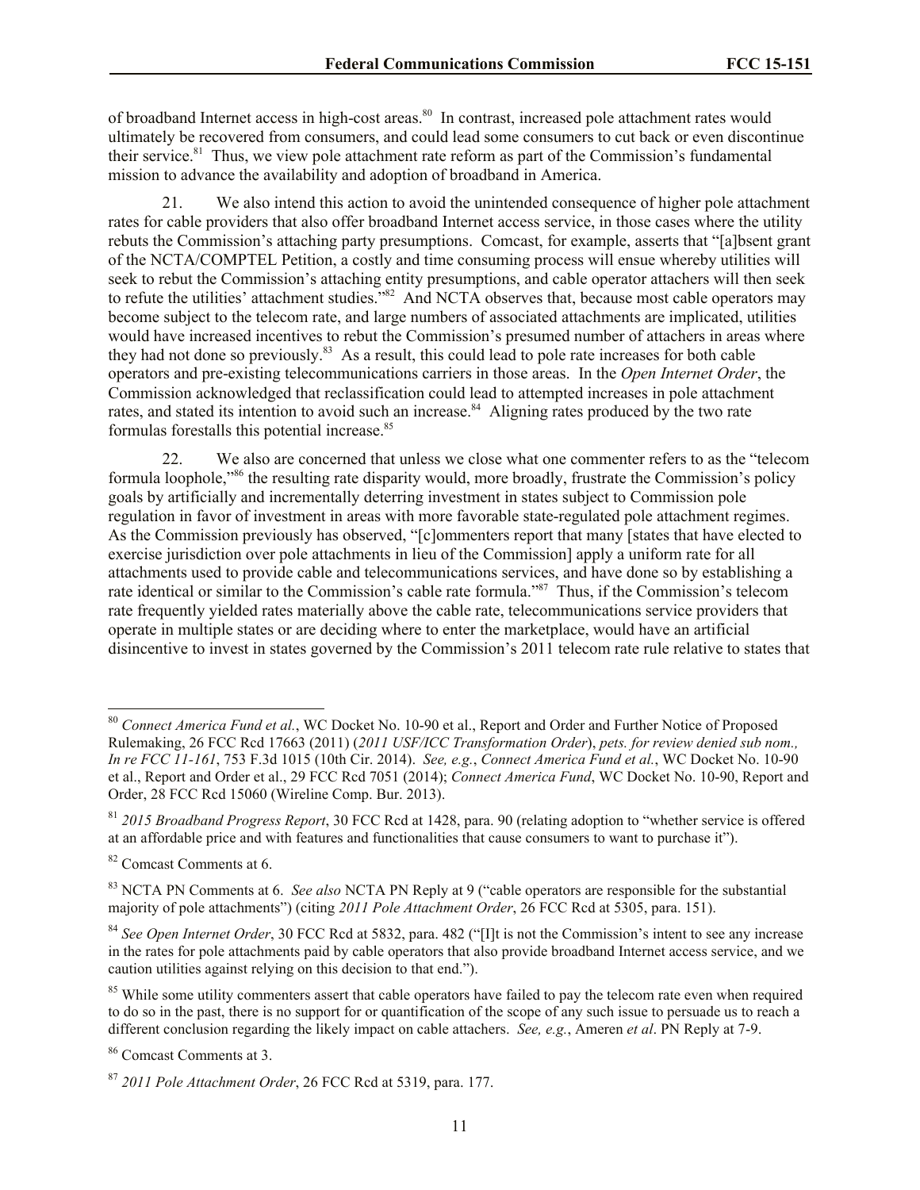of broadband Internet access in high-cost areas.[80] In contrast, increased pole attachment rates would ultimately be recovered from consumers, and could lead some consumers to cut back or even discontinue their service.[81] Thus, we view pole attachment rate reform as part of the Commission's fundamental mission to advance the availability and adoption of broadband in America.

21. We also intend this action to avoid the unintended consequence of higher pole attachment rates for cable providers that also offer broadband Internet access service, in those cases where the utility rebuts the Commission's attaching party presumptions. Comcast, for example, asserts that "[a]bsent grant of the NCTA/COMPTEL Petition, a costly and time consuming process will ensue whereby utilities will seek to rebut the Commission's attaching entity presumptions, and cable operator attachers will then seek to refute the utilities' attachment studies."[82] And NCTA observes that, because most cable operators may become subject to the telecom rate, and large numbers of associated attachments are implicated, utilities would have increased incentives to rebut the Commission's presumed number of attachers in areas where they had not done so previously.[83] As a result, this could lead to pole rate increases for both cable operators and pre-existing telecommunications carriers in those areas. In the *Open Internet Order*, the Commission acknowledged that reclassification could lead to attempted increases in pole attachment rates, and stated its intention to avoid such an increase.[84] Aligning rates produced by the two rate formulas forestalls this potential increase.[85]

22. We also are concerned that unless we close what one commenter refers to as the "telecom formula loophole,"[86] the resulting rate disparity would, more broadly, frustrate the Commission's policy goals by artificially and incrementally deterring investment in states subject to Commission pole regulation in favor of investment in areas with more favorable state-regulated pole attachment regimes. As the Commission previously has observed, "[c]ommenters report that many [states that have elected to exercise jurisdiction over pole attachments in lieu of the Commission] apply a uniform rate for all attachments used to provide cable and telecommunications services, and have done so by establishing a rate identical or similar to the Commission's cable rate formula."[87] Thus, if the Commission's telecom rate frequently yielded rates materially above the cable rate, telecommunications service providers that operate in multiple states or are deciding where to enter the marketplace, would have an artificial disincentive to invest in states governed by the Commission's 2011 telecom rate rule relative to states that

---

[80] *Connect America Fund et al.*, WC Docket No. 10-90 et al., Report and Order and Further Notice of Proposed Rulemaking, 26 FCC Rcd 17663 (2011) (*2011 USF/ICC Transformation Order*), *pets. for review denied sub nom., In re FCC 11-161*, 753 F.3d 1015 (10th Cir. 2014). *See, e.g.*, *Connect America Fund et al.*, WC Docket No. 10-90 et al., Report and Order et al., 29 FCC Rcd 7051 (2014); *Connect America Fund*, WC Docket No. 10-90, Report and Order, 28 FCC Rcd 15060 (Wireline Comp. Bur. 2013).

[81] *2015 Broadband Progress Report*, 30 FCC Rcd at 1428, para. 90 (relating adoption to "whether service is offered at an affordable price and with features and functionalities that cause consumers to want to purchase it").

[82] Comcast Comments at 6.

[83] NCTA PN Comments at 6. *See also* NCTA PN Reply at 9 ("cable operators are responsible for the substantial majority of pole attachments") (citing *2011 Pole Attachment Order*, 26 FCC Rcd at 5305, para. 151).

[84] *See Open Internet Order*, 30 FCC Rcd at 5832, para. 482 ("[I]t is not the Commission's intent to see any increase in the rates for pole attachments paid by cable operators that also provide broadband Internet access service, and we caution utilities against relying on this decision to that end.").

[85] While some utility commenters assert that cable operators have failed to pay the telecom rate even when required to do so in the past, there is no support for or quantification of the scope of any such issue to persuade us to reach a different conclusion regarding the likely impact on cable attachers. *See, e.g.*, Ameren *et al*. PN Reply at 7-9.

[86] Comcast Comments at 3.

[87] *2011 Pole Attachment Order*, 26 FCC Rcd at 5319, para. 177.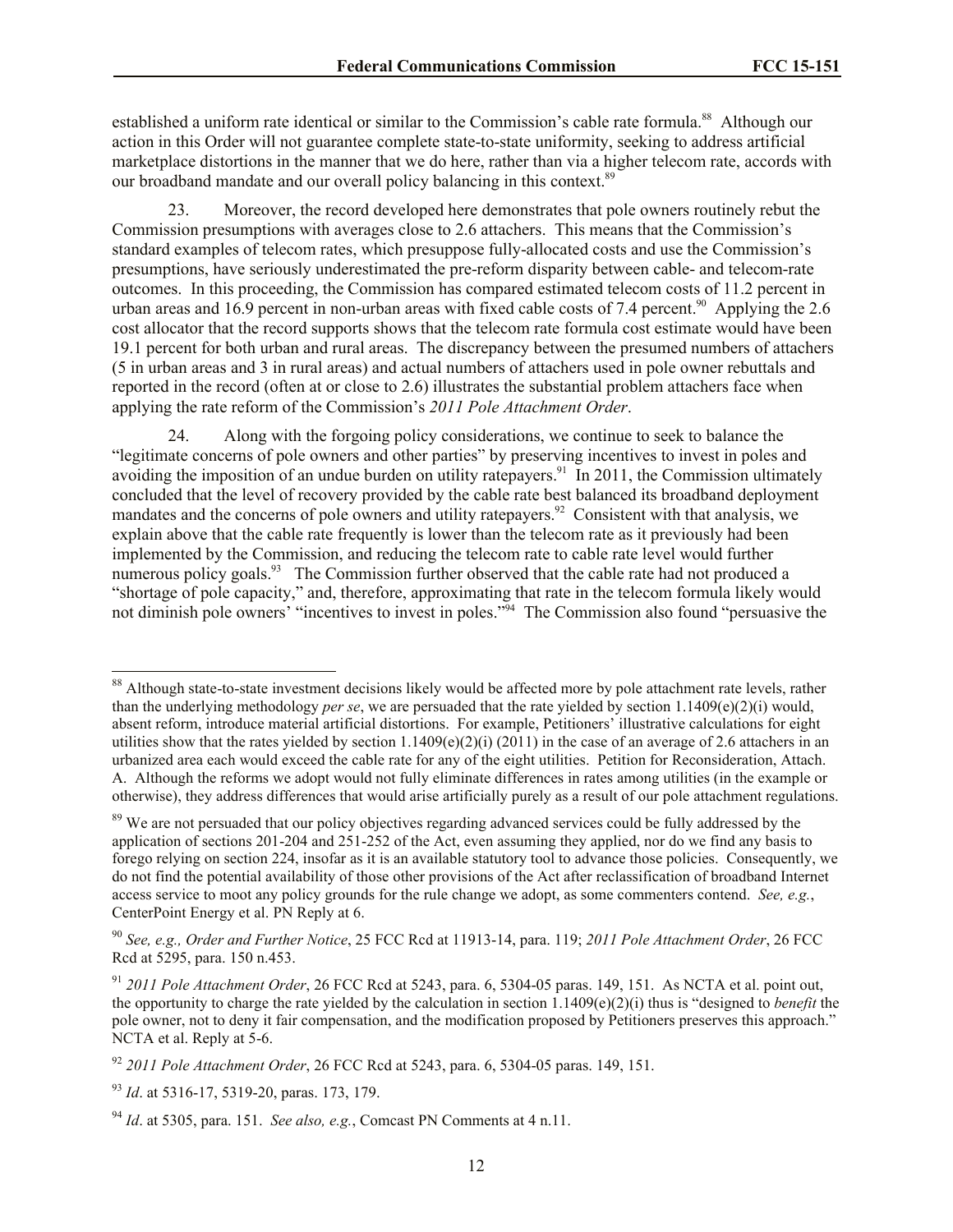established a uniform rate identical or similar to the Commission's cable rate formula.[88] Although our action in this Order will not guarantee complete state-to-state uniformity, seeking to address artificial marketplace distortions in the manner that we do here, rather than via a higher telecom rate, accords with our broadband mandate and our overall policy balancing in this context.[89]

23. Moreover, the record developed here demonstrates that pole owners routinely rebut the Commission presumptions with averages close to 2.6 attachers. This means that the Commission's standard examples of telecom rates, which presuppose fully-allocated costs and use the Commission's presumptions, have seriously underestimated the pre-reform disparity between cable- and telecom-rate outcomes. In this proceeding, the Commission has compared estimated telecom costs of 11.2 percent in urban areas and 16.9 percent in non-urban areas with fixed cable costs of 7.4 percent.[90] Applying the 2.6 cost allocator that the record supports shows that the telecom rate formula cost estimate would have been 19.1 percent for both urban and rural areas. The discrepancy between the presumed numbers of attachers (5 in urban areas and 3 in rural areas) and actual numbers of attachers used in pole owner rebuttals and reported in the record (often at or close to 2.6) illustrates the substantial problem attachers face when applying the rate reform of the Commission's *2011 Pole Attachment Order*.

24. Along with the forgoing policy considerations, we continue to seek to balance the "legitimate concerns of pole owners and other parties" by preserving incentives to invest in poles and avoiding the imposition of an undue burden on utility ratepayers.[91] In 2011, the Commission ultimately concluded that the level of recovery provided by the cable rate best balanced its broadband deployment mandates and the concerns of pole owners and utility ratepayers.[92] Consistent with that analysis, we explain above that the cable rate frequently is lower than the telecom rate as it previously had been implemented by the Commission, and reducing the telecom rate to cable rate level would further numerous policy goals.[93] The Commission further observed that the cable rate had not produced a "shortage of pole capacity," and, therefore, approximating that rate in the telecom formula likely would not diminish pole owners' "incentives to invest in poles."[94] The Commission also found "persuasive the

---

[88] Although state-to-state investment decisions likely would be affected more by pole attachment rate levels, rather than the underlying methodology *per se*, we are persuaded that the rate yielded by section 1.1409(e)(2)(i) would, absent reform, introduce material artificial distortions. For example, Petitioners' illustrative calculations for eight utilities show that the rates yielded by section 1.1409(e)(2)(i) (2011) in the case of an average of 2.6 attachers in an urbanized area each would exceed the cable rate for any of the eight utilities. Petition for Reconsideration, Attach. A. Although the reforms we adopt would not fully eliminate differences in rates among utilities (in the example or otherwise), they address differences that would arise artificially purely as a result of our pole attachment regulations.

[89] We are not persuaded that our policy objectives regarding advanced services could be fully addressed by the application of sections 201-204 and 251-252 of the Act, even assuming they applied, nor do we find any basis to forego relying on section 224, insofar as it is an available statutory tool to advance those policies. Consequently, we do not find the potential availability of those other provisions of the Act after reclassification of broadband Internet access service to moot any policy grounds for the rule change we adopt, as some commenters contend. *See, e.g.*, CenterPoint Energy et al. PN Reply at 6.

[90] *See, e.g., Order and Further Notice*, 25 FCC Rcd at 11913-14, para. 119; *2011 Pole Attachment Order*, 26 FCC Rcd at 5295, para. 150 n.453.

[91] *2011 Pole Attachment Order*, 26 FCC Rcd at 5243, para. 6, 5304-05 paras. 149, 151. As NCTA et al. point out, the opportunity to charge the rate yielded by the calculation in section 1.1409(e)(2)(i) thus is "designed to *benefit* the pole owner, not to deny it fair compensation, and the modification proposed by Petitioners preserves this approach." NCTA et al. Reply at 5-6.

[92] *2011 Pole Attachment Order*, 26 FCC Rcd at 5243, para. 6, 5304-05 paras. 149, 151.

[93] *Id*. at 5316-17, 5319-20, paras. 173, 179.

[94] *Id*. at 5305, para. 151. *See also, e.g.*, Comcast PN Comments at 4 n.11.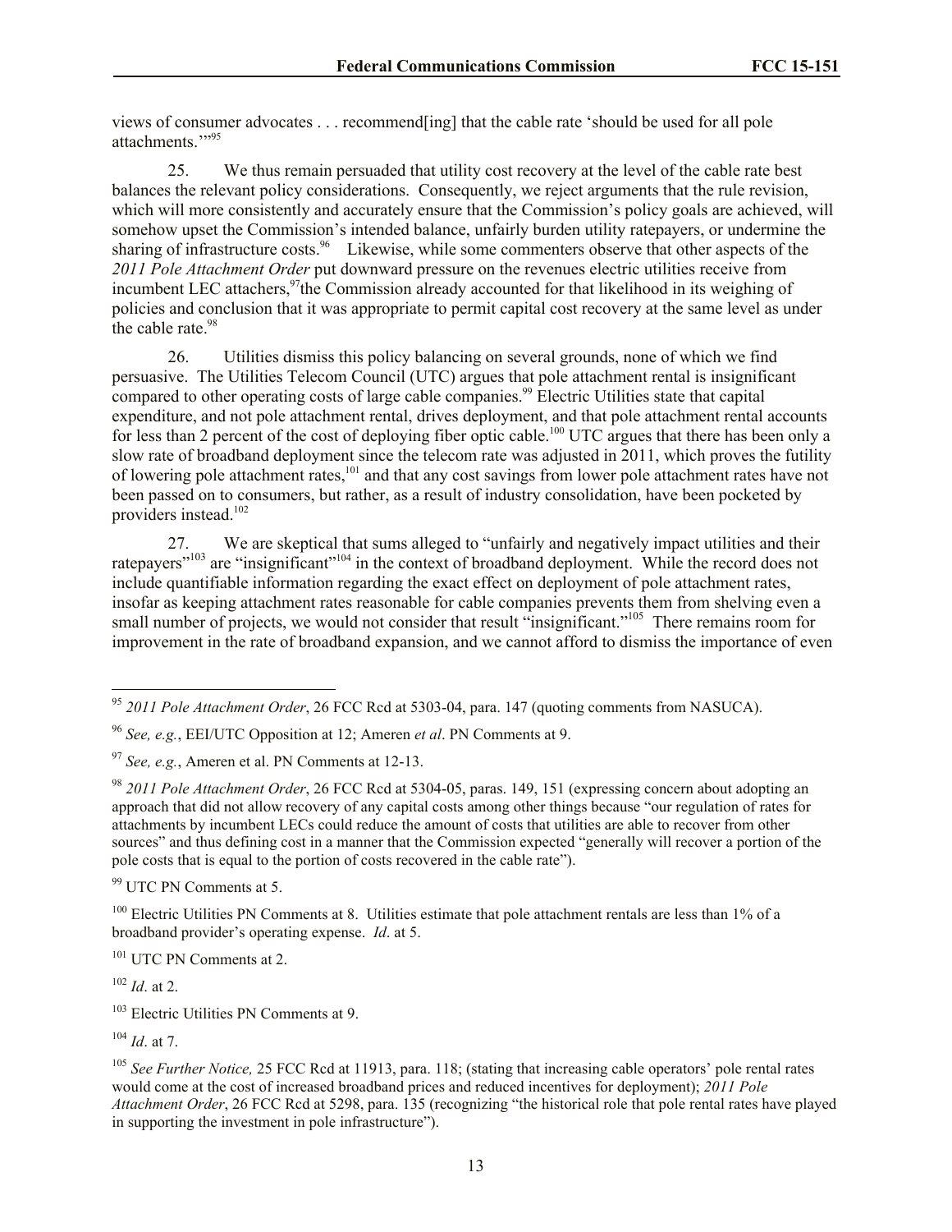views of consumer advocates . . . recommend[ing] that the cable rate 'should be used for all pole attachments.'"[95]

25. We thus remain persuaded that utility cost recovery at the level of the cable rate best balances the relevant policy considerations. Consequently, we reject arguments that the rule revision, which will more consistently and accurately ensure that the Commission's policy goals are achieved, will somehow upset the Commission's intended balance, unfairly burden utility ratepayers, or undermine the sharing of infrastructure costs.[96] Likewise, while some commenters observe that other aspects of the *2011 Pole Attachment Order* put downward pressure on the revenues electric utilities receive from incumbent LEC attachers,[97] the Commission already accounted for that likelihood in its weighing of policies and conclusion that it was appropriate to permit capital cost recovery at the same level as under the cable rate.[98]

26. Utilities dismiss this policy balancing on several grounds, none of which we find persuasive. The Utilities Telecom Council (UTC) argues that pole attachment rental is insignificant compared to other operating costs of large cable companies.[99] Electric Utilities state that capital expenditure, and not pole attachment rental, drives deployment, and that pole attachment rental accounts for less than 2 percent of the cost of deploying fiber optic cable.[100] UTC argues that there has been only a slow rate of broadband deployment since the telecom rate was adjusted in 2011, which proves the futility of lowering pole attachment rates,[101] and that any cost savings from lower pole attachment rates have not been passed on to consumers, but rather, as a result of industry consolidation, have been pocketed by providers instead.[102]

27. We are skeptical that sums alleged to "unfairly and negatively impact utilities and their ratepayers"[103] are "insignificant"[104] in the context of broadband deployment. While the record does not include quantifiable information regarding the exact effect on deployment of pole attachment rates, insofar as keeping attachment rates reasonable for cable companies prevents them from shelving even a small number of projects, we would not consider that result "insignificant."[105] There remains room for improvement in the rate of broadband expansion, and we cannot afford to dismiss the importance of even

---

[95] *2011 Pole Attachment Order*, 26 FCC Rcd at 5303-04, para. 147 (quoting comments from NASUCA).

[96] *See, e.g.*, EEI/UTC Opposition at 12; Ameren *et al*. PN Comments at 9.

[97] *See, e.g.*, Ameren et al. PN Comments at 12-13.

[98] *2011 Pole Attachment Order*, 26 FCC Rcd at 5304-05, paras. 149, 151 (expressing concern about adopting an approach that did not allow recovery of any capital costs among other things because "our regulation of rates for attachments by incumbent LECs could reduce the amount of costs that utilities are able to recover from other sources" and thus defining cost in a manner that the Commission expected "generally will recover a portion of the pole costs that is equal to the portion of costs recovered in the cable rate").

[99] UTC PN Comments at 5.

[100] Electric Utilities PN Comments at 8. Utilities estimate that pole attachment rentals are less than 1% of a broadband provider's operating expense. *Id*. at 5.

[101] UTC PN Comments at 2.

[102] *Id*. at 2.

[103] Electric Utilities PN Comments at 9.

[104] *Id*. at 7.

[105] *See Further Notice,* 25 FCC Rcd at 11913, para. 118; (stating that increasing cable operators' pole rental rates would come at the cost of increased broadband prices and reduced incentives for deployment); *2011 Pole Attachment Order*, 26 FCC Rcd at 5298, para. 135 (recognizing "the historical role that pole rental rates have played in supporting the investment in pole infrastructure").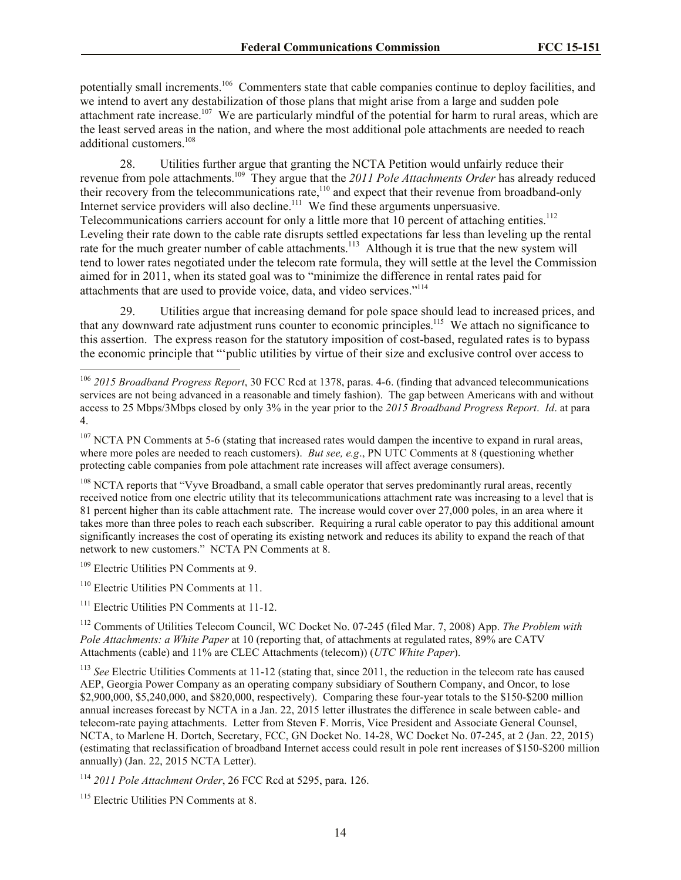potentially small increments.[106] Commenters state that cable companies continue to deploy facilities, and we intend to avert any destabilization of those plans that might arise from a large and sudden pole attachment rate increase.[107] We are particularly mindful of the potential for harm to rural areas, which are the least served areas in the nation, and where the most additional pole attachments are needed to reach additional customers.[108]

28. Utilities further argue that granting the NCTA Petition would unfairly reduce their revenue from pole attachments.[109] They argue that the *2011 Pole Attachments Order* has already reduced their recovery from the telecommunications rate,[110] and expect that their revenue from broadband-only Internet service providers will also decline.[111] We find these arguments unpersuasive. Telecommunications carriers account for only a little more that 10 percent of attaching entities.[112] Leveling their rate down to the cable rate disrupts settled expectations far less than leveling up the rental rate for the much greater number of cable attachments.[113] Although it is true that the new system will tend to lower rates negotiated under the telecom rate formula, they will settle at the level the Commission aimed for in 2011, when its stated goal was to "minimize the difference in rental rates paid for attachments that are used to provide voice, data, and video services."[114]

29. Utilities argue that increasing demand for pole space should lead to increased prices, and that any downward rate adjustment runs counter to economic principles.[115] We attach no significance to this assertion. The express reason for the statutory imposition of cost-based, regulated rates is to bypass the economic principle that "'public utilities by virtue of their size and exclusive control over access to

---

[106] *2015 Broadband Progress Report*, 30 FCC Rcd at 1378, paras. 4-6. (finding that advanced telecommunications services are not being advanced in a reasonable and timely fashion). The gap between Americans with and without access to 25 Mbps/3Mbps closed by only 3% in the year prior to the *2015 Broadband Progress Report*. *Id*. at para 4.

[107] NCTA PN Comments at 5-6 (stating that increased rates would dampen the incentive to expand in rural areas, where more poles are needed to reach customers). *But see, e.g*., PN UTC Comments at 8 (questioning whether protecting cable companies from pole attachment rate increases will affect average consumers).

[108] NCTA reports that "Vyve Broadband, a small cable operator that serves predominantly rural areas, recently received notice from one electric utility that its telecommunications attachment rate was increasing to a level that is 81 percent higher than its cable attachment rate. The increase would cover over 27,000 poles, in an area where it takes more than three poles to reach each subscriber. Requiring a rural cable operator to pay this additional amount significantly increases the cost of operating its existing network and reduces its ability to expand the reach of that network to new customers." NCTA PN Comments at 8.

[109] Electric Utilities PN Comments at 9.

[110] Electric Utilities PN Comments at 11.

[111] Electric Utilities PN Comments at 11-12.

[112] Comments of Utilities Telecom Council, WC Docket No. 07-245 (filed Mar. 7, 2008) App. *The Problem with Pole Attachments: a White Paper* at 10 (reporting that, of attachments at regulated rates, 89% are CATV Attachments (cable) and 11% are CLEC Attachments (telecom)) (*UTC White Paper*).

[113] *See* Electric Utilities Comments at 11-12 (stating that, since 2011, the reduction in the telecom rate has caused AEP, Georgia Power Company as an operating company subsidiary of Southern Company, and Oncor, to lose \$2,900,000, \$5,240,000, and \$820,000, respectively). Comparing these four-year totals to the \$150-\$200 million annual increases forecast by NCTA in a Jan. 22, 2015 letter illustrates the difference in scale between cable- and telecom-rate paying attachments. Letter from Steven F. Morris, Vice President and Associate General Counsel, NCTA, to Marlene H. Dortch, Secretary, FCC, GN Docket No. 14-28, WC Docket No. 07-245, at 2 (Jan. 22, 2015) (estimating that reclassification of broadband Internet access could result in pole rent increases of \$150-\$200 million annually) (Jan. 22, 2015 NCTA Letter).

[114] *2011 Pole Attachment Order*, 26 FCC Rcd at 5295, para. 126.

[115] Electric Utilities PN Comments at 8.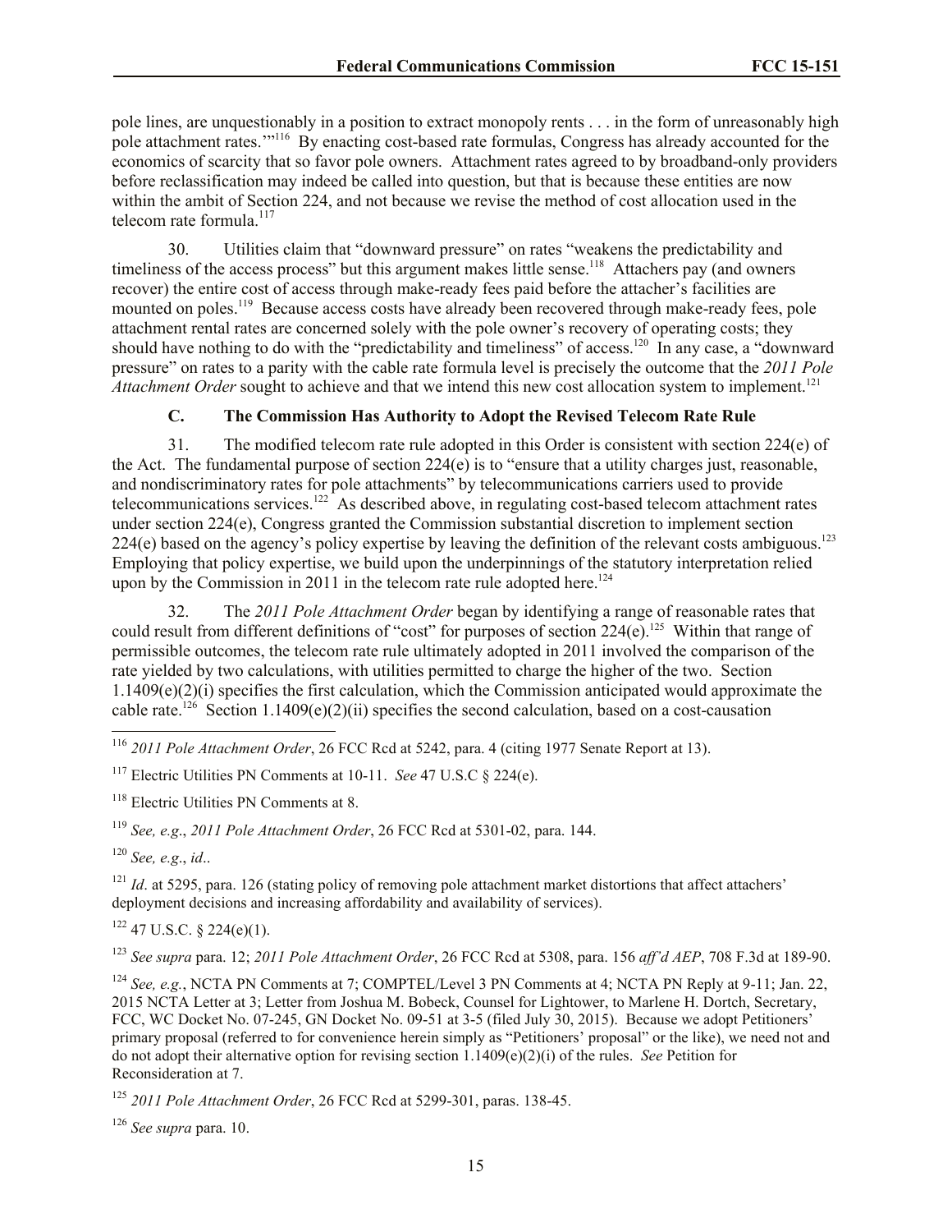pole lines, are unquestionably in a position to extract monopoly rents . . . in the form of unreasonably high pole attachment rates.'"[116] By enacting cost-based rate formulas, Congress has already accounted for the economics of scarcity that so favor pole owners. Attachment rates agreed to by broadband-only providers before reclassification may indeed be called into question, but that is because these entities are now within the ambit of Section 224, and not because we revise the method of cost allocation used in the telecom rate formula.[117]

30. Utilities claim that "downward pressure" on rates "weakens the predictability and timeliness of the access process" but this argument makes little sense.[118] Attachers pay (and owners recover) the entire cost of access through make-ready fees paid before the attacher's facilities are mounted on poles.[119] Because access costs have already been recovered through make-ready fees, pole attachment rental rates are concerned solely with the pole owner's recovery of operating costs; they should have nothing to do with the "predictability and timeliness" of access.[120] In any case, a "downward pressure" on rates to a parity with the cable rate formula level is precisely the outcome that the *2011 Pole Attachment Order* sought to achieve and that we intend this new cost allocation system to implement.[121]

### C. The Commission Has Authority to Adopt the Revised Telecom Rate Rule

31. The modified telecom rate rule adopted in this Order is consistent with section 224(e) of the Act. The fundamental purpose of section 224(e) is to "ensure that a utility charges just, reasonable, and nondiscriminatory rates for pole attachments" by telecommunications carriers used to provide telecommunications services.[122] As described above, in regulating cost-based telecom attachment rates under section 224(e), Congress granted the Commission substantial discretion to implement section 224(e) based on the agency's policy expertise by leaving the definition of the relevant costs ambiguous.[123] Employing that policy expertise, we build upon the underpinnings of the statutory interpretation relied upon by the Commission in 2011 in the telecom rate rule adopted here.[124]

32. The *2011 Pole Attachment Order* began by identifying a range of reasonable rates that could result from different definitions of "cost" for purposes of section 224(e).[125] Within that range of permissible outcomes, the telecom rate rule ultimately adopted in 2011 involved the comparison of the rate yielded by two calculations, with utilities permitted to charge the higher of the two. Section 1.1409(e)(2)(i) specifies the first calculation, which the Commission anticipated would approximate the cable rate.[126] Section 1.1409(e)(2)(ii) specifies the second calculation, based on a cost-causation

---

[116] *2011 Pole Attachment Order*, 26 FCC Rcd at 5242, para. 4 (citing 1977 Senate Report at 13).

[117] Electric Utilities PN Comments at 10-11. *See* 47 U.S.C § 224(e).

[118] Electric Utilities PN Comments at 8.

[119] *See, e.g*., *2011 Pole Attachment Order*, 26 FCC Rcd at 5301-02, para. 144.

[120] *See, e.g*., *id*..

[121] *Id*. at 5295, para. 126 (stating policy of removing pole attachment market distortions that affect attachers' deployment decisions and increasing affordability and availability of services).

[122] 47 U.S.C. § 224(e)(1).

[123] *See supra* para. 12; *2011 Pole Attachment Order*, 26 FCC Rcd at 5308, para. 156 *aff'd AEP*, 708 F.3d at 189-90.

[124] *See, e.g.*, NCTA PN Comments at 7; COMPTEL/Level 3 PN Comments at 4; NCTA PN Reply at 9-11; Jan. 22, 2015 NCTA Letter at 3; Letter from Joshua M. Bobeck, Counsel for Lightower, to Marlene H. Dortch, Secretary, FCC, WC Docket No. 07-245, GN Docket No. 09-51 at 3-5 (filed July 30, 2015). Because we adopt Petitioners' primary proposal (referred to for convenience herein simply as "Petitioners' proposal" or the like), we need not and do not adopt their alternative option for revising section 1.1409(e)(2)(i) of the rules. *See* Petition for Reconsideration at 7.

[125] *2011 Pole Attachment Order*, 26 FCC Rcd at 5299-301, paras. 138-45.

[126] *See supra* para. 10.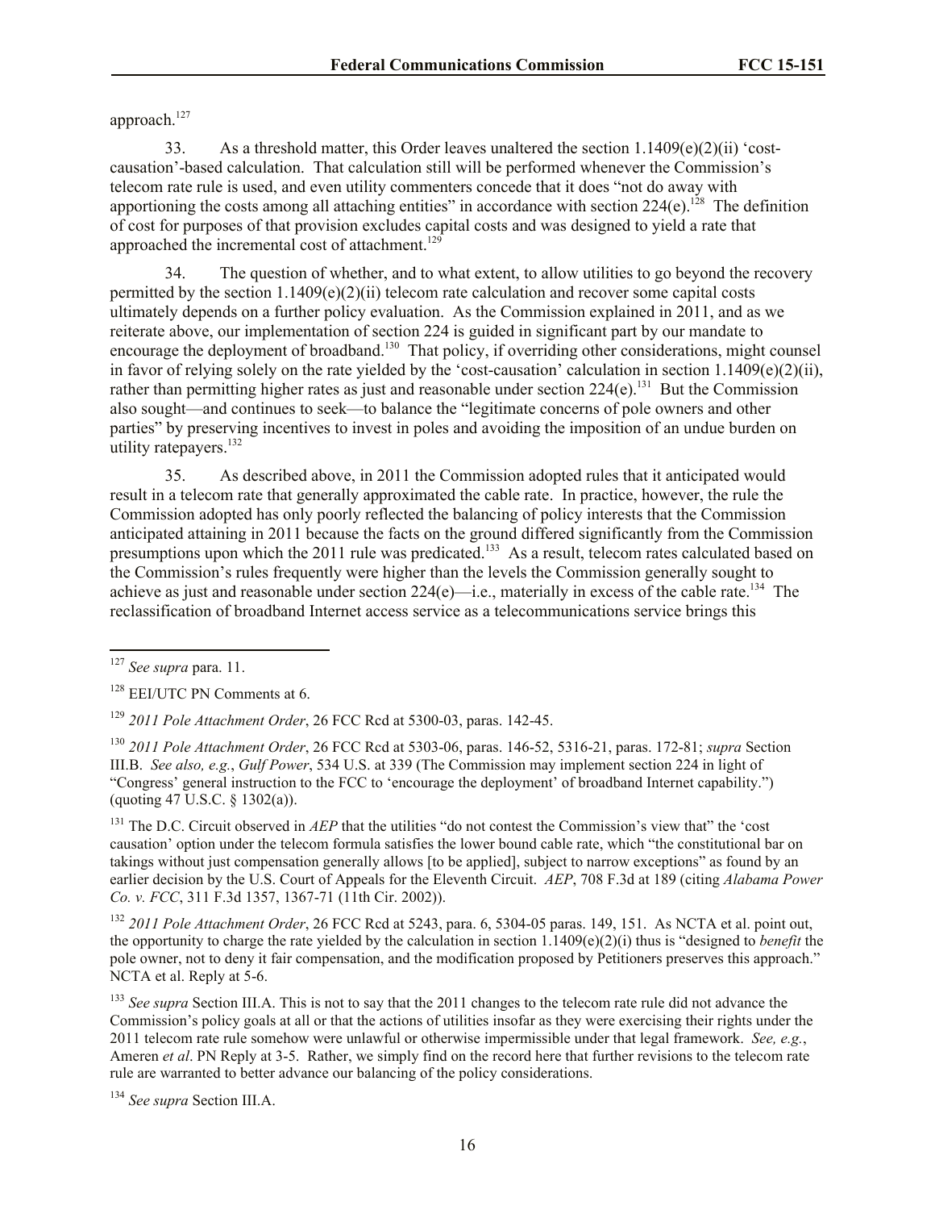approach.[127]

33. As a threshold matter, this Order leaves unaltered the section 1.1409(e)(2)(ii) 'cost-causation'-based calculation. That calculation still will be performed whenever the Commission's telecom rate rule is used, and even utility commenters concede that it does "not do away with apportioning the costs among all attaching entities" in accordance with section 224(e).[128] The definition of cost for purposes of that provision excludes capital costs and was designed to yield a rate that approached the incremental cost of attachment.[129]

34. The question of whether, and to what extent, to allow utilities to go beyond the recovery permitted by the section 1.1409(e)(2)(ii) telecom rate calculation and recover some capital costs ultimately depends on a further policy evaluation. As the Commission explained in 2011, and as we reiterate above, our implementation of section 224 is guided in significant part by our mandate to encourage the deployment of broadband.[130] That policy, if overriding other considerations, might counsel in favor of relying solely on the rate yielded by the 'cost-causation' calculation in section 1.1409(e)(2)(ii), rather than permitting higher rates as just and reasonable under section 224(e).[131] But the Commission also sought—and continues to seek—to balance the "legitimate concerns of pole owners and other parties" by preserving incentives to invest in poles and avoiding the imposition of an undue burden on utility ratepayers.[132]

35. As described above, in 2011 the Commission adopted rules that it anticipated would result in a telecom rate that generally approximated the cable rate. In practice, however, the rule the Commission adopted has only poorly reflected the balancing of policy interests that the Commission anticipated attaining in 2011 because the facts on the ground differed significantly from the Commission presumptions upon which the 2011 rule was predicated.[133] As a result, telecom rates calculated based on the Commission's rules frequently were higher than the levels the Commission generally sought to achieve as just and reasonable under section 224(e)—i.e., materially in excess of the cable rate.[134] The reclassification of broadband Internet access service as a telecommunications service brings this

---

[127] *See supra* para. 11.

[128] EEI/UTC PN Comments at 6.

[129] *2011 Pole Attachment Order*, 26 FCC Rcd at 5300-03, paras. 142-45.

[130] *2011 Pole Attachment Order*, 26 FCC Rcd at 5303-06, paras. 146-52, 5316-21, paras. 172-81; *supra* Section III.B. *See also, e.g.*, *Gulf Power*, 534 U.S. at 339 (The Commission may implement section 224 in light of "Congress' general instruction to the FCC to 'encourage the deployment' of broadband Internet capability.") (quoting 47 U.S.C. § 1302(a)).

[131] The D.C. Circuit observed in *AEP* that the utilities "do not contest the Commission's view that" the 'cost causation' option under the telecom formula satisfies the lower bound cable rate, which "the constitutional bar on takings without just compensation generally allows [to be applied], subject to narrow exceptions" as found by an earlier decision by the U.S. Court of Appeals for the Eleventh Circuit. *AEP*, 708 F.3d at 189 (citing *Alabama Power Co. v. FCC*, 311 F.3d 1357, 1367-71 (11th Cir. 2002)).

[132] *2011 Pole Attachment Order*, 26 FCC Rcd at 5243, para. 6, 5304-05 paras. 149, 151. As NCTA et al. point out, the opportunity to charge the rate yielded by the calculation in section 1.1409(e)(2)(i) thus is "designed to *benefit* the pole owner, not to deny it fair compensation, and the modification proposed by Petitioners preserves this approach." NCTA et al. Reply at 5-6.

[133] *See supra* Section III.A. This is not to say that the 2011 changes to the telecom rate rule did not advance the Commission's policy goals at all or that the actions of utilities insofar as they were exercising their rights under the 2011 telecom rate rule somehow were unlawful or otherwise impermissible under that legal framework. *See, e.g.*, Ameren *et al*. PN Reply at 3-5. Rather, we simply find on the record here that further revisions to the telecom rate rule are warranted to better advance our balancing of the policy considerations.

[134] *See supra* Section III.A.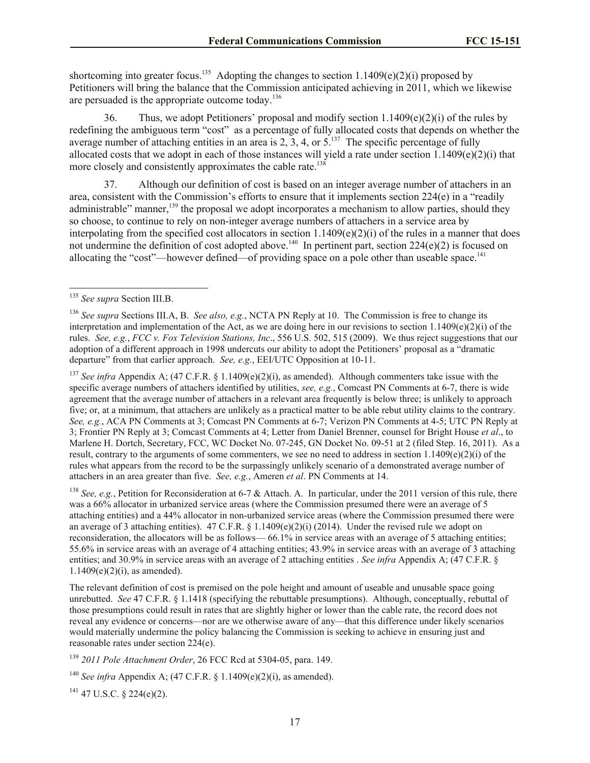shortcoming into greater focus.[135] Adopting the changes to section 1.1409(e)(2)(i) proposed by Petitioners will bring the balance that the Commission anticipated achieving in 2011, which we likewise are persuaded is the appropriate outcome today.[136]

36. Thus, we adopt Petitioners' proposal and modify section 1.1409(e)(2)(i) of the rules by redefining the ambiguous term "cost" as a percentage of fully allocated costs that depends on whether the average number of attaching entities in an area is 2, 3, 4, or 5.[137] The specific percentage of fully allocated costs that we adopt in each of those instances will yield a rate under section 1.1409(e)(2)(i) that more closely and consistently approximates the cable rate.[138]

37. Although our definition of cost is based on an integer average number of attachers in an area, consistent with the Commission's efforts to ensure that it implements section 224(e) in a "readily administrable" manner,[139] the proposal we adopt incorporates a mechanism to allow parties, should they so choose, to continue to rely on non-integer average numbers of attachers in a service area by interpolating from the specified cost allocators in section 1.1409(e)(2)(i) of the rules in a manner that does not undermine the definition of cost adopted above.[140] In pertinent part, section 224(e)(2) is focused on allocating the "cost"—however defined—of providing space on a pole other than useable space.[141]

---

[135] *See supra* Section III.B.

[136] *See supra* Sections III.A, B. *See also, e.g.*, NCTA PN Reply at 10. The Commission is free to change its interpretation and implementation of the Act, as we are doing here in our revisions to section 1.1409(e)(2)(i) of the rules. *See, e.g.*, *FCC v. Fox Television Stations, Inc*., 556 U.S. 502, 515 (2009). We thus reject suggestions that our adoption of a different approach in 1998 undercuts our ability to adopt the Petitioners' proposal as a "dramatic departure" from that earlier approach. *See, e.g.*, EEI/UTC Opposition at 10-11.

[137] *See infra* Appendix A; (47 C.F.R. § 1.1409(e)(2)(i), as amended). Although commenters take issue with the specific average numbers of attachers identified by utilities, *see, e.g.*, Comcast PN Comments at 6-7, there is wide agreement that the average number of attachers in a relevant area frequently is below three; is unlikely to approach five; or, at a minimum, that attachers are unlikely as a practical matter to be able rebut utility claims to the contrary. *See, e.g.*, ACA PN Comments at 3; Comcast PN Comments at 6-7; Verizon PN Comments at 4-5; UTC PN Reply at 3; Frontier PN Reply at 3; Comcast Comments at 4; Letter from Daniel Brenner, counsel for Bright House *et al*., to Marlene H. Dortch, Secretary, FCC, WC Docket No. 07-245, GN Docket No. 09-51 at 2 (filed Step. 16, 2011). As a result, contrary to the arguments of some commenters, we see no need to address in section 1.1409(e)(2)(i) of the rules what appears from the record to be the surpassingly unlikely scenario of a demonstrated average number of attachers in an area greater than five. *See, e.g.*, Ameren *et al*. PN Comments at 14.

[138] *See, e.g.*, Petition for Reconsideration at 6-7 & Attach. A. In particular, under the 2011 version of this rule, there was a 66% allocator in urbanized service areas (where the Commission presumed there were an average of 5 attaching entities) and a 44% allocator in non-urbanized service areas (where the Commission presumed there were an average of 3 attaching entities). 47 C.F.R. § 1.1409(e)(2)(i) (2014). Under the revised rule we adopt on reconsideration, the allocators will be as follows— 66.1% in service areas with an average of 5 attaching entities; 55.6% in service areas with an average of 4 attaching entities; 43.9% in service areas with an average of 3 attaching entities; and 30.9% in service areas with an average of 2 attaching entities . *See infra* Appendix A; (47 C.F.R. § 1.1409(e)(2)(i), as amended).

The relevant definition of cost is premised on the pole height and amount of useable and unusable space going unrebutted. *See* 47 C.F.R. § 1.1418 (specifying the rebuttable presumptions). Although, conceptually, rebuttal of those presumptions could result in rates that are slightly higher or lower than the cable rate, the record does not reveal any evidence or concerns—nor are we otherwise aware of any—that this difference under likely scenarios would materially undermine the policy balancing the Commission is seeking to achieve in ensuring just and reasonable rates under section 224(e).

[139] *2011 Pole Attachment Order*, 26 FCC Rcd at 5304-05, para. 149.

[140] *See infra* Appendix A; (47 C.F.R. § 1.1409(e)(2)(i), as amended).

[141] 47 U.S.C. § 224(e)(2).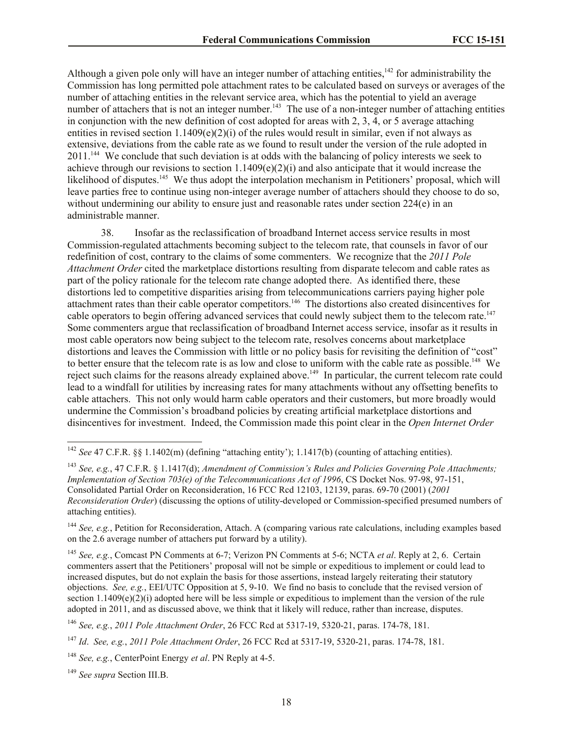Although a given pole only will have an integer number of attaching entities,[142] for administrability the Commission has long permitted pole attachment rates to be calculated based on surveys or averages of the number of attaching entities in the relevant service area, which has the potential to yield an average number of attachers that is not an integer number.[143] The use of a non-integer number of attaching entities in conjunction with the new definition of cost adopted for areas with 2, 3, 4, or 5 average attaching entities in revised section 1.1409(e)(2)(i) of the rules would result in similar, even if not always as extensive, deviations from the cable rate as we found to result under the version of the rule adopted in 2011.[144] We conclude that such deviation is at odds with the balancing of policy interests we seek to achieve through our revisions to section 1.1409(e)(2)(i) and also anticipate that it would increase the likelihood of disputes.[145] We thus adopt the interpolation mechanism in Petitioners' proposal, which will leave parties free to continue using non-integer average number of attachers should they choose to do so, without undermining our ability to ensure just and reasonable rates under section 224(e) in an administrable manner.

38. Insofar as the reclassification of broadband Internet access service results in most Commission-regulated attachments becoming subject to the telecom rate, that counsels in favor of our redefinition of cost, contrary to the claims of some commenters. We recognize that the *2011 Pole Attachment Order* cited the marketplace distortions resulting from disparate telecom and cable rates as part of the policy rationale for the telecom rate change adopted there. As identified there, these distortions led to competitive disparities arising from telecommunications carriers paying higher pole attachment rates than their cable operator competitors.[146] The distortions also created disincentives for cable operators to begin offering advanced services that could newly subject them to the telecom rate.[147] Some commenters argue that reclassification of broadband Internet access service, insofar as it results in most cable operators now being subject to the telecom rate, resolves concerns about marketplace distortions and leaves the Commission with little or no policy basis for revisiting the definition of "cost" to better ensure that the telecom rate is as low and close to uniform with the cable rate as possible.[148] We reject such claims for the reasons already explained above.[149] In particular, the current telecom rate could lead to a windfall for utilities by increasing rates for many attachments without any offsetting benefits to cable attachers. This not only would harm cable operators and their customers, but more broadly would undermine the Commission's broadband policies by creating artificial marketplace distortions and disincentives for investment. Indeed, the Commission made this point clear in the *Open Internet Order*

---

[142] *See* 47 C.F.R. §§ 1.1402(m) (defining "attaching entity'); 1.1417(b) (counting of attaching entities).

[143] *See, e.g.*, 47 C.F.R. § 1.1417(d); *Amendment of Commission's Rules and Policies Governing Pole Attachments; Implementation of Section 703(e) of the Telecommunications Act of 1996*, CS Docket Nos. 97-98, 97-151, Consolidated Partial Order on Reconsideration, 16 FCC Rcd 12103, 12139, paras. 69-70 (2001) (*2001 Reconsideration Order*) (discussing the options of utility-developed or Commission-specified presumed numbers of attaching entities).

[144] *See, e.g.*, Petition for Reconsideration, Attach. A (comparing various rate calculations, including examples based on the 2.6 average number of attachers put forward by a utility).

[145] *See, e.g.*, Comcast PN Comments at 6-7; Verizon PN Comments at 5-6; NCTA *et al*. Reply at 2, 6. Certain commenters assert that the Petitioners' proposal will not be simple or expeditious to implement or could lead to increased disputes, but do not explain the basis for those assertions, instead largely reiterating their statutory objections. *See, e.g.*, EEI/UTC Opposition at 5, 9-10. We find no basis to conclude that the revised version of section 1.1409(e)(2)(i) adopted here will be less simple or expeditious to implement than the version of the rule adopted in 2011, and as discussed above, we think that it likely will reduce, rather than increase, disputes.

[146] *See, e.g.*, *2011 Pole Attachment Order*, 26 FCC Rcd at 5317-19, 5320-21, paras. 174-78, 181.

[147] *Id*. *See, e.g.*, *2011 Pole Attachment Order*, 26 FCC Rcd at 5317-19, 5320-21, paras. 174-78, 181.

[148] *See, e.g.*, CenterPoint Energy *et al*. PN Reply at 4-5.

[149] *See supra* Section III.B.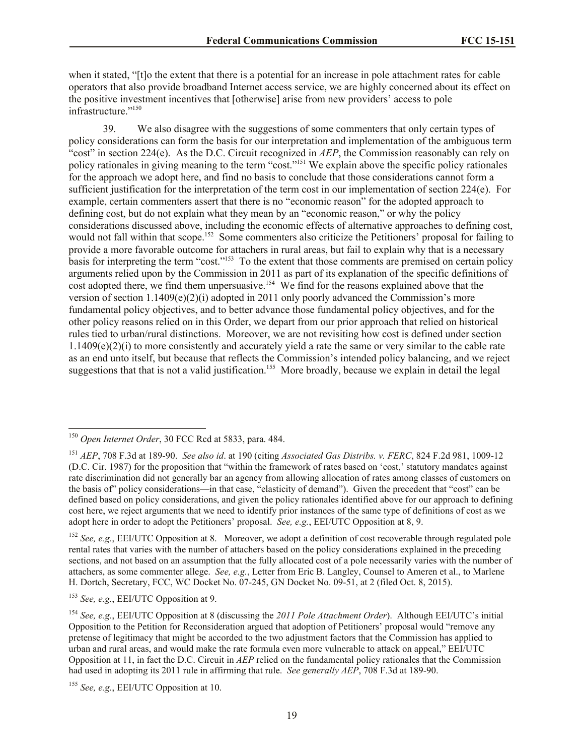when it stated, "[t]o the extent that there is a potential for an increase in pole attachment rates for cable operators that also provide broadband Internet access service, we are highly concerned about its effect on the positive investment incentives that [otherwise] arise from new providers' access to pole infrastructure."[150]

39. We also disagree with the suggestions of some commenters that only certain types of policy considerations can form the basis for our interpretation and implementation of the ambiguous term "cost" in section 224(e). As the D.C. Circuit recognized in *AEP*, the Commission reasonably can rely on policy rationales in giving meaning to the term "cost."[151] We explain above the specific policy rationales for the approach we adopt here, and find no basis to conclude that those considerations cannot form a sufficient justification for the interpretation of the term cost in our implementation of section 224(e). For example, certain commenters assert that there is no "economic reason" for the adopted approach to defining cost, but do not explain what they mean by an "economic reason," or why the policy considerations discussed above, including the economic effects of alternative approaches to defining cost, would not fall within that scope.[152] Some commenters also criticize the Petitioners' proposal for failing to provide a more favorable outcome for attachers in rural areas, but fail to explain why that is a necessary basis for interpreting the term "cost."[153] To the extent that those comments are premised on certain policy arguments relied upon by the Commission in 2011 as part of its explanation of the specific definitions of cost adopted there, we find them unpersuasive.[154] We find for the reasons explained above that the version of section 1.1409(e)(2)(i) adopted in 2011 only poorly advanced the Commission's more fundamental policy objectives, and to better advance those fundamental policy objectives, and for the other policy reasons relied on in this Order, we depart from our prior approach that relied on historical rules tied to urban/rural distinctions. Moreover, we are not revisiting how cost is defined under section 1.1409(e)(2)(i) to more consistently and accurately yield a rate the same or very similar to the cable rate as an end unto itself, but because that reflects the Commission's intended policy balancing, and we reject suggestions that that is not a valid justification.[155] More broadly, because we explain in detail the legal

---

[150] *Open Internet Order*, 30 FCC Rcd at 5833, para. 484.

[151] *AEP*, 708 F.3d at 189-90. *See also id*. at 190 (citing *Associated Gas Distribs. v. FERC*, 824 F.2d 981, 1009-12 (D.C. Cir. 1987) for the proposition that "within the framework of rates based on 'cost,' statutory mandates against rate discrimination did not generally bar an agency from allowing allocation of rates among classes of customers on the basis of" policy considerations—in that case, "elasticity of demand"). Given the precedent that "cost" can be defined based on policy considerations, and given the policy rationales identified above for our approach to defining cost here, we reject arguments that we need to identify prior instances of the same type of definitions of cost as we adopt here in order to adopt the Petitioners' proposal. *See, e.g.*, EEI/UTC Opposition at 8, 9.

[152] *See, e.g.*, EEI/UTC Opposition at 8. Moreover, we adopt a definition of cost recoverable through regulated pole rental rates that varies with the number of attachers based on the policy considerations explained in the preceding sections, and not based on an assumption that the fully allocated cost of a pole necessarily varies with the number of attachers, as some commenter allege. *See, e.g.*, Letter from Eric B. Langley, Counsel to Ameren et al., to Marlene H. Dortch, Secretary, FCC, WC Docket No. 07-245, GN Docket No. 09-51, at 2 (filed Oct. 8, 2015).

[153] *See, e.g.*, EEI/UTC Opposition at 9.

[154] *See, e.g.*, EEI/UTC Opposition at 8 (discussing the *2011 Pole Attachment Order*). Although EEI/UTC's initial Opposition to the Petition for Reconsideration argued that adoption of Petitioners' proposal would "remove any pretense of legitimacy that might be accorded to the two adjustment factors that the Commission has applied to urban and rural areas, and would make the rate formula even more vulnerable to attack on appeal," EEI/UTC Opposition at 11, in fact the D.C. Circuit in *AEP* relied on the fundamental policy rationales that the Commission had used in adopting its 2011 rule in affirming that rule. *See generally AEP*, 708 F.3d at 189-90.

[155] *See, e.g.*, EEI/UTC Opposition at 10.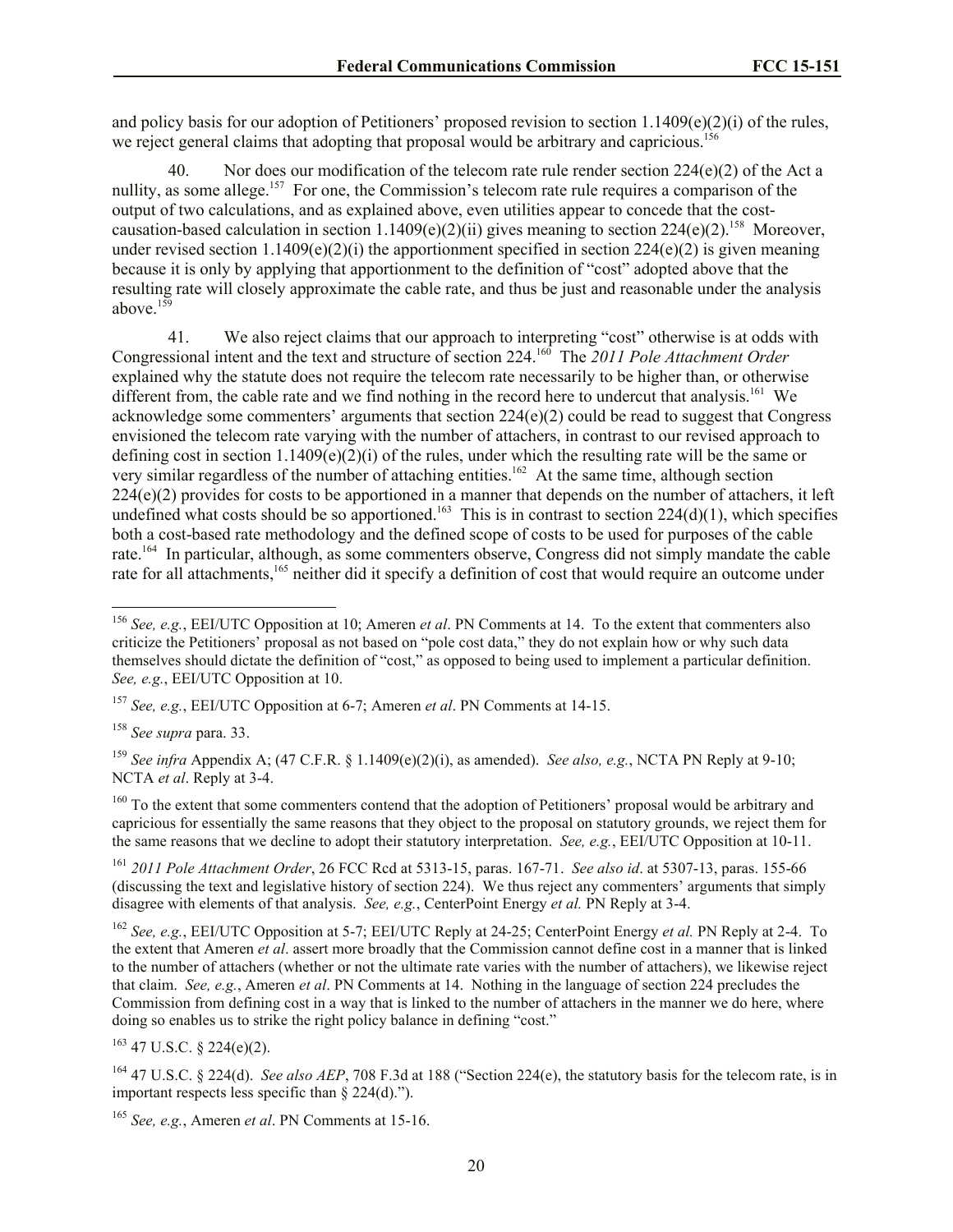and policy basis for our adoption of Petitioners' proposed revision to section 1.1409(e)(2)(i) of the rules, we reject general claims that adopting that proposal would be arbitrary and capricious.[156]

40. Nor does our modification of the telecom rate rule render section 224(e)(2) of the Act a nullity, as some allege.[157] For one, the Commission's telecom rate rule requires a comparison of the output of two calculations, and as explained above, even utilities appear to concede that the cost-causation-based calculation in section 1.1409(e)(2)(ii) gives meaning to section 224(e)(2).[158] Moreover, under revised section 1.1409(e)(2)(i) the apportionment specified in section 224(e)(2) is given meaning because it is only by applying that apportionment to the definition of "cost" adopted above that the resulting rate will closely approximate the cable rate, and thus be just and reasonable under the analysis above.[159]

41. We also reject claims that our approach to interpreting "cost" otherwise is at odds with Congressional intent and the text and structure of section 224.[160] The *2011 Pole Attachment Order* explained why the statute does not require the telecom rate necessarily to be higher than, or otherwise different from, the cable rate and we find nothing in the record here to undercut that analysis.[161] We acknowledge some commenters' arguments that section 224(e)(2) could be read to suggest that Congress envisioned the telecom rate varying with the number of attachers, in contrast to our revised approach to defining cost in section 1.1409(e)(2)(i) of the rules, under which the resulting rate will be the same or very similar regardless of the number of attaching entities.[162] At the same time, although section 224(e)(2) provides for costs to be apportioned in a manner that depends on the number of attachers, it left undefined what costs should be so apportioned.[163] This is in contrast to section 224(d)(1), which specifies both a cost-based rate methodology and the defined scope of costs to be used for purposes of the cable rate.[164] In particular, although, as some commenters observe, Congress did not simply mandate the cable rate for all attachments,[165] neither did it specify a definition of cost that would require an outcome under

---

[156] *See, e.g.*, EEI/UTC Opposition at 10; Ameren *et al*. PN Comments at 14. To the extent that commenters also criticize the Petitioners' proposal as not based on "pole cost data," they do not explain how or why such data themselves should dictate the definition of "cost," as opposed to being used to implement a particular definition. *See, e.g.*, EEI/UTC Opposition at 10.

[157] *See, e.g.*, EEI/UTC Opposition at 6-7; Ameren *et al*. PN Comments at 14-15.

[158] *See supra* para. 33.

[159] *See infra* Appendix A; (47 C.F.R. § 1.1409(e)(2)(i), as amended). *See also, e.g.*, NCTA PN Reply at 9-10; NCTA *et al*. Reply at 3-4.

[160] To the extent that some commenters contend that the adoption of Petitioners' proposal would be arbitrary and capricious for essentially the same reasons that they object to the proposal on statutory grounds, we reject them for the same reasons that we decline to adopt their statutory interpretation. *See, e.g.*, EEI/UTC Opposition at 10-11.

[161] *2011 Pole Attachment Order*, 26 FCC Rcd at 5313-15, paras. 167-71. *See also id*. at 5307-13, paras. 155-66 (discussing the text and legislative history of section 224). We thus reject any commenters' arguments that simply disagree with elements of that analysis. *See, e.g.*, CenterPoint Energy *et al.* PN Reply at 3-4.

[162] *See, e.g.*, EEI/UTC Opposition at 5-7; EEI/UTC Reply at 24-25; CenterPoint Energy *et al.* PN Reply at 2-4. To the extent that Ameren *et al*. assert more broadly that the Commission cannot define cost in a manner that is linked to the number of attachers (whether or not the ultimate rate varies with the number of attachers), we likewise reject that claim. *See, e.g.*, Ameren *et al*. PN Comments at 14. Nothing in the language of section 224 precludes the Commission from defining cost in a way that is linked to the number of attachers in the manner we do here, where doing so enables us to strike the right policy balance in defining "cost."

[163] 47 U.S.C. § 224(e)(2).

[164] 47 U.S.C. § 224(d). *See also AEP*, 708 F.3d at 188 ("Section 224(e), the statutory basis for the telecom rate, is in important respects less specific than § 224(d).").

[165] *See, e.g.*, Ameren *et al*. PN Comments at 15-16.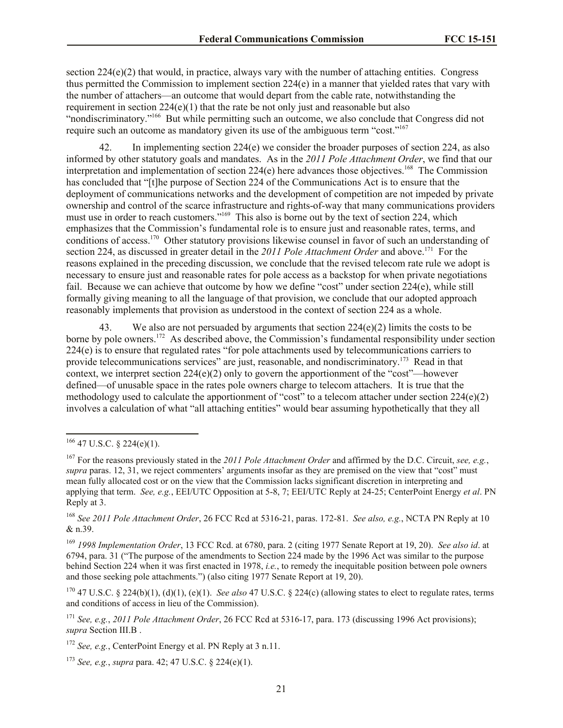section 224(e)(2) that would, in practice, always vary with the number of attaching entities. Congress thus permitted the Commission to implement section 224(e) in a manner that yielded rates that vary with the number of attachers—an outcome that would depart from the cable rate, notwithstanding the requirement in section 224(e)(1) that the rate be not only just and reasonable but also "nondiscriminatory."[166] But while permitting such an outcome, we also conclude that Congress did not require such an outcome as mandatory given its use of the ambiguous term "cost."[167]

42. In implementing section 224(e) we consider the broader purposes of section 224, as also informed by other statutory goals and mandates. As in the *2011 Pole Attachment Order*, we find that our interpretation and implementation of section 224(e) here advances those objectives.[168] The Commission has concluded that "[t]he purpose of Section 224 of the Communications Act is to ensure that the deployment of communications networks and the development of competition are not impeded by private ownership and control of the scarce infrastructure and rights-of-way that many communications providers must use in order to reach customers."[169] This also is borne out by the text of section 224, which emphasizes that the Commission's fundamental role is to ensure just and reasonable rates, terms, and conditions of access.[170] Other statutory provisions likewise counsel in favor of such an understanding of section 224, as discussed in greater detail in the *2011 Pole Attachment Order* and above.[171] For the reasons explained in the preceding discussion, we conclude that the revised telecom rate rule we adopt is necessary to ensure just and reasonable rates for pole access as a backstop for when private negotiations fail. Because we can achieve that outcome by how we define "cost" under section 224(e), while still formally giving meaning to all the language of that provision, we conclude that our adopted approach reasonably implements that provision as understood in the context of section 224 as a whole.

43. We also are not persuaded by arguments that section 224(e)(2) limits the costs to be borne by pole owners.[172] As described above, the Commission's fundamental responsibility under section 224(e) is to ensure that regulated rates "for pole attachments used by telecommunications carriers to provide telecommunications services" are just, reasonable, and nondiscriminatory.[173] Read in that context, we interpret section 224(e)(2) only to govern the apportionment of the "cost"—however defined—of unusable space in the rates pole owners charge to telecom attachers. It is true that the methodology used to calculate the apportionment of "cost" to a telecom attacher under section 224(e)(2) involves a calculation of what "all attaching entities" would bear assuming hypothetically that they all

---

[166] 47 U.S.C. § 224(e)(1).

[167] For the reasons previously stated in the *2011 Pole Attachment Order* and affirmed by the D.C. Circuit, *see, e.g.*, *supra* paras. 12, 31, we reject commenters' arguments insofar as they are premised on the view that "cost" must mean fully allocated cost or on the view that the Commission lacks significant discretion in interpreting and applying that term. *See, e.g.*, EEI/UTC Opposition at 5-8, 7; EEI/UTC Reply at 24-25; CenterPoint Energy *et al*. PN Reply at 3.

[168] *See 2011 Pole Attachment Order*, 26 FCC Rcd at 5316-21, paras. 172-81. *See also, e.g.*, NCTA PN Reply at 10 & n.39.

[169] *1998 Implementation Order*, 13 FCC Rcd. at 6780, para. 2 (citing 1977 Senate Report at 19, 20). *See also id*. at 6794, para. 31 ("The purpose of the amendments to Section 224 made by the 1996 Act was similar to the purpose behind Section 224 when it was first enacted in 1978, *i.e.*, to remedy the inequitable position between pole owners and those seeking pole attachments.") (also citing 1977 Senate Report at 19, 20).

[170] 47 U.S.C. § 224(b)(1), (d)(1), (e)(1). *See also* 47 U.S.C. § 224(c) (allowing states to elect to regulate rates, terms and conditions of access in lieu of the Commission).

[171] *See, e.g.*, *2011 Pole Attachment Order*, 26 FCC Rcd at 5316-17, para. 173 (discussing 1996 Act provisions); *supra* Section III.B .

[172] *See, e.g.*, CenterPoint Energy et al. PN Reply at 3 n.11.

[173] *See, e.g.*, *supra* para. 42; 47 U.S.C. § 224(e)(1).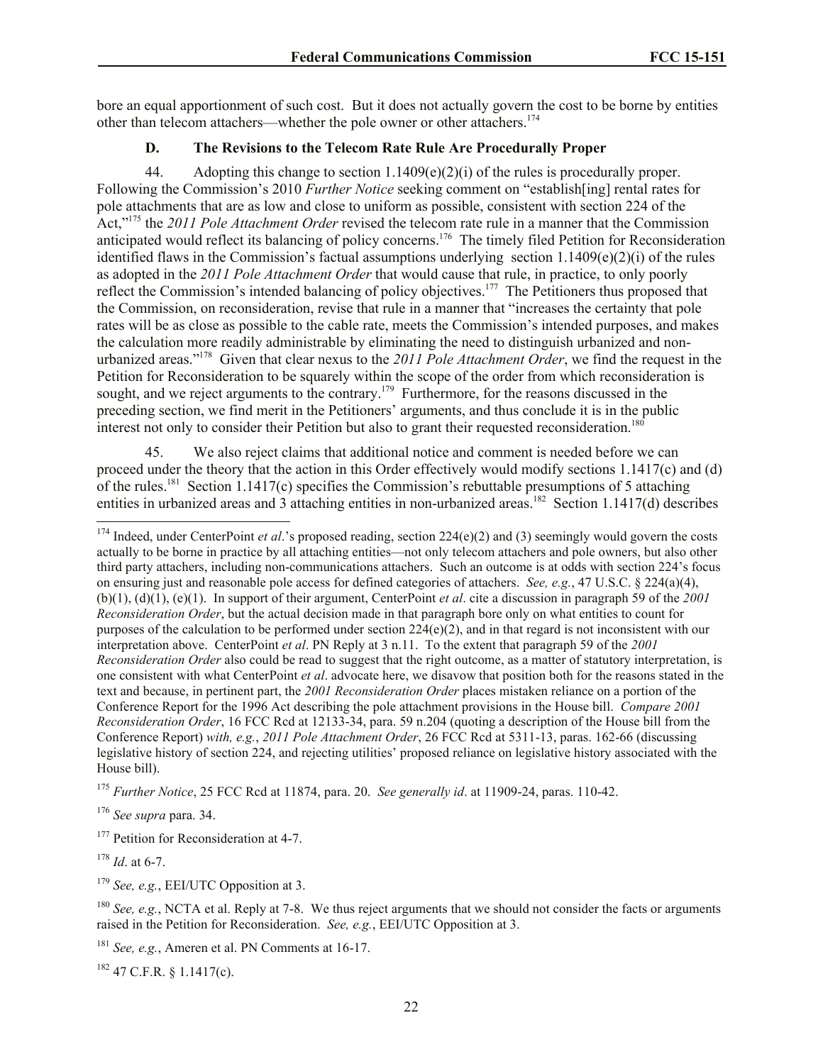bore an equal apportionment of such cost. But it does not actually govern the cost to be borne by entities other than telecom attachers—whether the pole owner or other attachers.[174]

### D. The Revisions to the Telecom Rate Rule Are Procedurally Proper

44. Adopting this change to section 1.1409(e)(2)(i) of the rules is procedurally proper. Following the Commission's 2010 *Further Notice* seeking comment on "establish[ing] rental rates for pole attachments that are as low and close to uniform as possible, consistent with section 224 of the Act,"[175] the *2011 Pole Attachment Order* revised the telecom rate rule in a manner that the Commission anticipated would reflect its balancing of policy concerns.[176] The timely filed Petition for Reconsideration identified flaws in the Commission's factual assumptions underlying section 1.1409(e)(2)(i) of the rules as adopted in the *2011 Pole Attachment Order* that would cause that rule, in practice, to only poorly reflect the Commission's intended balancing of policy objectives.[177] The Petitioners thus proposed that the Commission, on reconsideration, revise that rule in a manner that "increases the certainty that pole rates will be as close as possible to the cable rate, meets the Commission's intended purposes, and makes the calculation more readily administrable by eliminating the need to distinguish urbanized and non-urbanized areas."[178] Given that clear nexus to the *2011 Pole Attachment Order*, we find the request in the Petition for Reconsideration to be squarely within the scope of the order from which reconsideration is sought, and we reject arguments to the contrary.[179] Furthermore, for the reasons discussed in the preceding section, we find merit in the Petitioners' arguments, and thus conclude it is in the public interest not only to consider their Petition but also to grant their requested reconsideration.[180]

45. We also reject claims that additional notice and comment is needed before we can proceed under the theory that the action in this Order effectively would modify sections 1.1417(c) and (d) of the rules.[181] Section 1.1417(c) specifies the Commission's rebuttable presumptions of 5 attaching entities in urbanized areas and 3 attaching entities in non-urbanized areas.[182] Section 1.1417(d) describes

---

[174] Indeed, under CenterPoint *et al*.'s proposed reading, section 224(e)(2) and (3) seemingly would govern the costs actually to be borne in practice by all attaching entities—not only telecom attachers and pole owners, but also other third party attachers, including non-communications attachers. Such an outcome is at odds with section 224's focus on ensuring just and reasonable pole access for defined categories of attachers. *See, e.g.*, 47 U.S.C. § 224(a)(4), (b)(1), (d)(1), (e)(1). In support of their argument, CenterPoint *et al*. cite a discussion in paragraph 59 of the *2001 Reconsideration Order*, but the actual decision made in that paragraph bore only on what entities to count for purposes of the calculation to be performed under section 224(e)(2), and in that regard is not inconsistent with our interpretation above. CenterPoint *et al*. PN Reply at 3 n.11. To the extent that paragraph 59 of the *2001 Reconsideration Order* also could be read to suggest that the right outcome, as a matter of statutory interpretation, is one consistent with what CenterPoint *et al*. advocate here, we disavow that position both for the reasons stated in the text and because, in pertinent part, the *2001 Reconsideration Order* places mistaken reliance on a portion of the Conference Report for the 1996 Act describing the pole attachment provisions in the House bill. *Compare 2001 Reconsideration Order*, 16 FCC Rcd at 12133-34, para. 59 n.204 (quoting a description of the House bill from the Conference Report) *with, e.g.*, *2011 Pole Attachment Order*, 26 FCC Rcd at 5311-13, paras. 162-66 (discussing legislative history of section 224, and rejecting utilities' proposed reliance on legislative history associated with the House bill).

[175] *Further Notice*, 25 FCC Rcd at 11874, para. 20. *See generally id*. at 11909-24, paras. 110-42.

[176] *See supra* para. 34.

[177] Petition for Reconsideration at 4-7.

[178] *Id*. at 6-7.

[179] *See, e.g.*, EEI/UTC Opposition at 3.

[180] *See, e.g.*, NCTA et al. Reply at 7-8. We thus reject arguments that we should not consider the facts or arguments raised in the Petition for Reconsideration. *See, e.g.*, EEI/UTC Opposition at 3.

[181] *See, e.g.*, Ameren et al. PN Comments at 16-17.

[182] 47 C.F.R. § 1.1417(c).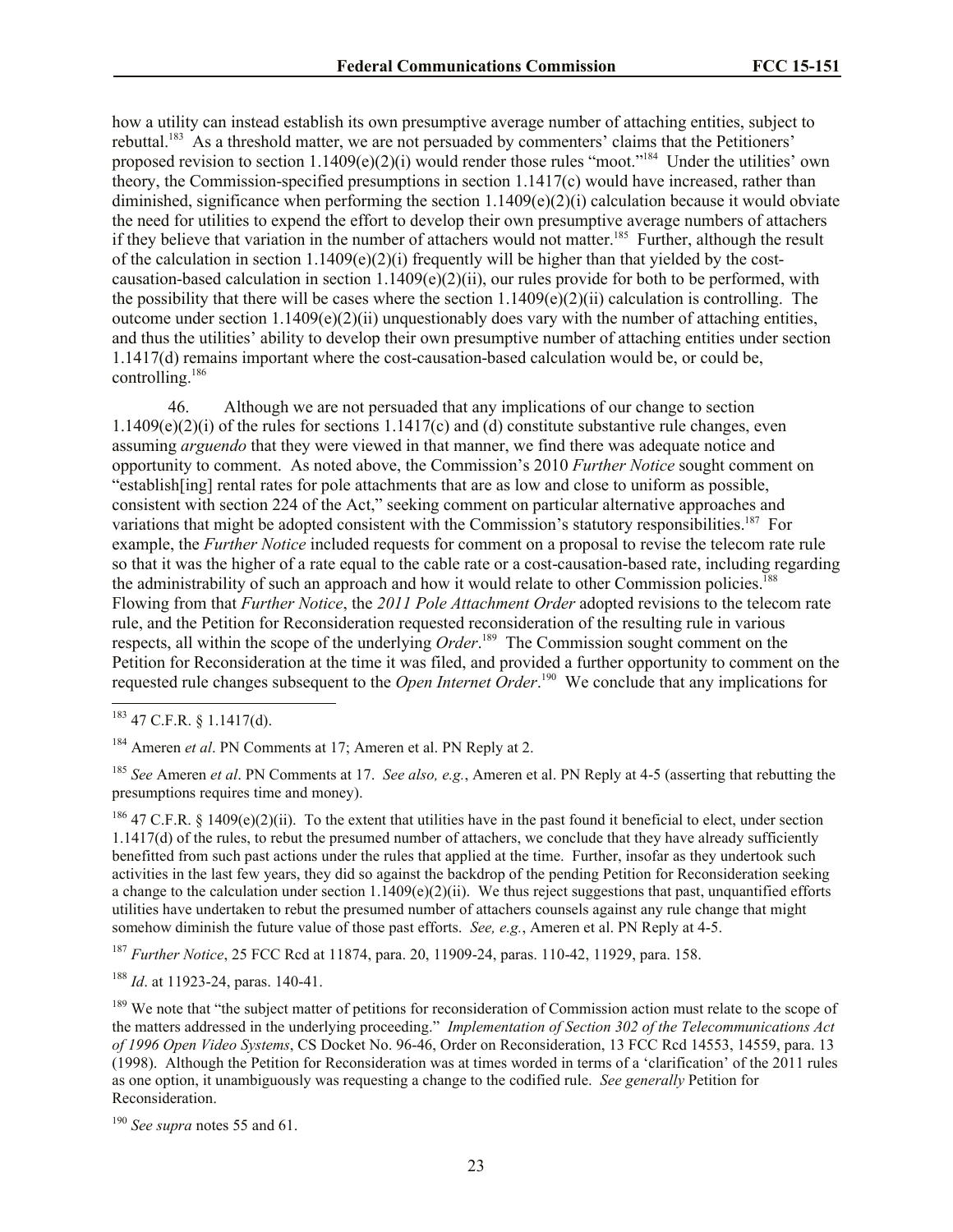how a utility can instead establish its own presumptive average number of attaching entities, subject to rebuttal.[183] As a threshold matter, we are not persuaded by commenters' claims that the Petitioners' proposed revision to section 1.1409(e)(2)(i) would render those rules "moot."[184] Under the utilities' own theory, the Commission-specified presumptions in section 1.1417(c) would have increased, rather than diminished, significance when performing the section 1.1409(e)(2)(i) calculation because it would obviate the need for utilities to expend the effort to develop their own presumptive average numbers of attachers if they believe that variation in the number of attachers would not matter.[185] Further, although the result of the calculation in section 1.1409(e)(2)(i) frequently will be higher than that yielded by the cost-causation-based calculation in section 1.1409(e)(2)(ii), our rules provide for both to be performed, with the possibility that there will be cases where the section 1.1409(e)(2)(ii) calculation is controlling. The outcome under section 1.1409(e)(2)(ii) unquestionably does vary with the number of attaching entities, and thus the utilities' ability to develop their own presumptive number of attaching entities under section 1.1417(d) remains important where the cost-causation-based calculation would be, or could be, controlling.[186]

46. Although we are not persuaded that any implications of our change to section 1.1409(e)(2)(i) of the rules for sections 1.1417(c) and (d) constitute substantive rule changes, even assuming *arguendo* that they were viewed in that manner, we find there was adequate notice and opportunity to comment. As noted above, the Commission's 2010 *Further Notice* sought comment on "establish[ing] rental rates for pole attachments that are as low and close to uniform as possible, consistent with section 224 of the Act," seeking comment on particular alternative approaches and variations that might be adopted consistent with the Commission's statutory responsibilities.[187] For example, the *Further Notice* included requests for comment on a proposal to revise the telecom rate rule so that it was the higher of a rate equal to the cable rate or a cost-causation-based rate, including regarding the administrability of such an approach and how it would relate to other Commission policies.[188] Flowing from that *Further Notice*, the *2011 Pole Attachment Order* adopted revisions to the telecom rate rule, and the Petition for Reconsideration requested reconsideration of the resulting rule in various respects, all within the scope of the underlying *Order*.[189] The Commission sought comment on the Petition for Reconsideration at the time it was filed, and provided a further opportunity to comment on the requested rule changes subsequent to the *Open Internet Order*.[190] We conclude that any implications for

---

[183] 47 C.F.R. § 1.1417(d).

[184] Ameren *et al*. PN Comments at 17; Ameren et al. PN Reply at 2.

[185] *See* Ameren *et al*. PN Comments at 17. *See also, e.g.*, Ameren et al. PN Reply at 4-5 (asserting that rebutting the presumptions requires time and money).

[186] 47 C.F.R. § 1409(e)(2)(ii). To the extent that utilities have in the past found it beneficial to elect, under section 1.1417(d) of the rules, to rebut the presumed number of attachers, we conclude that they have already sufficiently benefitted from such past actions under the rules that applied at the time. Further, insofar as they undertook such activities in the last few years, they did so against the backdrop of the pending Petition for Reconsideration seeking a change to the calculation under section 1.1409(e)(2)(ii). We thus reject suggestions that past, unquantified efforts utilities have undertaken to rebut the presumed number of attachers counsels against any rule change that might somehow diminish the future value of those past efforts. *See, e.g.*, Ameren et al. PN Reply at 4-5.

[187] *Further Notice*, 25 FCC Rcd at 11874, para. 20, 11909-24, paras. 110-42, 11929, para. 158.

[188] *Id*. at 11923-24, paras. 140-41.

[189] We note that "the subject matter of petitions for reconsideration of Commission action must relate to the scope of the matters addressed in the underlying proceeding." *Implementation of Section 302 of the Telecommunications Act of 1996 Open Video Systems*, CS Docket No. 96-46, Order on Reconsideration, 13 FCC Rcd 14553, 14559, para. 13 (1998). Although the Petition for Reconsideration was at times worded in terms of a 'clarification' of the 2011 rules as one option, it unambiguously was requesting a change to the codified rule. *See generally* Petition for Reconsideration.

[190] *See supra* notes 55 and 61.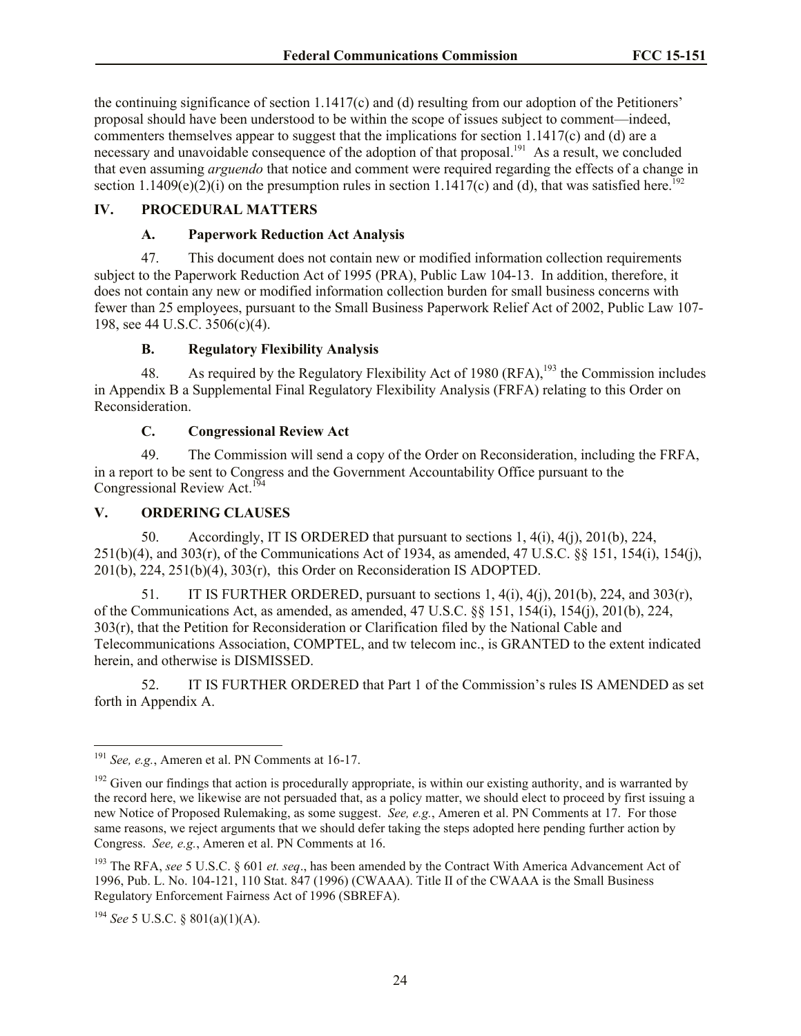the continuing significance of section 1.1417(c) and (d) resulting from our adoption of the Petitioners' proposal should have been understood to be within the scope of issues subject to comment—indeed, commenters themselves appear to suggest that the implications for section 1.1417(c) and (d) are a necessary and unavoidable consequence of the adoption of that proposal.[191] As a result, we concluded that even assuming *arguendo* that notice and comment were required regarding the effects of a change in section 1.1409(e)(2)(i) on the presumption rules in section 1.1417(c) and (d), that was satisfied here.[192]

## IV. PROCEDURAL MATTERS

### A. Paperwork Reduction Act Analysis

47. This document does not contain new or modified information collection requirements subject to the Paperwork Reduction Act of 1995 (PRA), Public Law 104-13. In addition, therefore, it does not contain any new or modified information collection burden for small business concerns with fewer than 25 employees, pursuant to the Small Business Paperwork Relief Act of 2002, Public Law 107-198, see 44 U.S.C. 3506(c)(4).

### B. Regulatory Flexibility Analysis

48. As required by the Regulatory Flexibility Act of 1980 (RFA),[193] the Commission includes in Appendix B a Supplemental Final Regulatory Flexibility Analysis (FRFA) relating to this Order on Reconsideration.

### C. Congressional Review Act

49. The Commission will send a copy of the Order on Reconsideration, including the FRFA, in a report to be sent to Congress and the Government Accountability Office pursuant to the Congressional Review Act.[194]

## V. ORDERING CLAUSES

50. Accordingly, IT IS ORDERED that pursuant to sections 1, 4(i), 4(j), 201(b), 224, 251(b)(4), and 303(r), of the Communications Act of 1934, as amended, 47 U.S.C. §§ 151, 154(i), 154(j), 201(b), 224, 251(b)(4), 303(r), this Order on Reconsideration IS ADOPTED.

51. IT IS FURTHER ORDERED, pursuant to sections 1, 4(i), 4(j), 201(b), 224, and 303(r), of the Communications Act, as amended, as amended, 47 U.S.C. §§ 151, 154(i), 154(j), 201(b), 224, 303(r), that the Petition for Reconsideration or Clarification filed by the National Cable and Telecommunications Association, COMPTEL, and tw telecom inc., is GRANTED to the extent indicated herein, and otherwise is DISMISSED.

52. IT IS FURTHER ORDERED that Part 1 of the Commission's rules IS AMENDED as set forth in Appendix A.

---

[191] *See, e.g.*, Ameren et al. PN Comments at 16-17.

[192] Given our findings that action is procedurally appropriate, is within our existing authority, and is warranted by the record here, we likewise are not persuaded that, as a policy matter, we should elect to proceed by first issuing a new Notice of Proposed Rulemaking, as some suggest. *See, e.g.*, Ameren et al. PN Comments at 17. For those same reasons, we reject arguments that we should defer taking the steps adopted here pending further action by Congress. *See, e.g.*, Ameren et al. PN Comments at 16.

[193] The RFA, *see* 5 U.S.C. § 601 *et. seq*., has been amended by the Contract With America Advancement Act of 1996, Pub. L. No. 104-121, 110 Stat. 847 (1996) (CWAAA). Title II of the CWAAA is the Small Business Regulatory Enforcement Fairness Act of 1996 (SBREFA).

[194] *See* 5 U.S.C. § 801(a)(1)(A).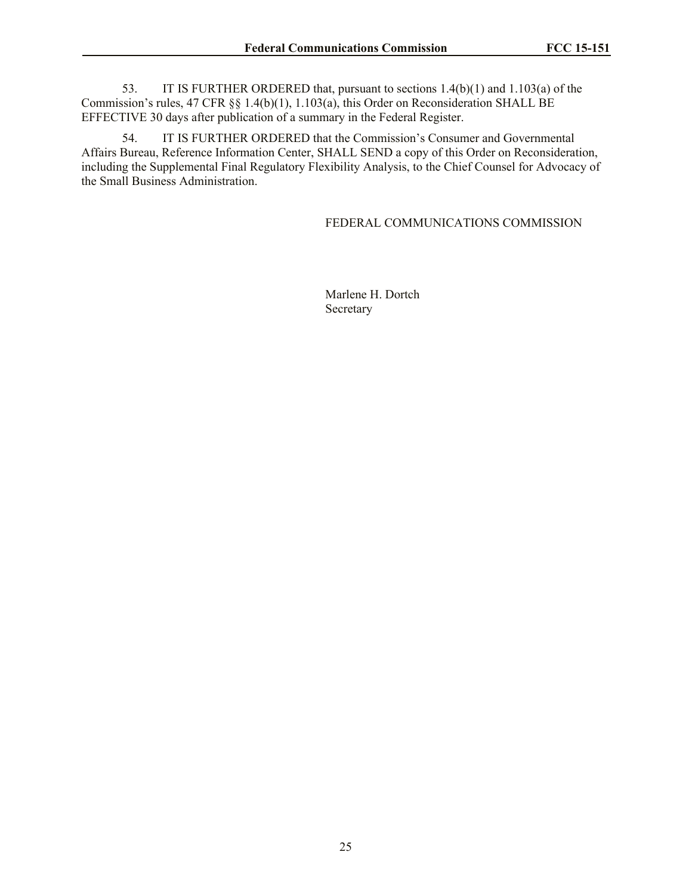53. IT IS FURTHER ORDERED that, pursuant to sections 1.4(b)(1) and 1.103(a) of the Commission's rules, 47 CFR §§ 1.4(b)(1), 1.103(a), this Order on Reconsideration SHALL BE EFFECTIVE 30 days after publication of a summary in the Federal Register.

54. IT IS FURTHER ORDERED that the Commission's Consumer and Governmental Affairs Bureau, Reference Information Center, SHALL SEND a copy of this Order on Reconsideration, including the Supplemental Final Regulatory Flexibility Analysis, to the Chief Counsel for Advocacy of the Small Business Administration.

FEDERAL COMMUNICATIONS COMMISSION

Marlene H. Dortch
Secretary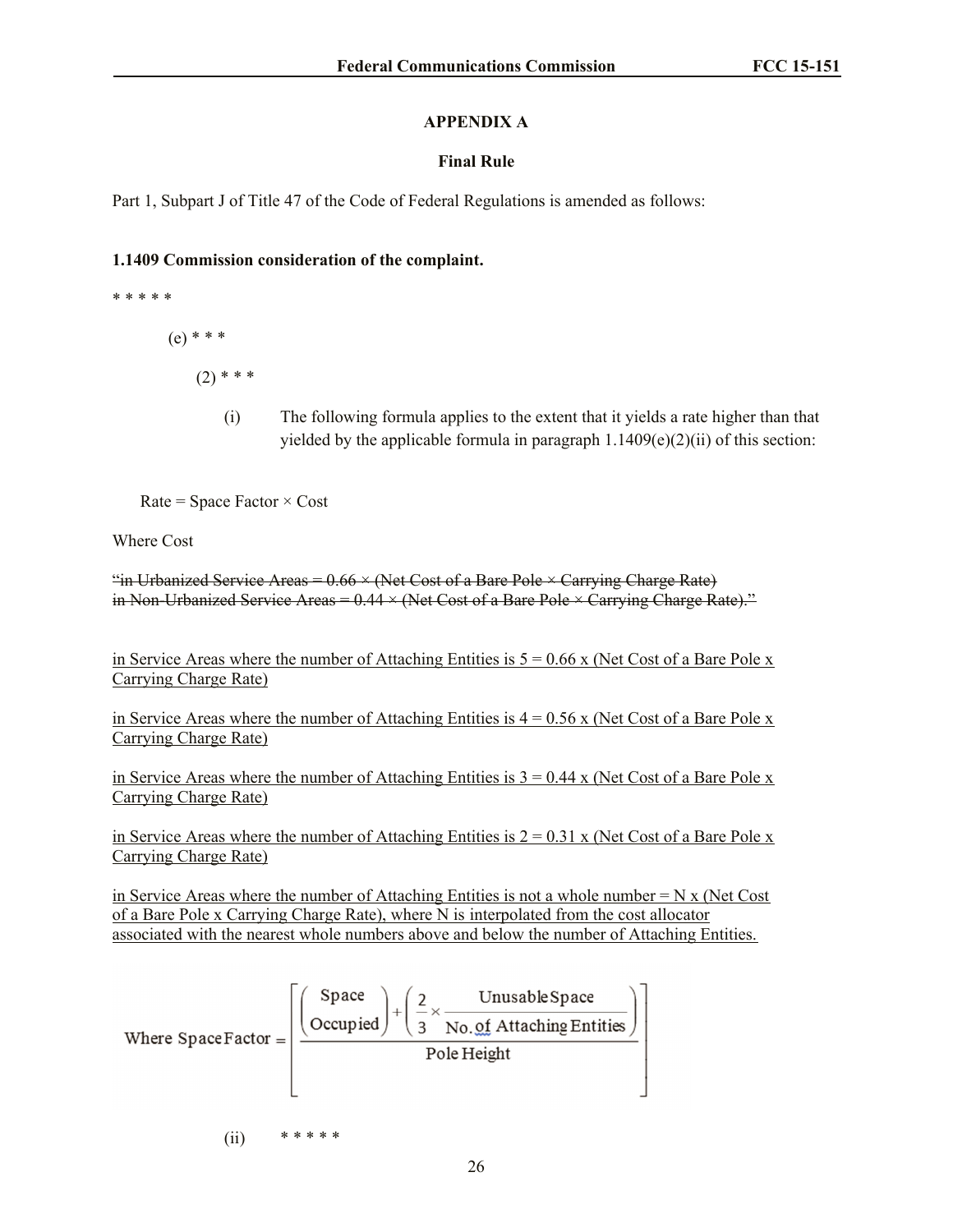## APPENDIX A

### Final Rule

Part 1, Subpart J of Title 47 of the Code of Federal Regulations is amended as follows:

**1.1409 Commission consideration of the complaint.**

\* \* \* \* \*

(e) \* \* \*

(2) \* \* \*

(i) The following formula applies to the extent that it yields a rate higher than that yielded by the applicable formula in paragraph 1.1409(e)(2)(ii) of this section:

Rate = Space Factor × Cost

Where Cost

~~"in Urbanized Service Areas = 0.66 × (Net Cost of a Bare Pole × Carrying Charge Rate)~~
~~in Non-Urbanized Service Areas = 0.44 × (Net Cost of a Bare Pole × Carrying Charge Rate)."~~

<u>in Service Areas where the number of Attaching Entities is 5 = 0.66 x (Net Cost of a Bare Pole x Carrying Charge Rate)</u>

<u>in Service Areas where the number of Attaching Entities is 4 = 0.56 x (Net Cost of a Bare Pole x Carrying Charge Rate)</u>

<u>in Service Areas where the number of Attaching Entities is 3 = 0.44 x (Net Cost of a Bare Pole x Carrying Charge Rate)</u>

<u>in Service Areas where the number of Attaching Entities is 2 = 0.31 x (Net Cost of a Bare Pole x Carrying Charge Rate)</u>

<u>in Service Areas where the number of Attaching Entities is not a whole number = N x (Net Cost of a Bare Pole x Carrying Charge Rate), where N is interpolated from the cost allocator associated with the nearest whole numbers above and below the number of Attaching Entities.</u>

$$\text{Where Space Factor} = \left[ \frac{\left(\begin{array}{c}\text{Space}\\ \text{Occupied}\end{array}\right) + \left(\frac{2}{3} \times \frac{\text{Unusable Space}}{\text{No. of Attaching Entities}}\right)}{\text{Pole Height}} \right]$$

(ii) \* \* \* \* \*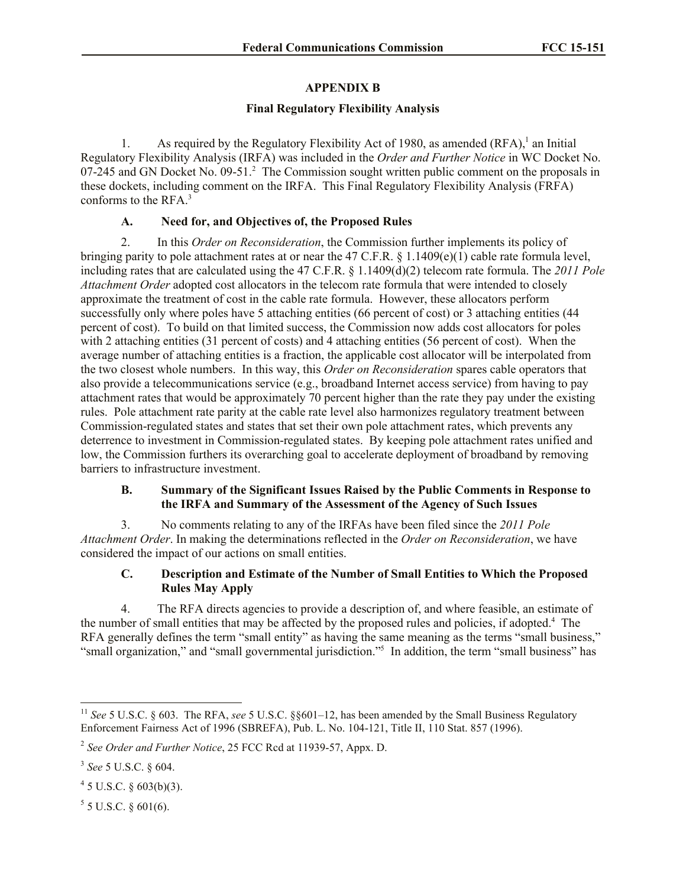## APPENDIX B

### Final Regulatory Flexibility Analysis

1. As required by the Regulatory Flexibility Act of 1980, as amended (RFA),[1] an Initial Regulatory Flexibility Analysis (IRFA) was included in the *Order and Further Notice* in WC Docket No. 07-245 and GN Docket No. 09-51.[2] The Commission sought written public comment on the proposals in these dockets, including comment on the IRFA. This Final Regulatory Flexibility Analysis (FRFA) conforms to the RFA.[3]

#### A. Need for, and Objectives of, the Proposed Rules

2. In this *Order on Reconsideration*, the Commission further implements its policy of bringing parity to pole attachment rates at or near the 47 C.F.R. § 1.1409(e)(1) cable rate formula level, including rates that are calculated using the 47 C.F.R. § 1.1409(d)(2) telecom rate formula. The *2011 Pole Attachment Order* adopted cost allocators in the telecom rate formula that were intended to closely approximate the treatment of cost in the cable rate formula. However, these allocators perform successfully only where poles have 5 attaching entities (66 percent of cost) or 3 attaching entities (44 percent of cost). To build on that limited success, the Commission now adds cost allocators for poles with 2 attaching entities (31 percent of costs) and 4 attaching entities (56 percent of cost). When the average number of attaching entities is a fraction, the applicable cost allocator will be interpolated from the two closest whole numbers. In this way, this *Order on Reconsideration* spares cable operators that also provide a telecommunications service (e.g., broadband Internet access service) from having to pay attachment rates that would be approximately 70 percent higher than the rate they pay under the existing rules. Pole attachment rate parity at the cable rate level also harmonizes regulatory treatment between Commission-regulated states and states that set their own pole attachment rates, which prevents any deterrence to investment in Commission-regulated states. By keeping pole attachment rates unified and low, the Commission furthers its overarching goal to accelerate deployment of broadband by removing barriers to infrastructure investment.

#### B. Summary of the Significant Issues Raised by the Public Comments in Response to the IRFA and Summary of the Assessment of the Agency of Such Issues

3. No comments relating to any of the IRFAs have been filed since the *2011 Pole Attachment Order*. In making the determinations reflected in the *Order on Reconsideration*, we have considered the impact of our actions on small entities.

#### C. Description and Estimate of the Number of Small Entities to Which the Proposed Rules May Apply

4. The RFA directs agencies to provide a description of, and where feasible, an estimate of the number of small entities that may be affected by the proposed rules and policies, if adopted.[4] The RFA generally defines the term "small entity" as having the same meaning as the terms "small business," "small organization," and "small governmental jurisdiction."[5] In addition, the term "small business" has

---

[1] *See* 5 U.S.C. § 603. The RFA, *see* 5 U.S.C. §§601–12, has been amended by the Small Business Regulatory Enforcement Fairness Act of 1996 (SBREFA), Pub. L. No. 104-121, Title II, 110 Stat. 857 (1996).

[2] *See Order and Further Notice*, 25 FCC Rcd at 11939-57, Appx. D.

[3] *See* 5 U.S.C. § 604.

[4] 5 U.S.C. § 603(b)(3).

[5] 5 U.S.C. § 601(6).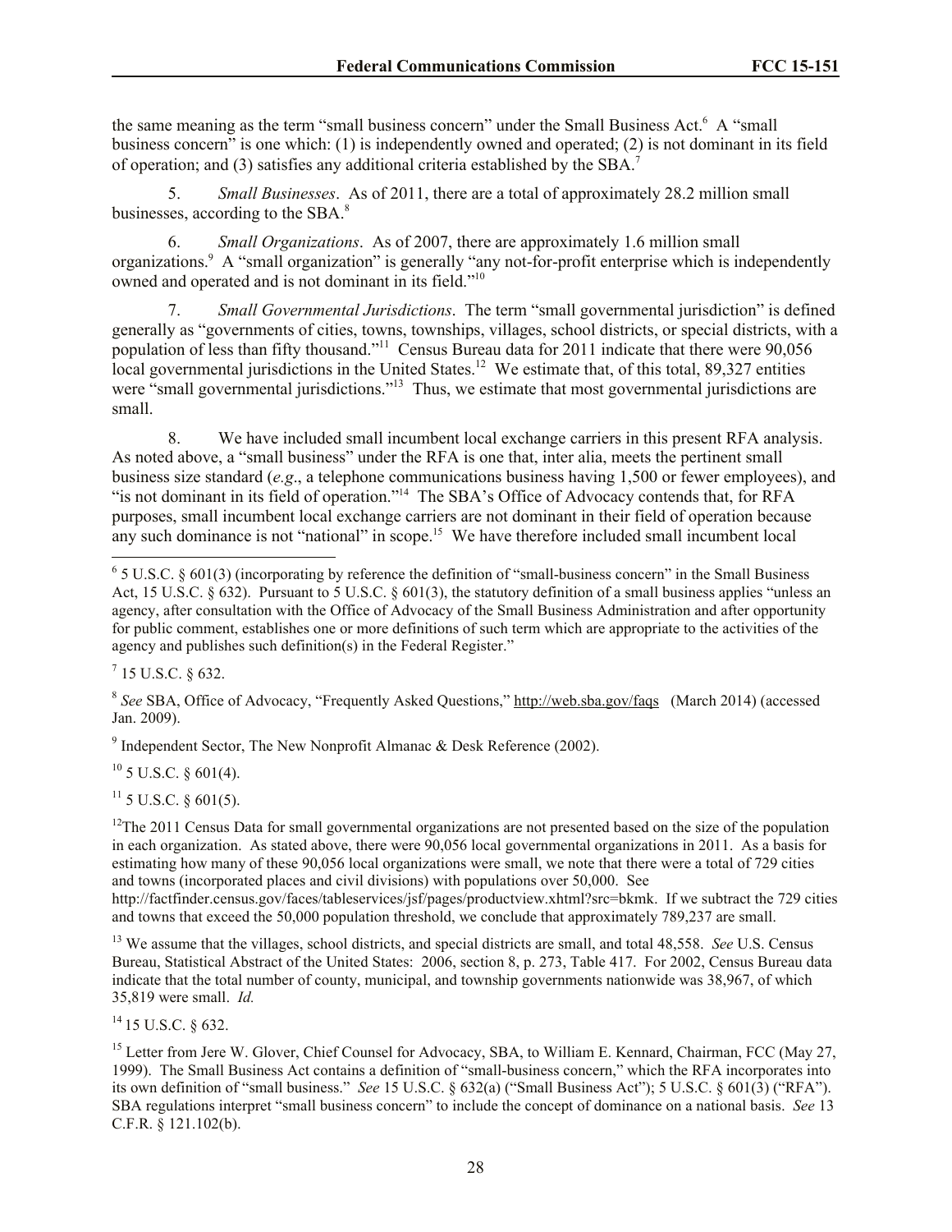the same meaning as the term "small business concern" under the Small Business Act.[6] A "small business concern" is one which: (1) is independently owned and operated; (2) is not dominant in its field of operation; and (3) satisfies any additional criteria established by the SBA.[7]

5. *Small Businesses*. As of 2011, there are a total of approximately 28.2 million small businesses, according to the SBA.[8]

6. *Small Organizations*. As of 2007, there are approximately 1.6 million small organizations.[9] A "small organization" is generally "any not-for-profit enterprise which is independently owned and operated and is not dominant in its field."[10]

7. *Small Governmental Jurisdictions*. The term "small governmental jurisdiction" is defined generally as "governments of cities, towns, townships, villages, school districts, or special districts, with a population of less than fifty thousand."[11] Census Bureau data for 2011 indicate that there were 90,056 local governmental jurisdictions in the United States.[12] We estimate that, of this total, 89,327 entities were "small governmental jurisdictions."[13] Thus, we estimate that most governmental jurisdictions are small.

8. We have included small incumbent local exchange carriers in this present RFA analysis. As noted above, a "small business" under the RFA is one that, inter alia, meets the pertinent small business size standard (*e.g*., a telephone communications business having 1,500 or fewer employees), and "is not dominant in its field of operation."[14] The SBA's Office of Advocacy contends that, for RFA purposes, small incumbent local exchange carriers are not dominant in their field of operation because any such dominance is not "national" in scope.[15] We have therefore included small incumbent local

---

[6] 5 U.S.C. § 601(3) (incorporating by reference the definition of "small-business concern" in the Small Business Act, 15 U.S.C. § 632). Pursuant to 5 U.S.C. § 601(3), the statutory definition of a small business applies "unless an agency, after consultation with the Office of Advocacy of the Small Business Administration and after opportunity for public comment, establishes one or more definitions of such term which are appropriate to the activities of the agency and publishes such definition(s) in the Federal Register."

[7] 15 U.S.C. § 632.

[8] *See* SBA, Office of Advocacy, "Frequently Asked Questions," http://web.sba.gov/faqs (March 2014) (accessed Jan. 2009).

[9] Independent Sector, The New Nonprofit Almanac & Desk Reference (2002).

[10] 5 U.S.C. § 601(4).

[11] 5 U.S.C. § 601(5).

[12] The 2011 Census Data for small governmental organizations are not presented based on the size of the population in each organization. As stated above, there were 90,056 local governmental organizations in 2011. As a basis for estimating how many of these 90,056 local organizations were small, we note that there were a total of 729 cities and towns (incorporated places and civil divisions) with populations over 50,000. See http://factfinder.census.gov/faces/tableservices/jsf/pages/productview.xhtml?src=bkmk. If we subtract the 729 cities and towns that exceed the 50,000 population threshold, we conclude that approximately 789,237 are small.

[13] We assume that the villages, school districts, and special districts are small, and total 48,558. *See* U.S. Census Bureau, Statistical Abstract of the United States: 2006, section 8, p. 273, Table 417. For 2002, Census Bureau data indicate that the total number of county, municipal, and township governments nationwide was 38,967, of which 35,819 were small. *Id.*

[14] 15 U.S.C. § 632.

[15] Letter from Jere W. Glover, Chief Counsel for Advocacy, SBA, to William E. Kennard, Chairman, FCC (May 27, 1999). The Small Business Act contains a definition of "small-business concern," which the RFA incorporates into its own definition of "small business." *See* 15 U.S.C. § 632(a) ("Small Business Act"); 5 U.S.C. § 601(3) ("RFA"). SBA regulations interpret "small business concern" to include the concept of dominance on a national basis. *See* 13 C.F.R. § 121.102(b).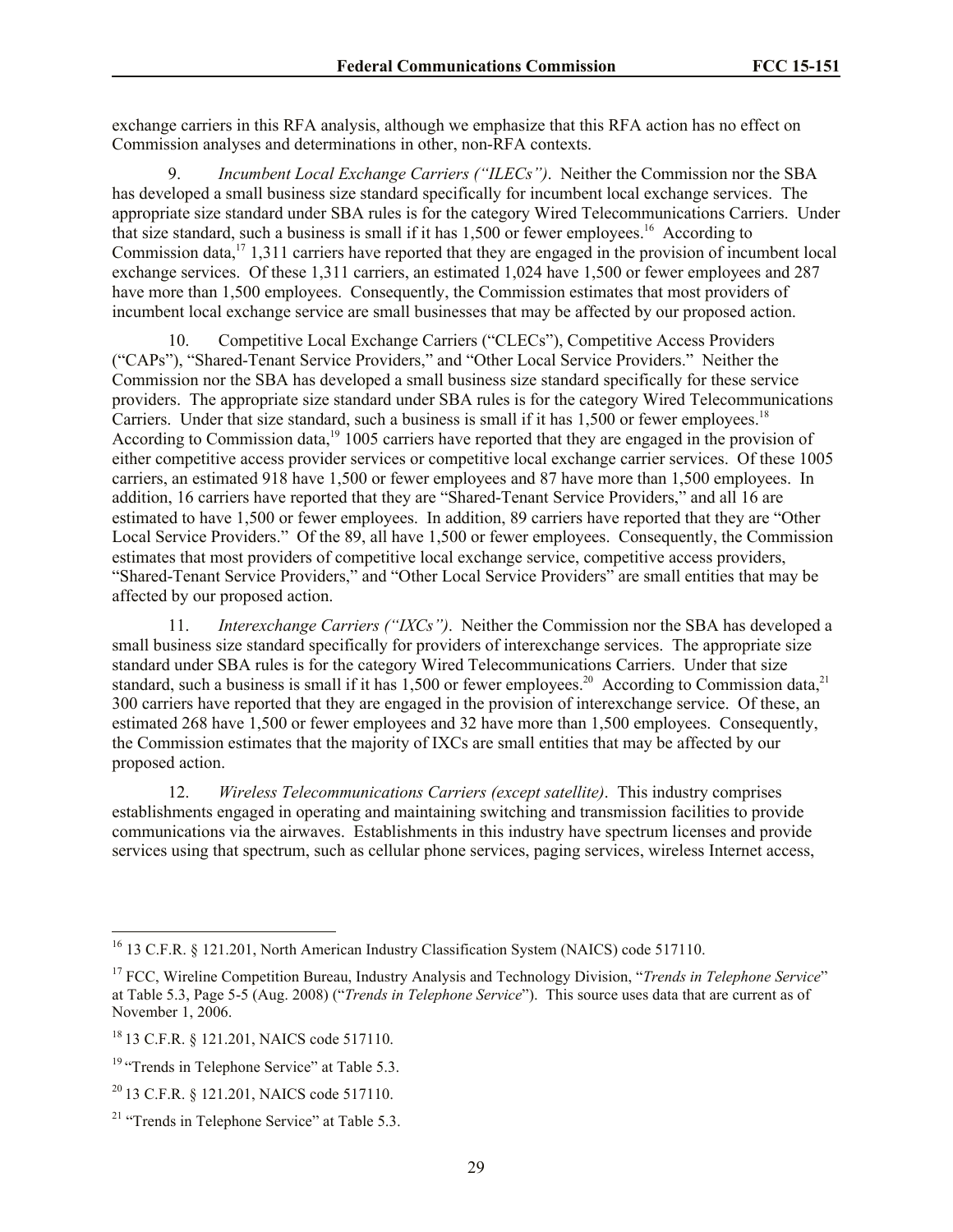exchange carriers in this RFA analysis, although we emphasize that this RFA action has no effect on Commission analyses and determinations in other, non-RFA contexts.

9. *Incumbent Local Exchange Carriers ("ILECs")*. Neither the Commission nor the SBA has developed a small business size standard specifically for incumbent local exchange services. The appropriate size standard under SBA rules is for the category Wired Telecommunications Carriers. Under that size standard, such a business is small if it has 1,500 or fewer employees.[16] According to Commission data,[17] 1,311 carriers have reported that they are engaged in the provision of incumbent local exchange services. Of these 1,311 carriers, an estimated 1,024 have 1,500 or fewer employees and 287 have more than 1,500 employees. Consequently, the Commission estimates that most providers of incumbent local exchange service are small businesses that may be affected by our proposed action.

10. Competitive Local Exchange Carriers ("CLECs"), Competitive Access Providers ("CAPs"), "Shared-Tenant Service Providers," and "Other Local Service Providers." Neither the Commission nor the SBA has developed a small business size standard specifically for these service providers. The appropriate size standard under SBA rules is for the category Wired Telecommunications Carriers. Under that size standard, such a business is small if it has 1,500 or fewer employees.[18] According to Commission data,[19] 1005 carriers have reported that they are engaged in the provision of either competitive access provider services or competitive local exchange carrier services. Of these 1005 carriers, an estimated 918 have 1,500 or fewer employees and 87 have more than 1,500 employees. In addition, 16 carriers have reported that they are "Shared-Tenant Service Providers," and all 16 are estimated to have 1,500 or fewer employees. In addition, 89 carriers have reported that they are "Other Local Service Providers." Of the 89, all have 1,500 or fewer employees. Consequently, the Commission estimates that most providers of competitive local exchange service, competitive access providers, "Shared-Tenant Service Providers," and "Other Local Service Providers" are small entities that may be affected by our proposed action.

11. *Interexchange Carriers ("IXCs")*. Neither the Commission nor the SBA has developed a small business size standard specifically for providers of interexchange services. The appropriate size standard under SBA rules is for the category Wired Telecommunications Carriers. Under that size standard, such a business is small if it has 1,500 or fewer employees.[20] According to Commission data,[21] 300 carriers have reported that they are engaged in the provision of interexchange service. Of these, an estimated 268 have 1,500 or fewer employees and 32 have more than 1,500 employees. Consequently, the Commission estimates that the majority of IXCs are small entities that may be affected by our proposed action.

12. *Wireless Telecommunications Carriers (except satellite)*. This industry comprises establishments engaged in operating and maintaining switching and transmission facilities to provide communications via the airwaves. Establishments in this industry have spectrum licenses and provide services using that spectrum, such as cellular phone services, paging services, wireless Internet access,

---

[16] 13 C.F.R. § 121.201, North American Industry Classification System (NAICS) code 517110.

[17] FCC, Wireline Competition Bureau, Industry Analysis and Technology Division, "*Trends in Telephone Service*" at Table 5.3, Page 5-5 (Aug. 2008) ("*Trends in Telephone Service*"). This source uses data that are current as of November 1, 2006.

[18] 13 C.F.R. § 121.201, NAICS code 517110.

[19] "Trends in Telephone Service" at Table 5.3.

[20] 13 C.F.R. § 121.201, NAICS code 517110.

[21] "Trends in Telephone Service" at Table 5.3.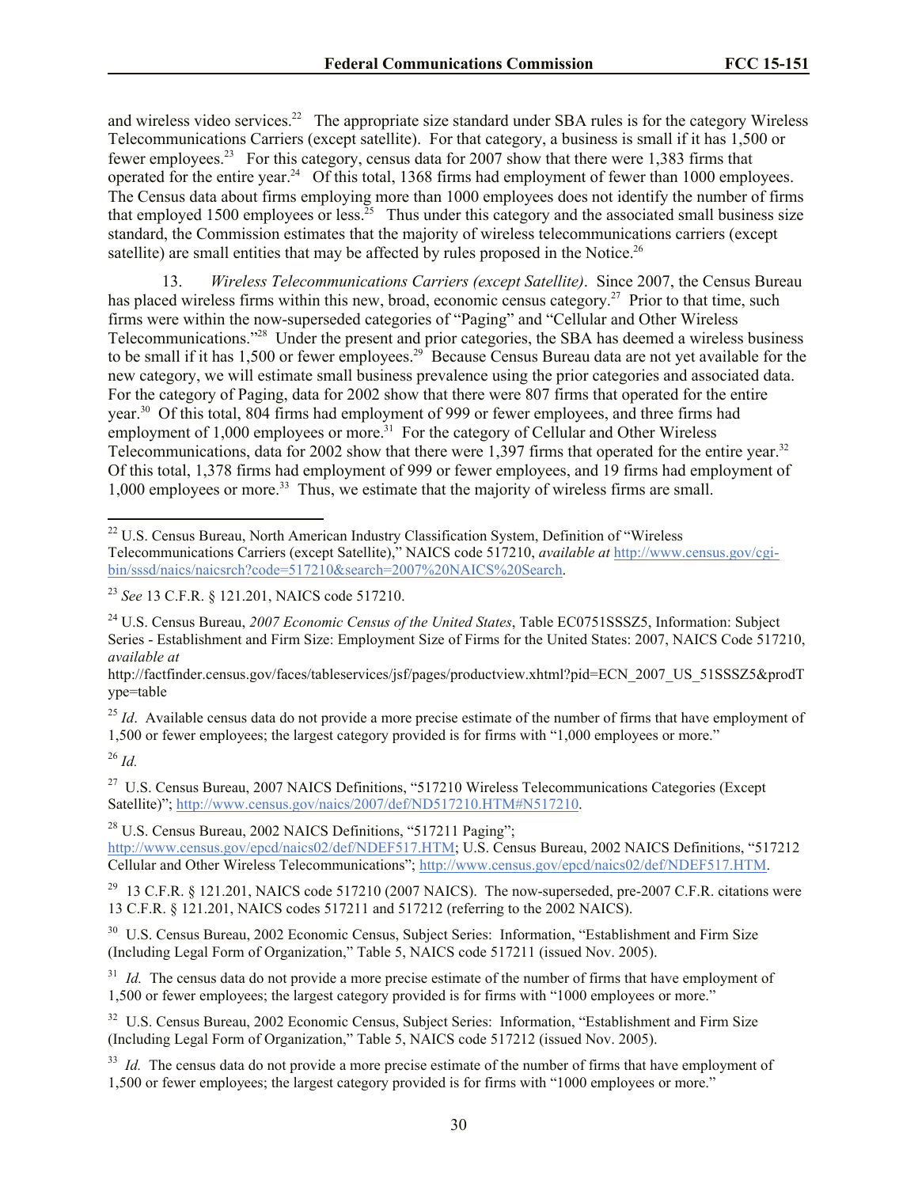and wireless video services.[22] The appropriate size standard under SBA rules is for the category Wireless Telecommunications Carriers (except satellite). For that category, a business is small if it has 1,500 or fewer employees.[23] For this category, census data for 2007 show that there were 1,383 firms that operated for the entire year.[24] Of this total, 1368 firms had employment of fewer than 1000 employees. The Census data about firms employing more than 1000 employees does not identify the number of firms that employed 1500 employees or less.[25] Thus under this category and the associated small business size standard, the Commission estimates that the majority of wireless telecommunications carriers (except satellite) are small entities that may be affected by rules proposed in the Notice.[26]

13. *Wireless Telecommunications Carriers (except Satellite)*. Since 2007, the Census Bureau has placed wireless firms within this new, broad, economic census category.[27] Prior to that time, such firms were within the now-superseded categories of "Paging" and "Cellular and Other Wireless Telecommunications."[28] Under the present and prior categories, the SBA has deemed a wireless business to be small if it has 1,500 or fewer employees.[29] Because Census Bureau data are not yet available for the new category, we will estimate small business prevalence using the prior categories and associated data. For the category of Paging, data for 2002 show that there were 807 firms that operated for the entire year.[30] Of this total, 804 firms had employment of 999 or fewer employees, and three firms had employment of 1,000 employees or more.[31] For the category of Cellular and Other Wireless Telecommunications, data for 2002 show that there were 1,397 firms that operated for the entire year.[32] Of this total, 1,378 firms had employment of 999 or fewer employees, and 19 firms had employment of 1,000 employees or more.[33] Thus, we estimate that the majority of wireless firms are small.

---

[22] U.S. Census Bureau, North American Industry Classification System, Definition of "Wireless Telecommunications Carriers (except Satellite)," NAICS code 517210, *available at* http://www.census.gov/cgi-bin/sssd/naics/naicsrch?code=517210&search=2007%20NAICS%20Search.

[23] *See* 13 C.F.R. § 121.201, NAICS code 517210.

[24] U.S. Census Bureau, *2007 Economic Census of the United States*, Table EC0751SSSZ5, Information: Subject Series - Establishment and Firm Size: Employment Size of Firms for the United States: 2007, NAICS Code 517210, *available at* http://factfinder.census.gov/faces/tableservices/jsf/pages/productview.xhtml?pid=ECN_2007_US_51SSSZ5&prodType=table

[25] *Id*. Available census data do not provide a more precise estimate of the number of firms that have employment of 1,500 or fewer employees; the largest category provided is for firms with "1,000 employees or more."

[26] *Id.*

[27] U.S. Census Bureau, 2007 NAICS Definitions, "517210 Wireless Telecommunications Categories (Except Satellite)"; http://www.census.gov/naics/2007/def/ND517210.HTM#N517210.

[28] U.S. Census Bureau, 2002 NAICS Definitions, "517211 Paging"; http://www.census.gov/epcd/naics02/def/NDEF517.HTM; U.S. Census Bureau, 2002 NAICS Definitions, "517212 Cellular and Other Wireless Telecommunications"; http://www.census.gov/epcd/naics02/def/NDEF517.HTM.

[29] 13 C.F.R. § 121.201, NAICS code 517210 (2007 NAICS). The now-superseded, pre-2007 C.F.R. citations were 13 C.F.R. § 121.201, NAICS codes 517211 and 517212 (referring to the 2002 NAICS).

[30] U.S. Census Bureau, 2002 Economic Census, Subject Series: Information, "Establishment and Firm Size (Including Legal Form of Organization," Table 5, NAICS code 517211 (issued Nov. 2005).

[31] *Id.* The census data do not provide a more precise estimate of the number of firms that have employment of 1,500 or fewer employees; the largest category provided is for firms with "1000 employees or more."

[32] U.S. Census Bureau, 2002 Economic Census, Subject Series: Information, "Establishment and Firm Size (Including Legal Form of Organization," Table 5, NAICS code 517212 (issued Nov. 2005).

[33] *Id.* The census data do not provide a more precise estimate of the number of firms that have employment of 1,500 or fewer employees; the largest category provided is for firms with "1000 employees or more."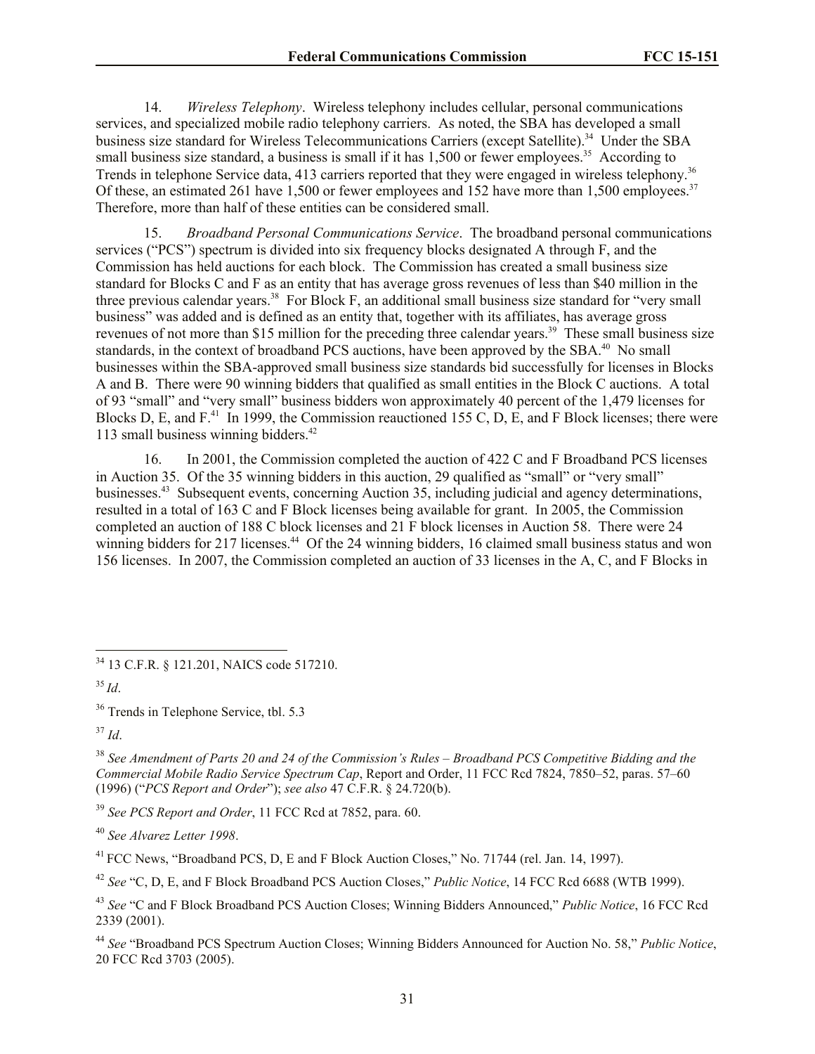14. *Wireless Telephony*. Wireless telephony includes cellular, personal communications services, and specialized mobile radio telephony carriers. As noted, the SBA has developed a small business size standard for Wireless Telecommunications Carriers (except Satellite).[34] Under the SBA small business size standard, a business is small if it has 1,500 or fewer employees.[35] According to Trends in telephone Service data, 413 carriers reported that they were engaged in wireless telephony.[36] Of these, an estimated 261 have 1,500 or fewer employees and 152 have more than 1,500 employees.[37] Therefore, more than half of these entities can be considered small.

15. *Broadband Personal Communications Service*. The broadband personal communications services ("PCS") spectrum is divided into six frequency blocks designated A through F, and the Commission has held auctions for each block. The Commission has created a small business size standard for Blocks C and F as an entity that has average gross revenues of less than $40 million in the three previous calendar years.[38] For Block F, an additional small business size standard for "very small business" was added and is defined as an entity that, together with its affiliates, has average gross revenues of not more than $15 million for the preceding three calendar years.[39] These small business size standards, in the context of broadband PCS auctions, have been approved by the SBA.[40] No small businesses within the SBA-approved small business size standards bid successfully for licenses in Blocks A and B. There were 90 winning bidders that qualified as small entities in the Block C auctions. A total of 93 "small" and "very small" business bidders won approximately 40 percent of the 1,479 licenses for Blocks D, E, and F.[41] In 1999, the Commission reauctioned 155 C, D, E, and F Block licenses; there were 113 small business winning bidders.[42]

16. In 2001, the Commission completed the auction of 422 C and F Broadband PCS licenses in Auction 35. Of the 35 winning bidders in this auction, 29 qualified as "small" or "very small" businesses.[43] Subsequent events, concerning Auction 35, including judicial and agency determinations, resulted in a total of 163 C and F Block licenses being available for grant. In 2005, the Commission completed an auction of 188 C block licenses and 21 F block licenses in Auction 58. There were 24 winning bidders for 217 licenses.[44] Of the 24 winning bidders, 16 claimed small business status and won 156 licenses. In 2007, the Commission completed an auction of 33 licenses in the A, C, and F Blocks in

---

[34] 13 C.F.R. § 121.201, NAICS code 517210.

[35] *Id*.

[36] Trends in Telephone Service, tbl. 5.3

[37] *Id*.

[38] *See Amendment of Parts 20 and 24 of the Commission's Rules – Broadband PCS Competitive Bidding and the Commercial Mobile Radio Service Spectrum Cap*, Report and Order, 11 FCC Rcd 7824, 7850–52, paras. 57–60 (1996) ("*PCS Report and Order*"); *see also* 47 C.F.R. § 24.720(b).

[39] *See PCS Report and Order*, 11 FCC Rcd at 7852, para. 60.

[40] *See Alvarez Letter 1998*.

[41] FCC News, "Broadband PCS, D, E and F Block Auction Closes," No. 71744 (rel. Jan. 14, 1997).

[42] *See* "C, D, E, and F Block Broadband PCS Auction Closes," *Public Notice*, 14 FCC Rcd 6688 (WTB 1999).

[43] *See* "C and F Block Broadband PCS Auction Closes; Winning Bidders Announced," *Public Notice*, 16 FCC Rcd 2339 (2001).

[44] *See* "Broadband PCS Spectrum Auction Closes; Winning Bidders Announced for Auction No. 58," *Public Notice*, 20 FCC Rcd 3703 (2005).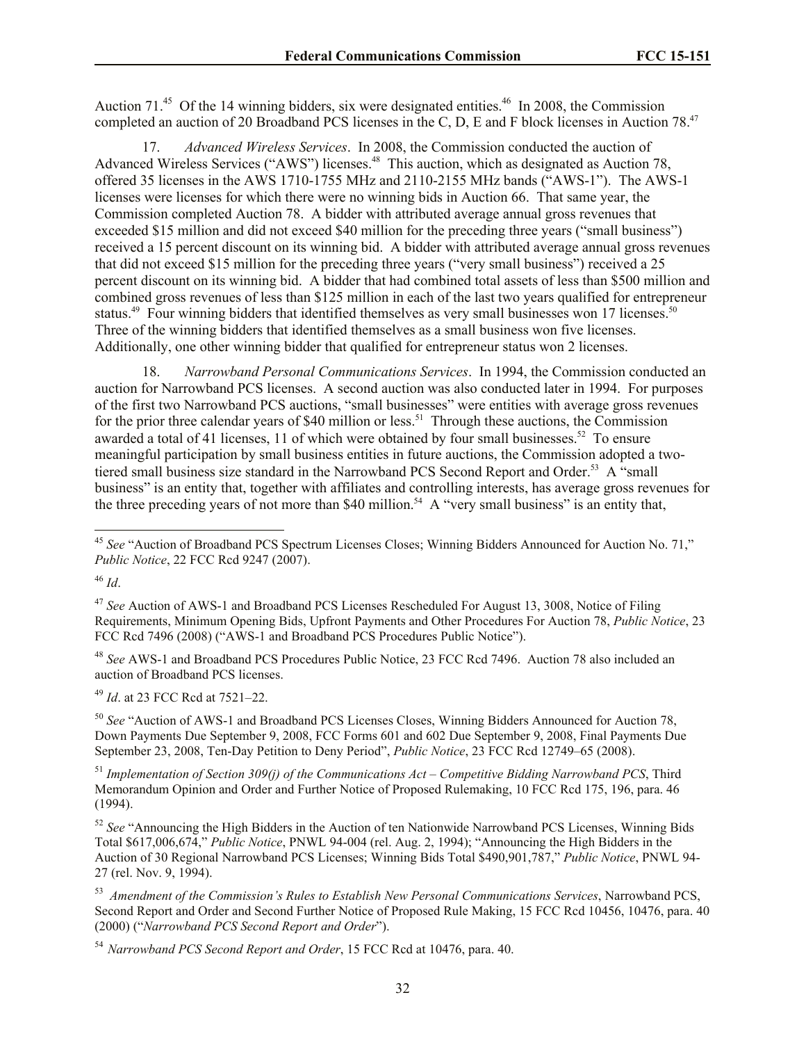Auction 71.[45] Of the 14 winning bidders, six were designated entities.[46] In 2008, the Commission completed an auction of 20 Broadband PCS licenses in the C, D, E and F block licenses in Auction 78.[47]

17. *Advanced Wireless Services*. In 2008, the Commission conducted the auction of Advanced Wireless Services ("AWS") licenses.[48] This auction, which as designated as Auction 78, offered 35 licenses in the AWS 1710-1755 MHz and 2110-2155 MHz bands ("AWS-1"). The AWS-1 licenses were licenses for which there were no winning bids in Auction 66. That same year, the Commission completed Auction 78. A bidder with attributed average annual gross revenues that exceeded $15 million and did not exceed $40 million for the preceding three years ("small business") received a 15 percent discount on its winning bid. A bidder with attributed average annual gross revenues that did not exceed $15 million for the preceding three years ("very small business") received a 25 percent discount on its winning bid. A bidder that had combined total assets of less than $500 million and combined gross revenues of less than $125 million in each of the last two years qualified for entrepreneur status.[49] Four winning bidders that identified themselves as very small businesses won 17 licenses.[50] Three of the winning bidders that identified themselves as a small business won five licenses. Additionally, one other winning bidder that qualified for entrepreneur status won 2 licenses.

18. *Narrowband Personal Communications Services*. In 1994, the Commission conducted an auction for Narrowband PCS licenses. A second auction was also conducted later in 1994. For purposes of the first two Narrowband PCS auctions, "small businesses" were entities with average gross revenues for the prior three calendar years of $40 million or less.[51] Through these auctions, the Commission awarded a total of 41 licenses, 11 of which were obtained by four small businesses.[52] To ensure meaningful participation by small business entities in future auctions, the Commission adopted a two-tiered small business size standard in the Narrowband PCS Second Report and Order.[53] A "small business" is an entity that, together with affiliates and controlling interests, has average gross revenues for the three preceding years of not more than $40 million.[54] A "very small business" is an entity that,

---

[45] *See* "Auction of Broadband PCS Spectrum Licenses Closes; Winning Bidders Announced for Auction No. 71," *Public Notice*, 22 FCC Rcd 9247 (2007).

[46] *Id*.

[47] *See* Auction of AWS-1 and Broadband PCS Licenses Rescheduled For August 13, 3008, Notice of Filing Requirements, Minimum Opening Bids, Upfront Payments and Other Procedures For Auction 78, *Public Notice*, 23 FCC Rcd 7496 (2008) ("AWS-1 and Broadband PCS Procedures Public Notice").

[48] *See* AWS-1 and Broadband PCS Procedures Public Notice, 23 FCC Rcd 7496. Auction 78 also included an auction of Broadband PCS licenses.

[49] *Id*. at 23 FCC Rcd at 7521–22.

[50] *See* "Auction of AWS-1 and Broadband PCS Licenses Closes, Winning Bidders Announced for Auction 78, Down Payments Due September 9, 2008, FCC Forms 601 and 602 Due September 9, 2008, Final Payments Due September 23, 2008, Ten-Day Petition to Deny Period", *Public Notice*, 23 FCC Rcd 12749–65 (2008).

[51] *Implementation of Section 309(j) of the Communications Act – Competitive Bidding Narrowband PCS*, Third Memorandum Opinion and Order and Further Notice of Proposed Rulemaking, 10 FCC Rcd 175, 196, para. 46 (1994).

[52] *See* "Announcing the High Bidders in the Auction of ten Nationwide Narrowband PCS Licenses, Winning Bids Total $617,006,674," *Public Notice*, PNWL 94-004 (rel. Aug. 2, 1994); "Announcing the High Bidders in the Auction of 30 Regional Narrowband PCS Licenses; Winning Bids Total $490,901,787," *Public Notice*, PNWL 94-27 (rel. Nov. 9, 1994).

[53] *Amendment of the Commission's Rules to Establish New Personal Communications Services*, Narrowband PCS, Second Report and Order and Second Further Notice of Proposed Rule Making, 15 FCC Rcd 10456, 10476, para. 40 (2000) ("*Narrowband PCS Second Report and Order*").

[54] *Narrowband PCS Second Report and Order*, 15 FCC Rcd at 10476, para. 40.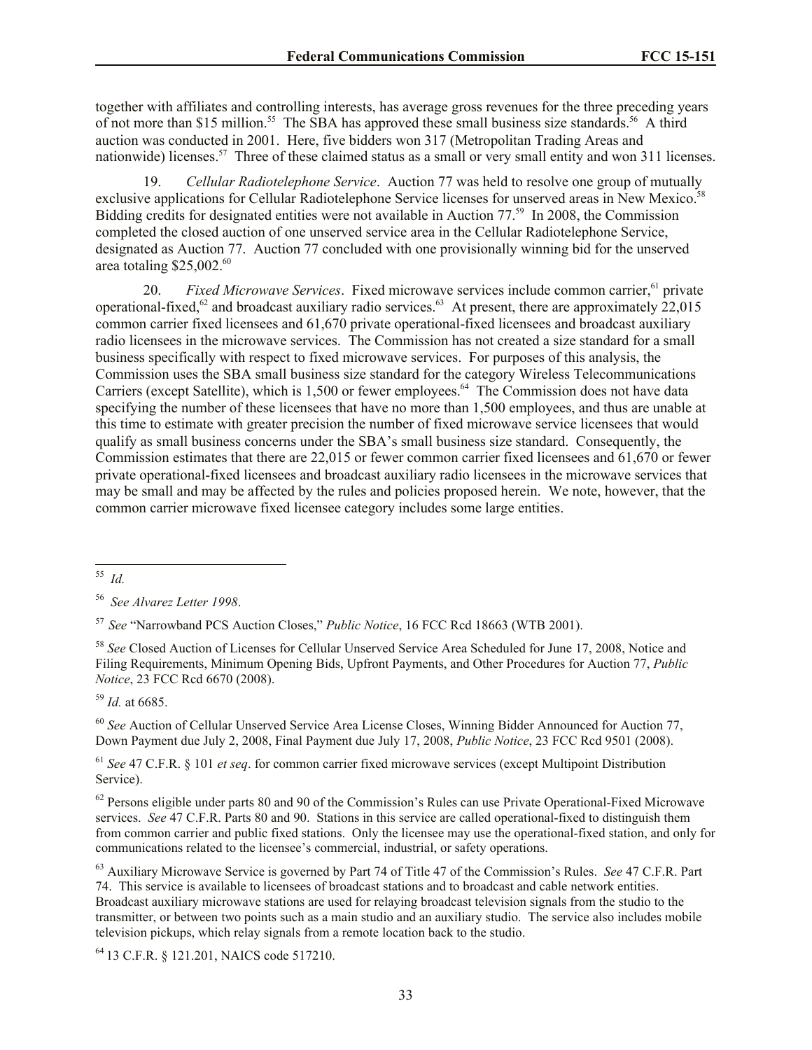together with affiliates and controlling interests, has average gross revenues for the three preceding years of not more than $15 million.[55] The SBA has approved these small business size standards.[56] A third auction was conducted in 2001. Here, five bidders won 317 (Metropolitan Trading Areas and nationwide) licenses.[57] Three of these claimed status as a small or very small entity and won 311 licenses.

19. *Cellular Radiotelephone Service*. Auction 77 was held to resolve one group of mutually exclusive applications for Cellular Radiotelephone Service licenses for unserved areas in New Mexico.[58] Bidding credits for designated entities were not available in Auction 77.[59] In 2008, the Commission completed the closed auction of one unserved service area in the Cellular Radiotelephone Service, designated as Auction 77. Auction 77 concluded with one provisionally winning bid for the unserved area totaling $25,002.[60]

20. *Fixed Microwave Services*. Fixed microwave services include common carrier,[61] private operational-fixed,[62] and broadcast auxiliary radio services.[63] At present, there are approximately 22,015 common carrier fixed licensees and 61,670 private operational-fixed licensees and broadcast auxiliary radio licensees in the microwave services. The Commission has not created a size standard for a small business specifically with respect to fixed microwave services. For purposes of this analysis, the Commission uses the SBA small business size standard for the category Wireless Telecommunications Carriers (except Satellite), which is 1,500 or fewer employees.[64] The Commission does not have data specifying the number of these licensees that have no more than 1,500 employees, and thus are unable at this time to estimate with greater precision the number of fixed microwave service licensees that would qualify as small business concerns under the SBA's small business size standard. Consequently, the Commission estimates that there are 22,015 or fewer common carrier fixed licensees and 61,670 or fewer private operational-fixed licensees and broadcast auxiliary radio licensees in the microwave services that may be small and may be affected by the rules and policies proposed herein. We note, however, that the common carrier microwave fixed licensee category includes some large entities.

---

[55] *Id.*

[56] *See Alvarez Letter 1998*.

[57] *See* "Narrowband PCS Auction Closes," *Public Notice*, 16 FCC Rcd 18663 (WTB 2001).

[58] *See* Closed Auction of Licenses for Cellular Unserved Service Area Scheduled for June 17, 2008, Notice and Filing Requirements, Minimum Opening Bids, Upfront Payments, and Other Procedures for Auction 77, *Public Notice*, 23 FCC Rcd 6670 (2008).

[59] *Id.* at 6685.

[60] *See* Auction of Cellular Unserved Service Area License Closes, Winning Bidder Announced for Auction 77, Down Payment due July 2, 2008, Final Payment due July 17, 2008, *Public Notice*, 23 FCC Rcd 9501 (2008).

[61] *See* 47 C.F.R. § 101 *et seq*. for common carrier fixed microwave services (except Multipoint Distribution Service).

[62] Persons eligible under parts 80 and 90 of the Commission's Rules can use Private Operational-Fixed Microwave services. *See* 47 C.F.R. Parts 80 and 90. Stations in this service are called operational-fixed to distinguish them from common carrier and public fixed stations. Only the licensee may use the operational-fixed station, and only for communications related to the licensee's commercial, industrial, or safety operations.

[63] Auxiliary Microwave Service is governed by Part 74 of Title 47 of the Commission's Rules. *See* 47 C.F.R. Part 74. This service is available to licensees of broadcast stations and to broadcast and cable network entities. Broadcast auxiliary microwave stations are used for relaying broadcast television signals from the studio to the transmitter, or between two points such as a main studio and an auxiliary studio. The service also includes mobile television pickups, which relay signals from a remote location back to the studio.

[64] 13 C.F.R. § 121.201, NAICS code 517210.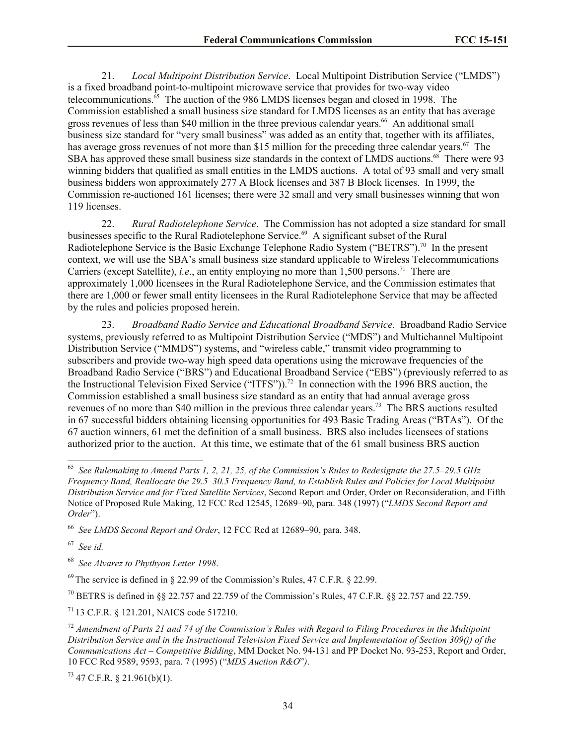21. *Local Multipoint Distribution Service*. Local Multipoint Distribution Service ("LMDS") is a fixed broadband point-to-multipoint microwave service that provides for two-way video telecommunications.[65] The auction of the 986 LMDS licenses began and closed in 1998. The Commission established a small business size standard for LMDS licenses as an entity that has average gross revenues of less than $40 million in the three previous calendar years.[66] An additional small business size standard for "very small business" was added as an entity that, together with its affiliates, has average gross revenues of not more than $15 million for the preceding three calendar years.[67] The SBA has approved these small business size standards in the context of LMDS auctions.[68] There were 93 winning bidders that qualified as small entities in the LMDS auctions. A total of 93 small and very small business bidders won approximately 277 A Block licenses and 387 B Block licenses. In 1999, the Commission re-auctioned 161 licenses; there were 32 small and very small businesses winning that won 119 licenses.

22. *Rural Radiotelephone Service*. The Commission has not adopted a size standard for small businesses specific to the Rural Radiotelephone Service.[69] A significant subset of the Rural Radiotelephone Service is the Basic Exchange Telephone Radio System ("BETRS").[70] In the present context, we will use the SBA's small business size standard applicable to Wireless Telecommunications Carriers (except Satellite), *i.e*., an entity employing no more than 1,500 persons.[71] There are approximately 1,000 licensees in the Rural Radiotelephone Service, and the Commission estimates that there are 1,000 or fewer small entity licensees in the Rural Radiotelephone Service that may be affected by the rules and policies proposed herein.

23. *Broadband Radio Service and Educational Broadband Service*. Broadband Radio Service systems, previously referred to as Multipoint Distribution Service ("MDS") and Multichannel Multipoint Distribution Service ("MMDS") systems, and "wireless cable," transmit video programming to subscribers and provide two-way high speed data operations using the microwave frequencies of the Broadband Radio Service ("BRS") and Educational Broadband Service ("EBS") (previously referred to as the Instructional Television Fixed Service ("ITFS")).[72] In connection with the 1996 BRS auction, the Commission established a small business size standard as an entity that had annual average gross revenues of no more than $40 million in the previous three calendar years.[73] The BRS auctions resulted in 67 successful bidders obtaining licensing opportunities for 493 Basic Trading Areas ("BTAs"). Of the 67 auction winners, 61 met the definition of a small business. BRS also includes licensees of stations authorized prior to the auction. At this time, we estimate that of the 61 small business BRS auction

---

[65] *See Rulemaking to Amend Parts 1, 2, 21, 25, of the Commission's Rules to Redesignate the 27.5–29.5 GHz Frequency Band, Reallocate the 29.5–30.5 Frequency Band, to Establish Rules and Policies for Local Multipoint Distribution Service and for Fixed Satellite Services*, Second Report and Order, Order on Reconsideration, and Fifth Notice of Proposed Rule Making, 12 FCC Rcd 12545, 12689–90, para. 348 (1997) ("*LMDS Second Report and Order*").

[66] *See LMDS Second Report and Order*, 12 FCC Rcd at 12689–90, para. 348.

[67] *See id.*

[68] *See Alvarez to Phythyon Letter 1998*.

[69] The service is defined in § 22.99 of the Commission's Rules, 47 C.F.R. § 22.99.

[70] BETRS is defined in §§ 22.757 and 22.759 of the Commission's Rules, 47 C.F.R. §§ 22.757 and 22.759.

[71] 13 C.F.R. § 121.201, NAICS code 517210.

[72] *Amendment of Parts 21 and 74 of the Commission's Rules with Regard to Filing Procedures in the Multipoint Distribution Service and in the Instructional Television Fixed Service and Implementation of Section 309(j) of the Communications Act – Competitive Bidding*, MM Docket No. 94-131 and PP Docket No. 93-253, Report and Order, 10 FCC Rcd 9589, 9593, para. 7 (1995) ("*MDS Auction R&O*").

[73] 47 C.F.R. § 21.961(b)(1).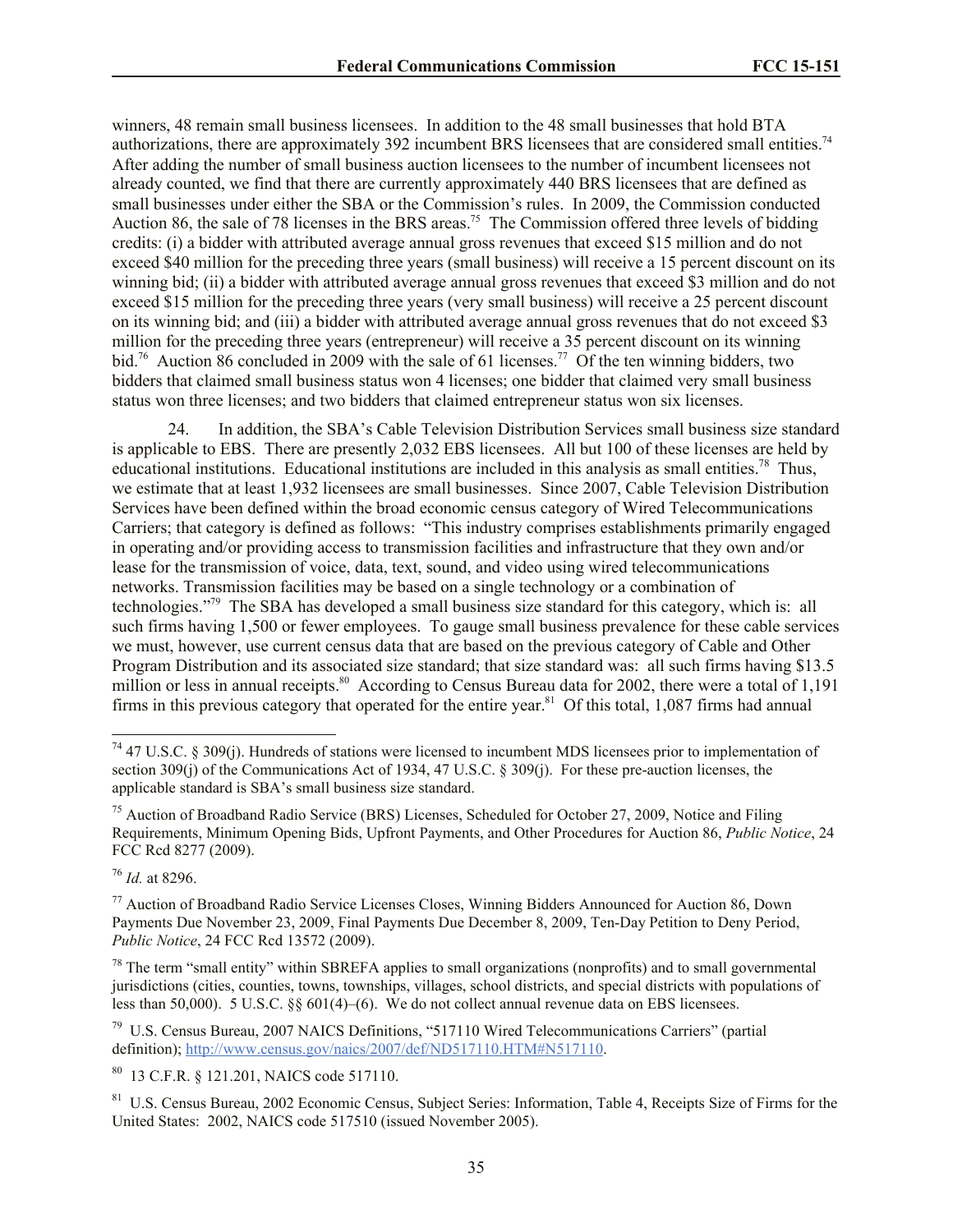winners, 48 remain small business licensees. In addition to the 48 small businesses that hold BTA authorizations, there are approximately 392 incumbent BRS licensees that are considered small entities.[74] After adding the number of small business auction licensees to the number of incumbent licensees not already counted, we find that there are currently approximately 440 BRS licensees that are defined as small businesses under either the SBA or the Commission's rules. In 2009, the Commission conducted Auction 86, the sale of 78 licenses in the BRS areas.[75] The Commission offered three levels of bidding credits: (i) a bidder with attributed average annual gross revenues that exceed $15 million and do not exceed $40 million for the preceding three years (small business) will receive a 15 percent discount on its winning bid; (ii) a bidder with attributed average annual gross revenues that exceed $3 million and do not exceed $15 million for the preceding three years (very small business) will receive a 25 percent discount on its winning bid; and (iii) a bidder with attributed average annual gross revenues that do not exceed $3 million for the preceding three years (entrepreneur) will receive a 35 percent discount on its winning bid.[76] Auction 86 concluded in 2009 with the sale of 61 licenses.[77] Of the ten winning bidders, two bidders that claimed small business status won 4 licenses; one bidder that claimed very small business status won three licenses; and two bidders that claimed entrepreneur status won six licenses.

24. In addition, the SBA's Cable Television Distribution Services small business size standard is applicable to EBS. There are presently 2,032 EBS licensees. All but 100 of these licenses are held by educational institutions. Educational institutions are included in this analysis as small entities.[78] Thus, we estimate that at least 1,932 licensees are small businesses. Since 2007, Cable Television Distribution Services have been defined within the broad economic census category of Wired Telecommunications Carriers; that category is defined as follows: "This industry comprises establishments primarily engaged in operating and/or providing access to transmission facilities and infrastructure that they own and/or lease for the transmission of voice, data, text, sound, and video using wired telecommunications networks. Transmission facilities may be based on a single technology or a combination of technologies."[79] The SBA has developed a small business size standard for this category, which is: all such firms having 1,500 or fewer employees. To gauge small business prevalence for these cable services we must, however, use current census data that are based on the previous category of Cable and Other Program Distribution and its associated size standard; that size standard was: all such firms having $13.5 million or less in annual receipts.[80] According to Census Bureau data for 2002, there were a total of 1,191 firms in this previous category that operated for the entire year.[81] Of this total, 1,087 firms had annual

---

[74] 47 U.S.C. § 309(j). Hundreds of stations were licensed to incumbent MDS licensees prior to implementation of section 309(j) of the Communications Act of 1934, 47 U.S.C. § 309(j). For these pre-auction licenses, the applicable standard is SBA's small business size standard.

[75] Auction of Broadband Radio Service (BRS) Licenses, Scheduled for October 27, 2009, Notice and Filing Requirements, Minimum Opening Bids, Upfront Payments, and Other Procedures for Auction 86, *Public Notice*, 24 FCC Rcd 8277 (2009).

[76] *Id.* at 8296.

[77] Auction of Broadband Radio Service Licenses Closes, Winning Bidders Announced for Auction 86, Down Payments Due November 23, 2009, Final Payments Due December 8, 2009, Ten-Day Petition to Deny Period, *Public Notice*, 24 FCC Rcd 13572 (2009).

[78] The term "small entity" within SBREFA applies to small organizations (nonprofits) and to small governmental jurisdictions (cities, counties, towns, townships, villages, school districts, and special districts with populations of less than 50,000). 5 U.S.C. §§ 601(4)–(6). We do not collect annual revenue data on EBS licensees.

[79] U.S. Census Bureau, 2007 NAICS Definitions, "517110 Wired Telecommunications Carriers" (partial definition); http://www.census.gov/naics/2007/def/ND517110.HTM#N517110.

[80] 13 C.F.R. § 121.201, NAICS code 517110.

[81] U.S. Census Bureau, 2002 Economic Census, Subject Series: Information, Table 4, Receipts Size of Firms for the United States: 2002, NAICS code 517510 (issued November 2005).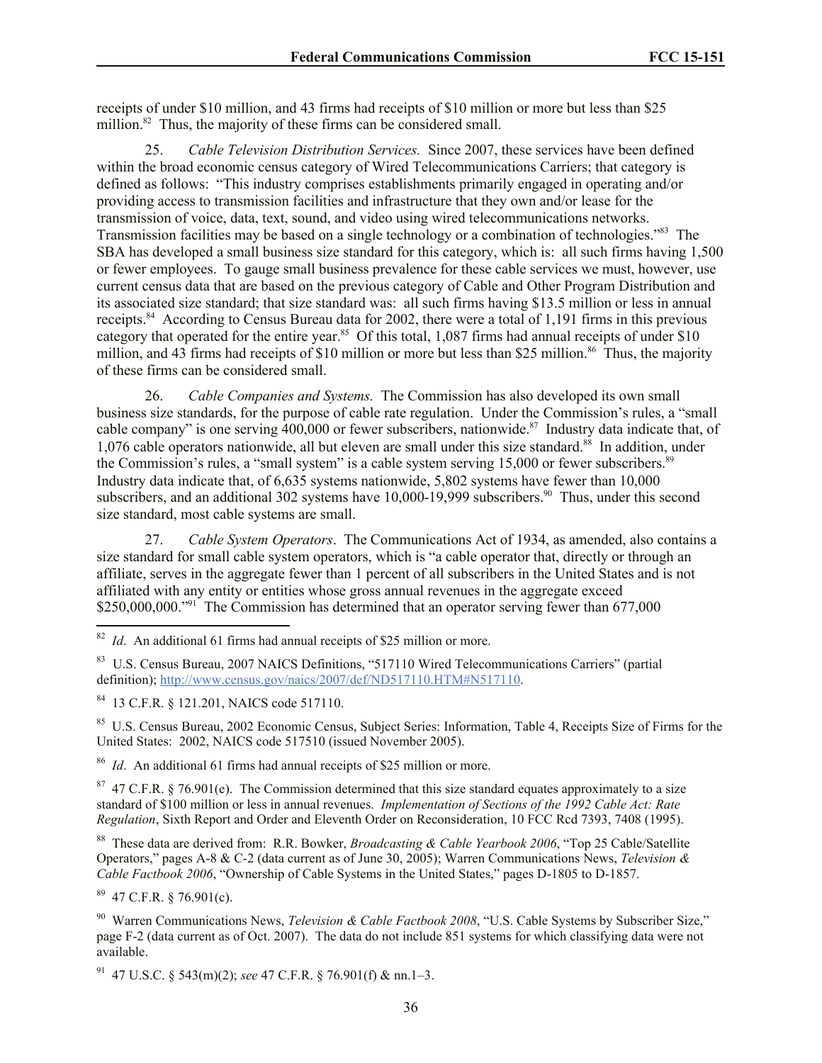receipts of under $10 million, and 43 firms had receipts of $10 million or more but less than $25 million.[82] Thus, the majority of these firms can be considered small.

25. *Cable Television Distribution Services.* Since 2007, these services have been defined within the broad economic census category of Wired Telecommunications Carriers; that category is defined as follows: "This industry comprises establishments primarily engaged in operating and/or providing access to transmission facilities and infrastructure that they own and/or lease for the transmission of voice, data, text, sound, and video using wired telecommunications networks. Transmission facilities may be based on a single technology or a combination of technologies."[83] The SBA has developed a small business size standard for this category, which is: all such firms having 1,500 or fewer employees. To gauge small business prevalence for these cable services we must, however, use current census data that are based on the previous category of Cable and Other Program Distribution and its associated size standard; that size standard was: all such firms having $13.5 million or less in annual receipts.[84] According to Census Bureau data for 2002, there were a total of 1,191 firms in this previous category that operated for the entire year.[85] Of this total, 1,087 firms had annual receipts of under $10 million, and 43 firms had receipts of $10 million or more but less than $25 million.[86] Thus, the majority of these firms can be considered small.

26. *Cable Companies and Systems.* The Commission has also developed its own small business size standards, for the purpose of cable rate regulation. Under the Commission's rules, a "small cable company" is one serving 400,000 or fewer subscribers, nationwide.[87] Industry data indicate that, of 1,076 cable operators nationwide, all but eleven are small under this size standard.[88] In addition, under the Commission's rules, a "small system" is a cable system serving 15,000 or fewer subscribers.[89] Industry data indicate that, of 6,635 systems nationwide, 5,802 systems have fewer than 10,000 subscribers, and an additional 302 systems have 10,000-19,999 subscribers.[90] Thus, under this second size standard, most cable systems are small.

27. *Cable System Operators*. The Communications Act of 1934, as amended, also contains a size standard for small cable system operators, which is "a cable operator that, directly or through an affiliate, serves in the aggregate fewer than 1 percent of all subscribers in the United States and is not affiliated with any entity or entities whose gross annual revenues in the aggregate exceed $250,000,000."[91] The Commission has determined that an operator serving fewer than 677,000

---

[82] *Id*. An additional 61 firms had annual receipts of $25 million or more.

[83] U.S. Census Bureau, 2007 NAICS Definitions, "517110 Wired Telecommunications Carriers" (partial definition); http://www.census.gov/naics/2007/def/ND517110.HTM#N517110.

[84] 13 C.F.R. § 121.201, NAICS code 517110.

[85] U.S. Census Bureau, 2002 Economic Census, Subject Series: Information, Table 4, Receipts Size of Firms for the United States: 2002, NAICS code 517510 (issued November 2005).

[86] *Id*. An additional 61 firms had annual receipts of $25 million or more.

[87] 47 C.F.R. § 76.901(e). The Commission determined that this size standard equates approximately to a size standard of $100 million or less in annual revenues. *Implementation of Sections of the 1992 Cable Act: Rate Regulation*, Sixth Report and Order and Eleventh Order on Reconsideration, 10 FCC Rcd 7393, 7408 (1995).

[88] These data are derived from: R.R. Bowker, *Broadcasting & Cable Yearbook 2006*, "Top 25 Cable/Satellite Operators," pages A-8 & C-2 (data current as of June 30, 2005); Warren Communications News, *Television & Cable Factbook 2006*, "Ownership of Cable Systems in the United States," pages D-1805 to D-1857.

[89] 47 C.F.R. § 76.901(c).

[90] Warren Communications News, *Television & Cable Factbook 2008*, "U.S. Cable Systems by Subscriber Size," page F-2 (data current as of Oct. 2007). The data do not include 851 systems for which classifying data were not available.

[91] 47 U.S.C. § 543(m)(2); *see* 47 C.F.R. § 76.901(f) & nn.1–3.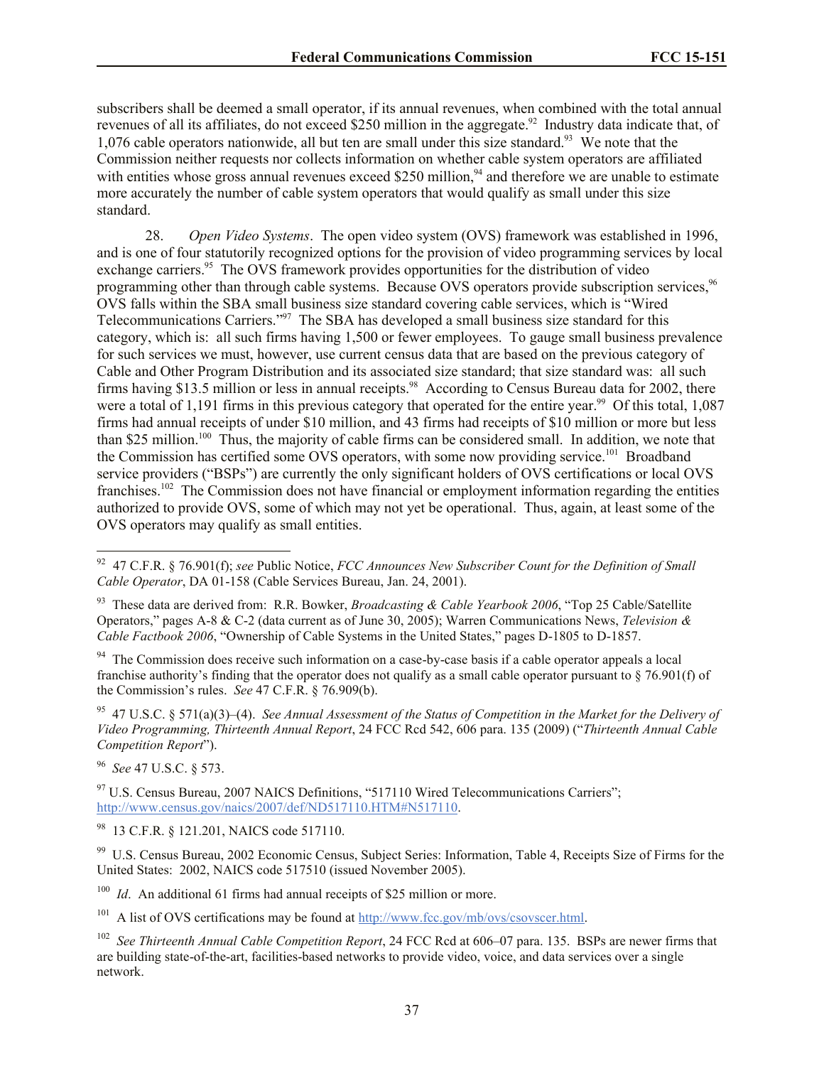subscribers shall be deemed a small operator, if its annual revenues, when combined with the total annual revenues of all its affiliates, do not exceed $250 million in the aggregate.[92] Industry data indicate that, of 1,076 cable operators nationwide, all but ten are small under this size standard.[93] We note that the Commission neither requests nor collects information on whether cable system operators are affiliated with entities whose gross annual revenues exceed $250 million,[94] and therefore we are unable to estimate more accurately the number of cable system operators that would qualify as small under this size standard.

28. *Open Video Systems*. The open video system (OVS) framework was established in 1996, and is one of four statutorily recognized options for the provision of video programming services by local exchange carriers.[95] The OVS framework provides opportunities for the distribution of video programming other than through cable systems. Because OVS operators provide subscription services,[96] OVS falls within the SBA small business size standard covering cable services, which is "Wired Telecommunications Carriers."[97] The SBA has developed a small business size standard for this category, which is: all such firms having 1,500 or fewer employees. To gauge small business prevalence for such services we must, however, use current census data that are based on the previous category of Cable and Other Program Distribution and its associated size standard; that size standard was: all such firms having $13.5 million or less in annual receipts.[98] According to Census Bureau data for 2002, there were a total of 1,191 firms in this previous category that operated for the entire year.[99] Of this total, 1,087 firms had annual receipts of under $10 million, and 43 firms had receipts of $10 million or more but less than $25 million.[100] Thus, the majority of cable firms can be considered small. In addition, we note that the Commission has certified some OVS operators, with some now providing service.[101] Broadband service providers ("BSPs") are currently the only significant holders of OVS certifications or local OVS franchises.[102] The Commission does not have financial or employment information regarding the entities authorized to provide OVS, some of which may not yet be operational. Thus, again, at least some of the OVS operators may qualify as small entities.

---

[92] 47 C.F.R. § 76.901(f); *see* Public Notice, *FCC Announces New Subscriber Count for the Definition of Small Cable Operator*, DA 01-158 (Cable Services Bureau, Jan. 24, 2001).

[93] These data are derived from: R.R. Bowker, *Broadcasting & Cable Yearbook 2006*, "Top 25 Cable/Satellite Operators," pages A-8 & C-2 (data current as of June 30, 2005); Warren Communications News, *Television & Cable Factbook 2006*, "Ownership of Cable Systems in the United States," pages D-1805 to D-1857.

[94] The Commission does receive such information on a case-by-case basis if a cable operator appeals a local franchise authority's finding that the operator does not qualify as a small cable operator pursuant to § 76.901(f) of the Commission's rules. *See* 47 C.F.R. § 76.909(b).

[95] 47 U.S.C. § 571(a)(3)–(4). *See Annual Assessment of the Status of Competition in the Market for the Delivery of Video Programming, Thirteenth Annual Report*, 24 FCC Rcd 542, 606 para. 135 (2009) ("*Thirteenth Annual Cable Competition Report*").

[96] *See* 47 U.S.C. § 573.

[97] U.S. Census Bureau, 2007 NAICS Definitions, "517110 Wired Telecommunications Carriers"; http://www.census.gov/naics/2007/def/ND517110.HTM#N517110.

[98] 13 C.F.R. § 121.201, NAICS code 517110.

[99] U.S. Census Bureau, 2002 Economic Census, Subject Series: Information, Table 4, Receipts Size of Firms for the United States: 2002, NAICS code 517510 (issued November 2005).

[100] *Id*. An additional 61 firms had annual receipts of $25 million or more.

[101] A list of OVS certifications may be found at http://www.fcc.gov/mb/ovs/csovscer.html.

[102] *See Thirteenth Annual Cable Competition Report*, 24 FCC Rcd at 606–07 para. 135. BSPs are newer firms that are building state-of-the-art, facilities-based networks to provide video, voice, and data services over a single network.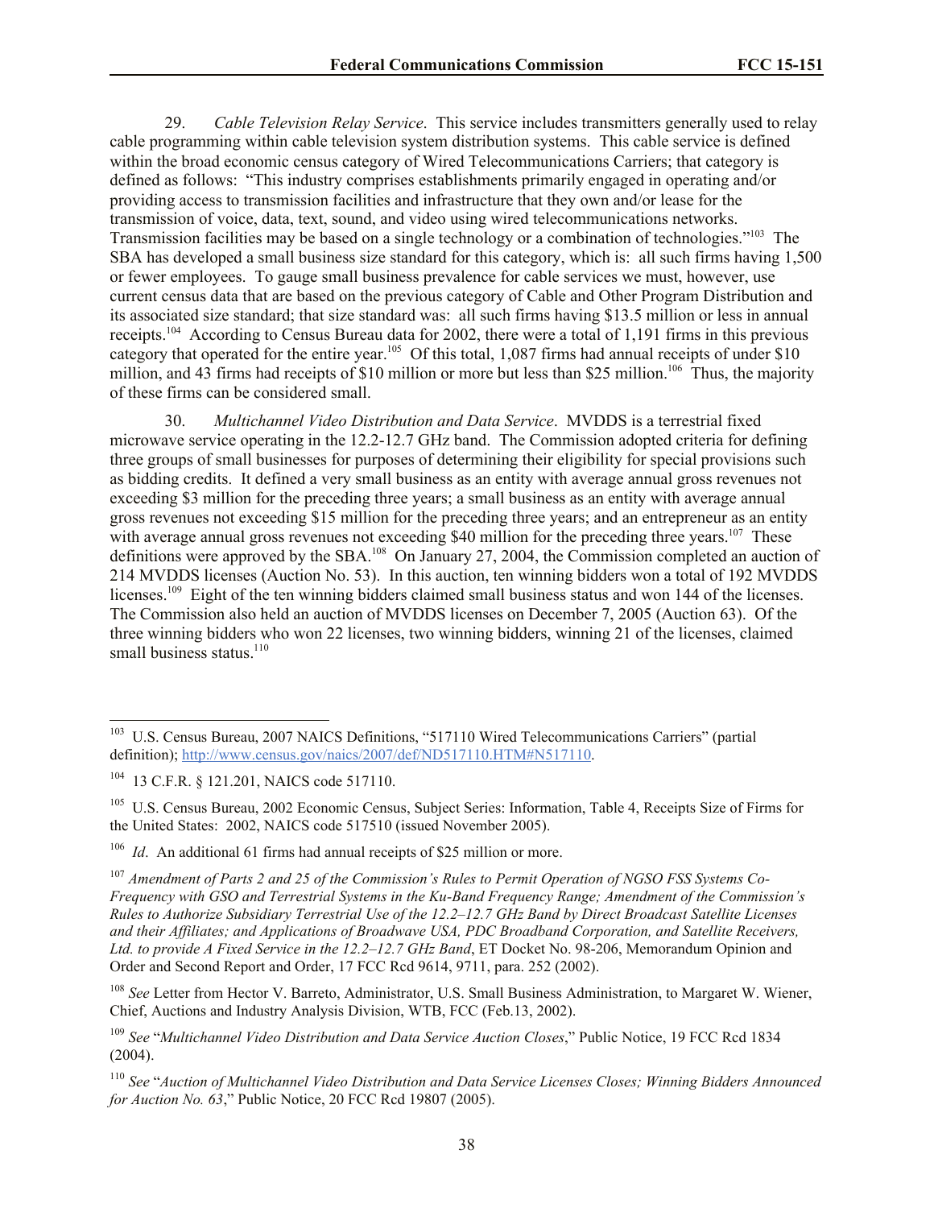29. *Cable Television Relay Service*. This service includes transmitters generally used to relay cable programming within cable television system distribution systems. This cable service is defined within the broad economic census category of Wired Telecommunications Carriers; that category is defined as follows: "This industry comprises establishments primarily engaged in operating and/or providing access to transmission facilities and infrastructure that they own and/or lease for the transmission of voice, data, text, sound, and video using wired telecommunications networks. Transmission facilities may be based on a single technology or a combination of technologies."[103] The SBA has developed a small business size standard for this category, which is: all such firms having 1,500 or fewer employees. To gauge small business prevalence for cable services we must, however, use current census data that are based on the previous category of Cable and Other Program Distribution and its associated size standard; that size standard was: all such firms having $13.5 million or less in annual receipts.[104] According to Census Bureau data for 2002, there were a total of 1,191 firms in this previous category that operated for the entire year.[105] Of this total, 1,087 firms had annual receipts of under $10 million, and 43 firms had receipts of $10 million or more but less than $25 million.[106] Thus, the majority of these firms can be considered small.

30. *Multichannel Video Distribution and Data Service*. MVDDS is a terrestrial fixed microwave service operating in the 12.2-12.7 GHz band. The Commission adopted criteria for defining three groups of small businesses for purposes of determining their eligibility for special provisions such as bidding credits. It defined a very small business as an entity with average annual gross revenues not exceeding $3 million for the preceding three years; a small business as an entity with average annual gross revenues not exceeding $15 million for the preceding three years; and an entrepreneur as an entity with average annual gross revenues not exceeding $40 million for the preceding three years.[107] These definitions were approved by the SBA.[108] On January 27, 2004, the Commission completed an auction of 214 MVDDS licenses (Auction No. 53). In this auction, ten winning bidders won a total of 192 MVDDS licenses.[109] Eight of the ten winning bidders claimed small business status and won 144 of the licenses. The Commission also held an auction of MVDDS licenses on December 7, 2005 (Auction 63). Of the three winning bidders who won 22 licenses, two winning bidders, winning 21 of the licenses, claimed small business status.[110]

---

[103] U.S. Census Bureau, 2007 NAICS Definitions, "517110 Wired Telecommunications Carriers" (partial definition); http://www.census.gov/naics/2007/def/ND517110.HTM#N517110.

[104] 13 C.F.R. § 121.201, NAICS code 517110.

[105] U.S. Census Bureau, 2002 Economic Census, Subject Series: Information, Table 4, Receipts Size of Firms for the United States: 2002, NAICS code 517510 (issued November 2005).

[106] *Id*. An additional 61 firms had annual receipts of $25 million or more.

[107] *Amendment of Parts 2 and 25 of the Commission's Rules to Permit Operation of NGSO FSS Systems Co-Frequency with GSO and Terrestrial Systems in the Ku-Band Frequency Range; Amendment of the Commission's Rules to Authorize Subsidiary Terrestrial Use of the 12.2–12.7 GHz Band by Direct Broadcast Satellite Licenses and their Affiliates; and Applications of Broadwave USA, PDC Broadband Corporation, and Satellite Receivers, Ltd. to provide A Fixed Service in the 12.2–12.7 GHz Band*, ET Docket No. 98-206, Memorandum Opinion and Order and Second Report and Order, 17 FCC Rcd 9614, 9711, para. 252 (2002).

[108] *See* Letter from Hector V. Barreto, Administrator, U.S. Small Business Administration, to Margaret W. Wiener, Chief, Auctions and Industry Analysis Division, WTB, FCC (Feb.13, 2002).

[109] *See* "*Multichannel Video Distribution and Data Service Auction Closes*," Public Notice, 19 FCC Rcd 1834 (2004).

[110] *See* "*Auction of Multichannel Video Distribution and Data Service Licenses Closes; Winning Bidders Announced for Auction No. 63*," Public Notice, 20 FCC Rcd 19807 (2005).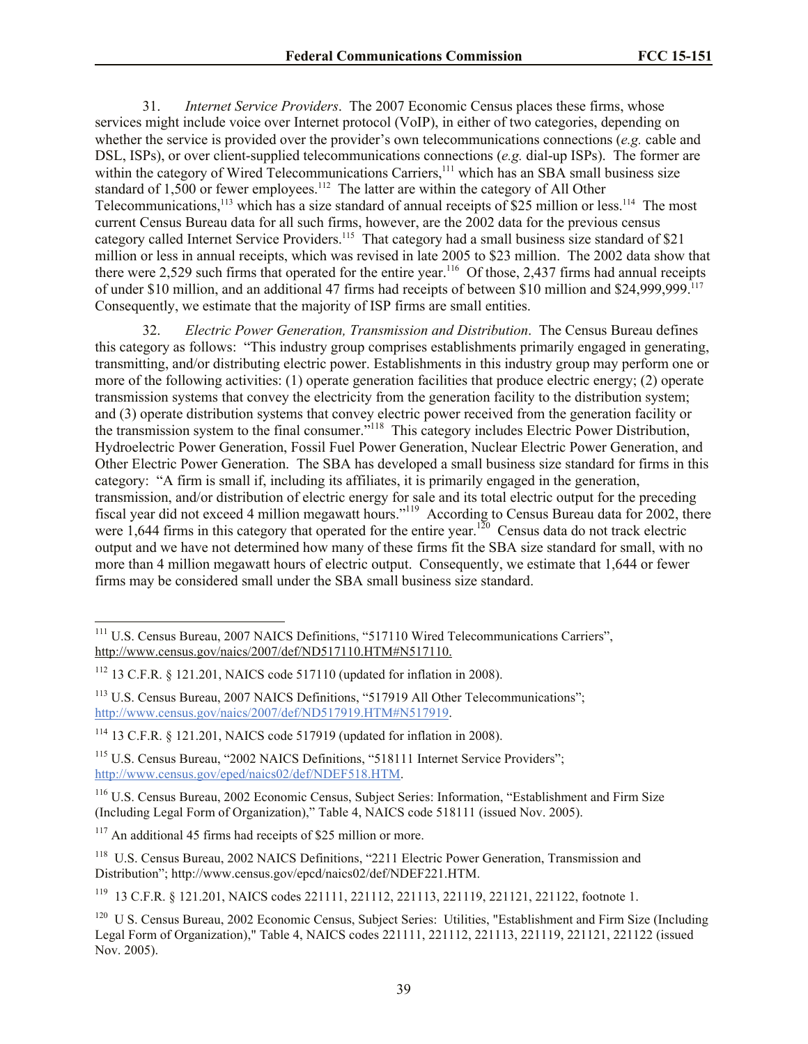31. *Internet Service Providers*. The 2007 Economic Census places these firms, whose services might include voice over Internet protocol (VoIP), in either of two categories, depending on whether the service is provided over the provider's own telecommunications connections (*e.g.* cable and DSL, ISPs), or over client-supplied telecommunications connections (*e.g.* dial-up ISPs). The former are within the category of Wired Telecommunications Carriers,[111] which has an SBA small business size standard of 1,500 or fewer employees.[112] The latter are within the category of All Other Telecommunications,[113] which has a size standard of annual receipts of $25 million or less.[114] The most current Census Bureau data for all such firms, however, are the 2002 data for the previous census category called Internet Service Providers.[115] That category had a small business size standard of $21 million or less in annual receipts, which was revised in late 2005 to $23 million. The 2002 data show that there were 2,529 such firms that operated for the entire year.[116] Of those, 2,437 firms had annual receipts of under $10 million, and an additional 47 firms had receipts of between $10 million and $24,999,999.[117] Consequently, we estimate that the majority of ISP firms are small entities.

32. *Electric Power Generation, Transmission and Distribution*. The Census Bureau defines this category as follows: "This industry group comprises establishments primarily engaged in generating, transmitting, and/or distributing electric power. Establishments in this industry group may perform one or more of the following activities: (1) operate generation facilities that produce electric energy; (2) operate transmission systems that convey the electricity from the generation facility to the distribution system; and (3) operate distribution systems that convey electric power received from the generation facility or the transmission system to the final consumer."[118] This category includes Electric Power Distribution, Hydroelectric Power Generation, Fossil Fuel Power Generation, Nuclear Electric Power Generation, and Other Electric Power Generation. The SBA has developed a small business size standard for firms in this category: "A firm is small if, including its affiliates, it is primarily engaged in the generation, transmission, and/or distribution of electric energy for sale and its total electric output for the preceding fiscal year did not exceed 4 million megawatt hours."[119] According to Census Bureau data for 2002, there were 1,644 firms in this category that operated for the entire year.[120] Census data do not track electric output and we have not determined how many of these firms fit the SBA size standard for small, with no more than 4 million megawatt hours of electric output. Consequently, we estimate that 1,644 or fewer firms may be considered small under the SBA small business size standard.

---

[111] U.S. Census Bureau, 2007 NAICS Definitions, "517110 Wired Telecommunications Carriers", http://www.census.gov/naics/2007/def/ND517110.HTM#N517110.

[112] 13 C.F.R. § 121.201, NAICS code 517110 (updated for inflation in 2008).

[113] U.S. Census Bureau, 2007 NAICS Definitions, "517919 All Other Telecommunications"; http://www.census.gov/naics/2007/def/ND517919.HTM#N517919.

[114] 13 C.F.R. § 121.201, NAICS code 517919 (updated for inflation in 2008).

[115] U.S. Census Bureau, "2002 NAICS Definitions, "518111 Internet Service Providers"; http://www.census.gov/eped/naics02/def/NDEF518.HTM.

[116] U.S. Census Bureau, 2002 Economic Census, Subject Series: Information, "Establishment and Firm Size (Including Legal Form of Organization)," Table 4, NAICS code 518111 (issued Nov. 2005).

[117] An additional 45 firms had receipts of $25 million or more.

[118] U.S. Census Bureau, 2002 NAICS Definitions, "2211 Electric Power Generation, Transmission and Distribution"; http://www.census.gov/epcd/naics02/def/NDEF221.HTM.

[119] 13 C.F.R. § 121.201, NAICS codes 221111, 221112, 221113, 221119, 221121, 221122, footnote 1.

[120] U S. Census Bureau, 2002 Economic Census, Subject Series: Utilities, "Establishment and Firm Size (Including Legal Form of Organization)," Table 4, NAICS codes 221111, 221112, 221113, 221119, 221121, 221122 (issued Nov. 2005).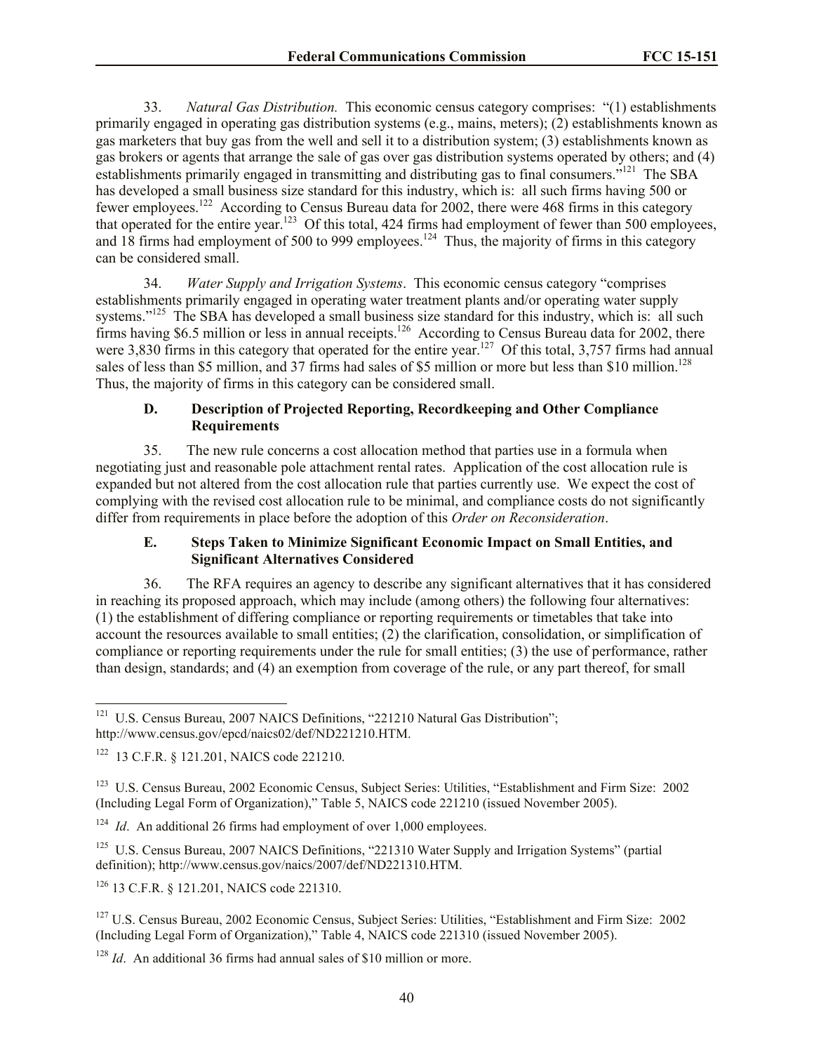33. *Natural Gas Distribution.* This economic census category comprises: "(1) establishments primarily engaged in operating gas distribution systems (e.g., mains, meters); (2) establishments known as gas marketers that buy gas from the well and sell it to a distribution system; (3) establishments known as gas brokers or agents that arrange the sale of gas over gas distribution systems operated by others; and (4) establishments primarily engaged in transmitting and distributing gas to final consumers."[121] The SBA has developed a small business size standard for this industry, which is: all such firms having 500 or fewer employees.[122] According to Census Bureau data for 2002, there were 468 firms in this category that operated for the entire year.[123] Of this total, 424 firms had employment of fewer than 500 employees, and 18 firms had employment of 500 to 999 employees.[124] Thus, the majority of firms in this category can be considered small.

34. *Water Supply and Irrigation Systems*. This economic census category "comprises establishments primarily engaged in operating water treatment plants and/or operating water supply systems."[125] The SBA has developed a small business size standard for this industry, which is: all such firms having $6.5 million or less in annual receipts.[126] According to Census Bureau data for 2002, there were 3,830 firms in this category that operated for the entire year.[127] Of this total, 3,757 firms had annual sales of less than $5 million, and 37 firms had sales of $5 million or more but less than $10 million.[128] Thus, the majority of firms in this category can be considered small.

### D. Description of Projected Reporting, Recordkeeping and Other Compliance Requirements

35. The new rule concerns a cost allocation method that parties use in a formula when negotiating just and reasonable pole attachment rental rates. Application of the cost allocation rule is expanded but not altered from the cost allocation rule that parties currently use. We expect the cost of complying with the revised cost allocation rule to be minimal, and compliance costs do not significantly differ from requirements in place before the adoption of this *Order on Reconsideration*.

### E. Steps Taken to Minimize Significant Economic Impact on Small Entities, and Significant Alternatives Considered

36. The RFA requires an agency to describe any significant alternatives that it has considered in reaching its proposed approach, which may include (among others) the following four alternatives: (1) the establishment of differing compliance or reporting requirements or timetables that take into account the resources available to small entities; (2) the clarification, consolidation, or simplification of compliance or reporting requirements under the rule for small entities; (3) the use of performance, rather than design, standards; and (4) an exemption from coverage of the rule, or any part thereof, for small

---

[121] U.S. Census Bureau, 2007 NAICS Definitions, "221210 Natural Gas Distribution"; http://www.census.gov/epcd/naics02/def/ND221210.HTM.

[122] 13 C.F.R. § 121.201, NAICS code 221210.

[123] U.S. Census Bureau, 2002 Economic Census, Subject Series: Utilities, "Establishment and Firm Size: 2002 (Including Legal Form of Organization)," Table 5, NAICS code 221210 (issued November 2005).

[124] *Id*. An additional 26 firms had employment of over 1,000 employees.

[125] U.S. Census Bureau, 2007 NAICS Definitions, "221310 Water Supply and Irrigation Systems" (partial definition); http://www.census.gov/naics/2007/def/ND221310.HTM.

[126] 13 C.F.R. § 121.201, NAICS code 221310.

[127] U.S. Census Bureau, 2002 Economic Census, Subject Series: Utilities, "Establishment and Firm Size: 2002 (Including Legal Form of Organization)," Table 4, NAICS code 221310 (issued November 2005).

[128] *Id*. An additional 36 firms had annual sales of $10 million or more.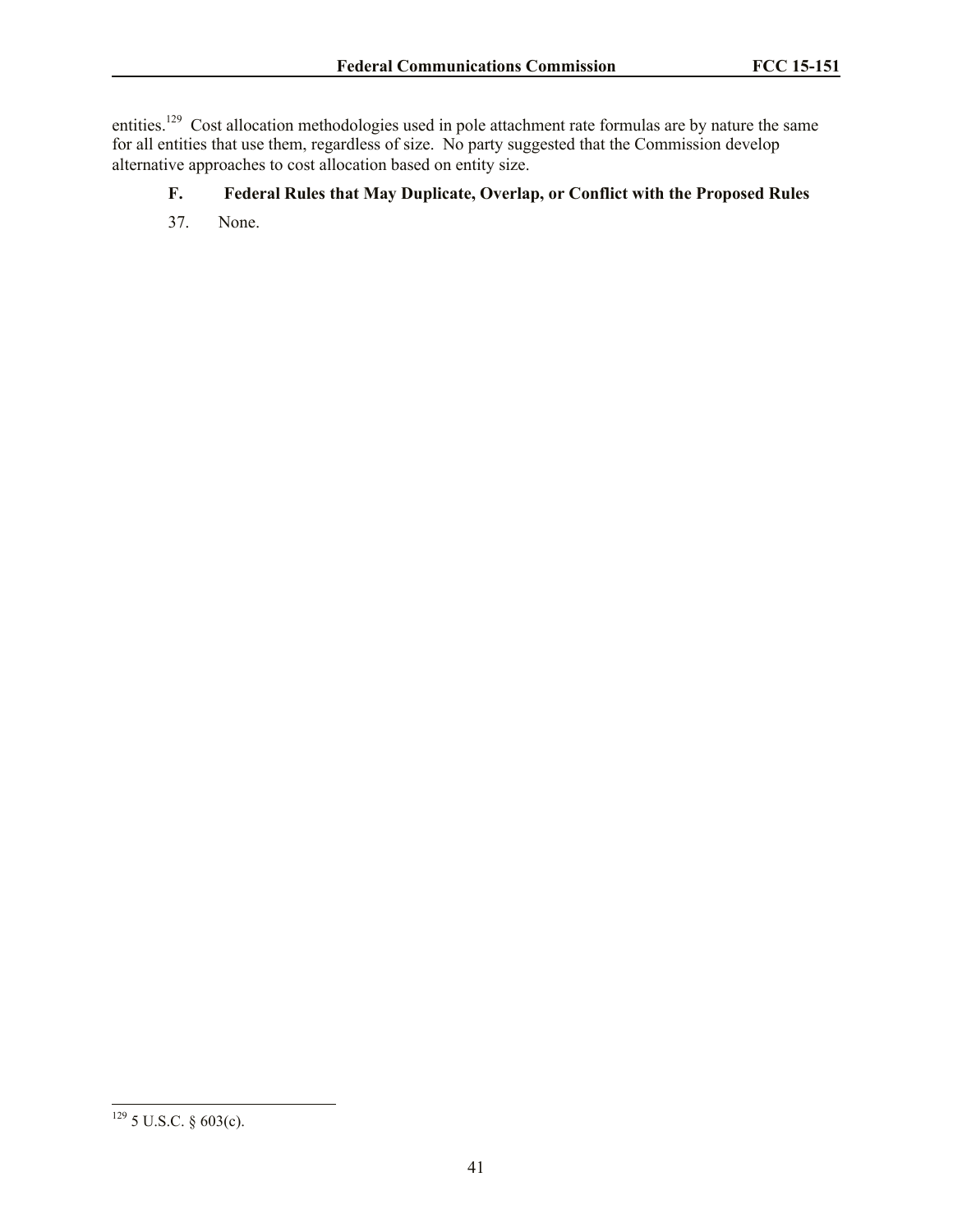entities.[129] Cost allocation methodologies used in pole attachment rate formulas are by nature the same for all entities that use them, regardless of size. No party suggested that the Commission develop alternative approaches to cost allocation based on entity size.

### F. Federal Rules that May Duplicate, Overlap, or Conflict with the Proposed Rules

37. None.

---

[129] 5 U.S.C. § 603(c).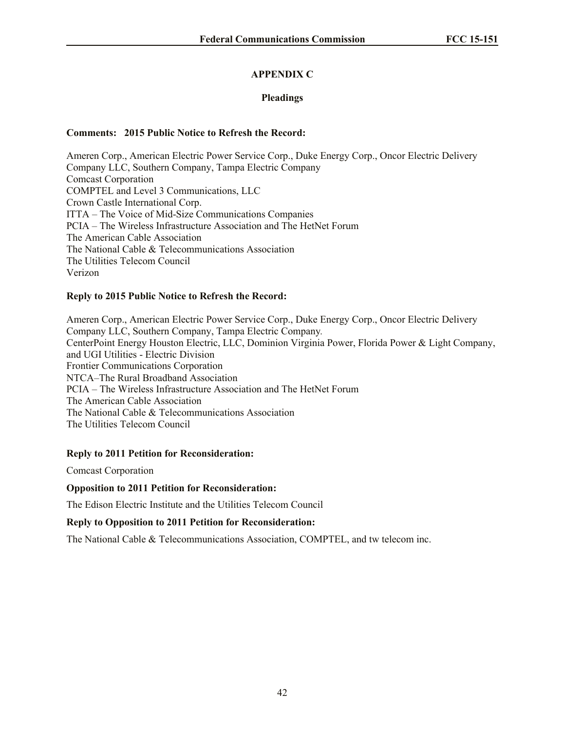# APPENDIX C

## Pleadings

**Comments: 2015 Public Notice to Refresh the Record:**

Ameren Corp., American Electric Power Service Corp., Duke Energy Corp., Oncor Electric Delivery Company LLC, Southern Company, Tampa Electric Company
Comcast Corporation
COMPTEL and Level 3 Communications, LLC
Crown Castle International Corp.
ITTA – The Voice of Mid-Size Communications Companies
PCIA – The Wireless Infrastructure Association and The HetNet Forum
The American Cable Association
The National Cable & Telecommunications Association
The Utilities Telecom Council
Verizon

**Reply to 2015 Public Notice to Refresh the Record:**

Ameren Corp., American Electric Power Service Corp., Duke Energy Corp., Oncor Electric Delivery Company LLC, Southern Company, Tampa Electric Company.
CenterPoint Energy Houston Electric, LLC, Dominion Virginia Power, Florida Power & Light Company, and UGI Utilities - Electric Division
Frontier Communications Corporation
NTCA–The Rural Broadband Association
PCIA – The Wireless Infrastructure Association and The HetNet Forum
The American Cable Association
The National Cable & Telecommunications Association
The Utilities Telecom Council

**Reply to 2011 Petition for Reconsideration:**

Comcast Corporation

**Opposition to 2011 Petition for Reconsideration:**

The Edison Electric Institute and the Utilities Telecom Council

**Reply to Opposition to 2011 Petition for Reconsideration:**

The National Cable & Telecommunications Association, COMPTEL, and tw telecom inc.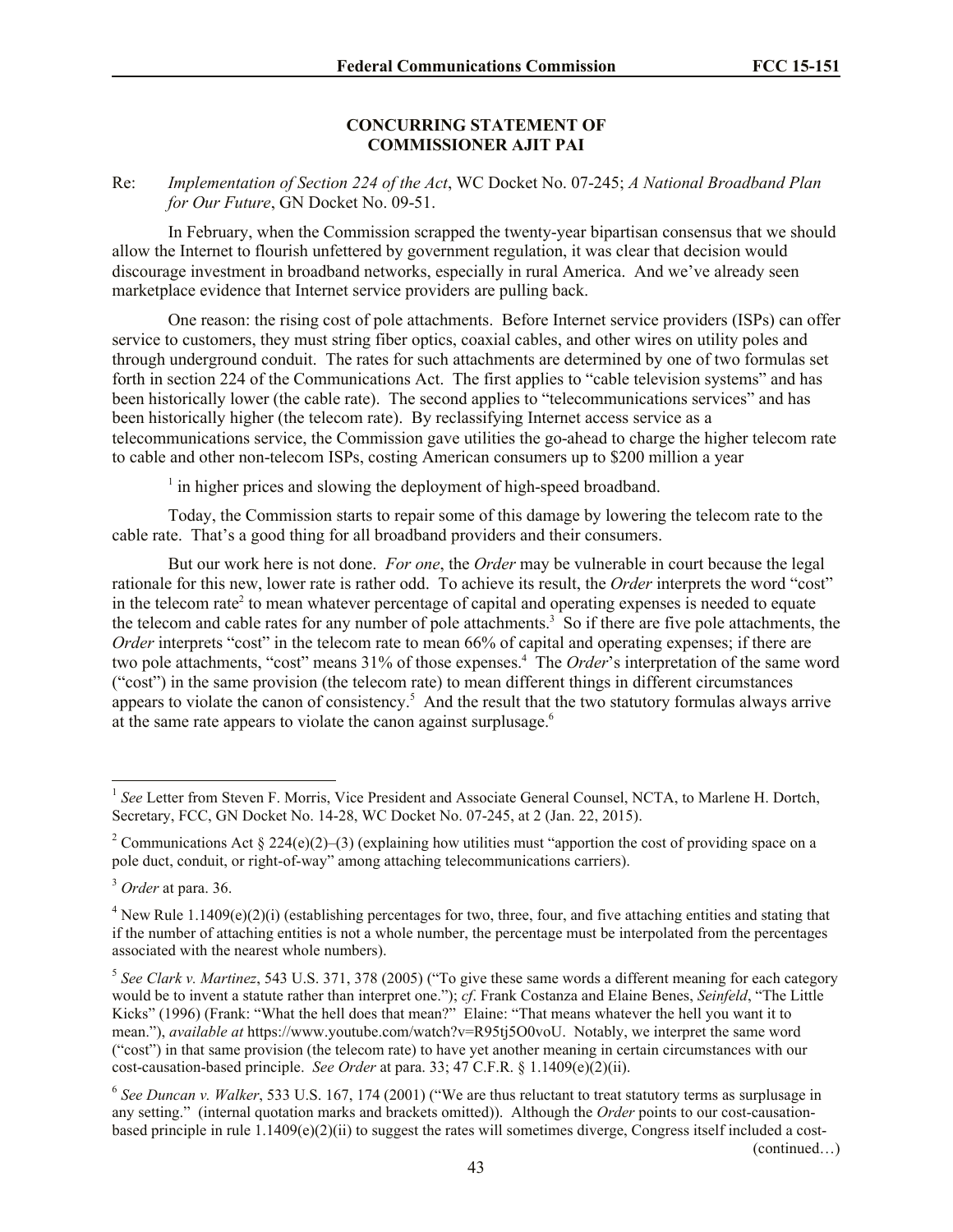**CONCURRING STATEMENT OF**
**COMMISSIONER AJIT PAI**

Re: *Implementation of Section 224 of the Act*, WC Docket No. 07-245; *A National Broadband Plan for Our Future*, GN Docket No. 09-51.

In February, when the Commission scrapped the twenty-year bipartisan consensus that we should allow the Internet to flourish unfettered by government regulation, it was clear that decision would discourage investment in broadband networks, especially in rural America. And we've already seen marketplace evidence that Internet service providers are pulling back.

One reason: the rising cost of pole attachments. Before Internet service providers (ISPs) can offer service to customers, they must string fiber optics, coaxial cables, and other wires on utility poles and through underground conduit. The rates for such attachments are determined by one of two formulas set forth in section 224 of the Communications Act. The first applies to "cable television systems" and has been historically lower (the cable rate). The second applies to "telecommunications services" and has been historically higher (the telecom rate). By reclassifying Internet access service as a telecommunications service, the Commission gave utilities the go-ahead to charge the higher telecom rate to cable and other non-telecom ISPs, costing American consumers up to \$200 million a year[1] in higher prices and slowing the deployment of high-speed broadband.

Today, the Commission starts to repair some of this damage by lowering the telecom rate to the cable rate. That's a good thing for all broadband providers and their consumers.

But our work here is not done. *For one*, the *Order* may be vulnerable in court because the legal rationale for this new, lower rate is rather odd. To achieve its result, the *Order* interprets the word "cost" in the telecom rate[2] to mean whatever percentage of capital and operating expenses is needed to equate the telecom and cable rates for any number of pole attachments.[3] So if there are five pole attachments, the *Order* interprets "cost" in the telecom rate to mean 66% of capital and operating expenses; if there are two pole attachments, "cost" means 31% of those expenses.[4] The *Order*'s interpretation of the same word ("cost") in the same provision (the telecom rate) to mean different things in different circumstances appears to violate the canon of consistency.[5] And the result that the two statutory formulas always arrive at the same rate appears to violate the canon against surplusage.[6]

---

[1] *See* Letter from Steven F. Morris, Vice President and Associate General Counsel, NCTA, to Marlene H. Dortch, Secretary, FCC, GN Docket No. 14-28, WC Docket No. 07-245, at 2 (Jan. 22, 2015).

[2] Communications Act § 224(e)(2)–(3) (explaining how utilities must "apportion the cost of providing space on a pole duct, conduit, or right-of-way" among attaching telecommunications carriers).

[3] *Order* at para. 36.

[4] New Rule 1.1409(e)(2)(i) (establishing percentages for two, three, four, and five attaching entities and stating that if the number of attaching entities is not a whole number, the percentage must be interpolated from the percentages associated with the nearest whole numbers).

[5] *See Clark v. Martinez*, 543 U.S. 371, 378 (2005) ("To give these same words a different meaning for each category would be to invent a statute rather than interpret one."); *cf*. Frank Costanza and Elaine Benes, *Seinfeld*, "The Little Kicks" (1996) (Frank: "What the hell does that mean?" Elaine: "That means whatever the hell you want it to mean."), *available at* https://www.youtube.com/watch?v=R95tj5O0voU. Notably, we interpret the same word ("cost") in that same provision (the telecom rate) to have yet another meaning in certain circumstances with our cost-causation-based principle. *See Order* at para. 33; 47 C.F.R. § 1.1409(e)(2)(ii).

[6] *See Duncan v. Walker*, 533 U.S. 167, 174 (2001) ("We are thus reluctant to treat statutory terms as surplusage in any setting." (internal quotation marks and brackets omitted)). Although the *Order* points to our cost-causation-based principle in rule 1.1409(e)(2)(ii) to suggest the rates will sometimes diverge, Congress itself included a cost-

(continued…)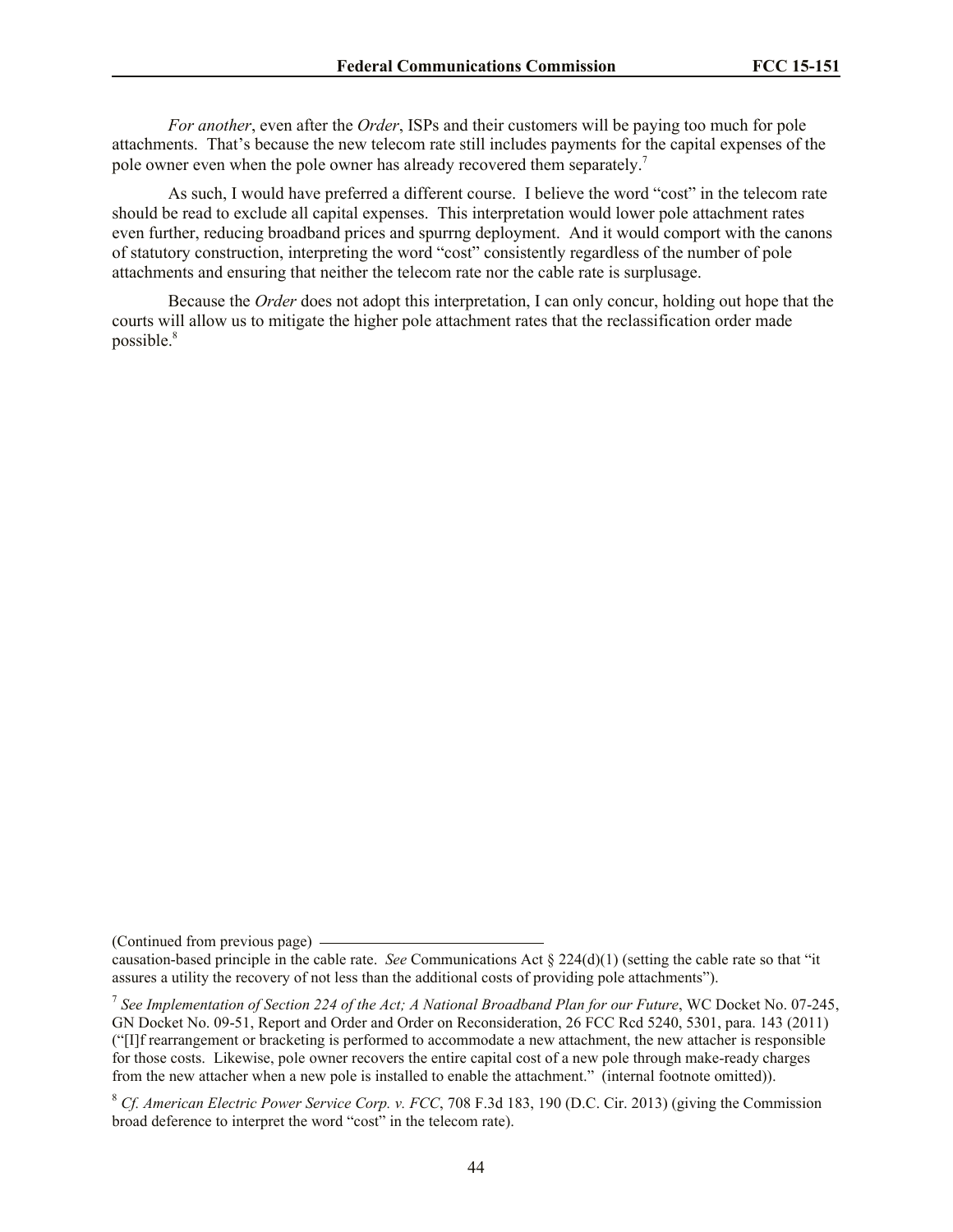*For another*, even after the *Order*, ISPs and their customers will be paying too much for pole attachments. That's because the new telecom rate still includes payments for the capital expenses of the pole owner even when the pole owner has already recovered them separately.[7]

As such, I would have preferred a different course. I believe the word "cost" in the telecom rate should be read to exclude all capital expenses. This interpretation would lower pole attachment rates even further, reducing broadband prices and spurrng deployment. And it would comport with the canons of statutory construction, interpreting the word "cost" consistently regardless of the number of pole attachments and ensuring that neither the telecom rate nor the cable rate is surplusage.

Because the *Order* does not adopt this interpretation, I can only concur, holding out hope that the courts will allow us to mitigate the higher pole attachment rates that the reclassification order made possible.[8]

(Continued from previous page)

causation-based principle in the cable rate. *See* Communications Act § 224(d)(1) (setting the cable rate so that "it assures a utility the recovery of not less than the additional costs of providing pole attachments").

[7] *See Implementation of Section 224 of the Act; A National Broadband Plan for our Future*, WC Docket No. 07-245, GN Docket No. 09-51, Report and Order and Order on Reconsideration, 26 FCC Rcd 5240, 5301, para. 143 (2011) ("[I]f rearrangement or bracketing is performed to accommodate a new attachment, the new attacher is responsible for those costs. Likewise, pole owner recovers the entire capital cost of a new pole through make-ready charges from the new attacher when a new pole is installed to enable the attachment." (internal footnote omitted)).

[8] *Cf. American Electric Power Service Corp. v. FCC*, 708 F.3d 183, 190 (D.C. Cir. 2013) (giving the Commission broad deference to interpret the word "cost" in the telecom rate).